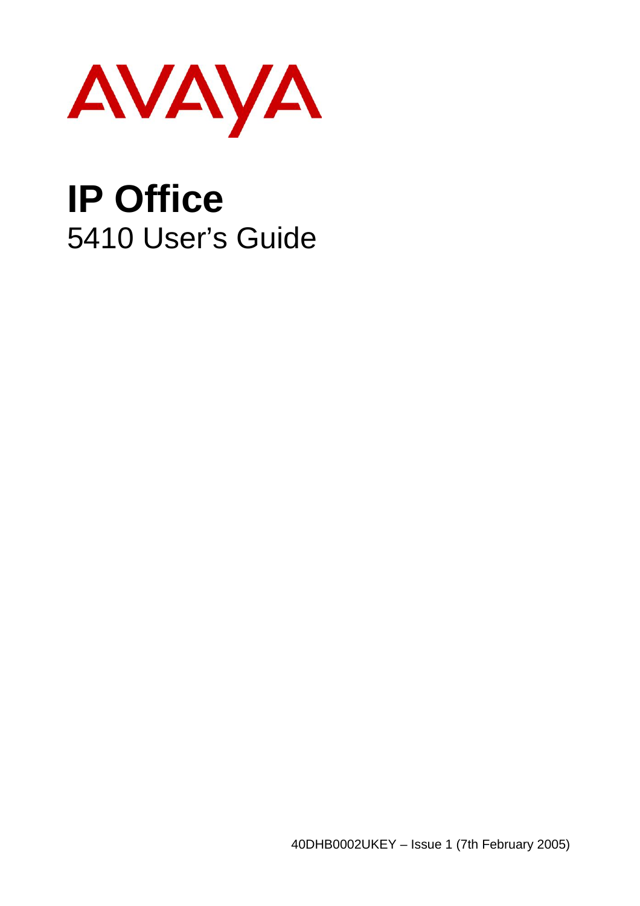AVAYA

# IP Office

## 5410 User's Guide

40DHB0002UKEY – Issue 1 (7th February 2005)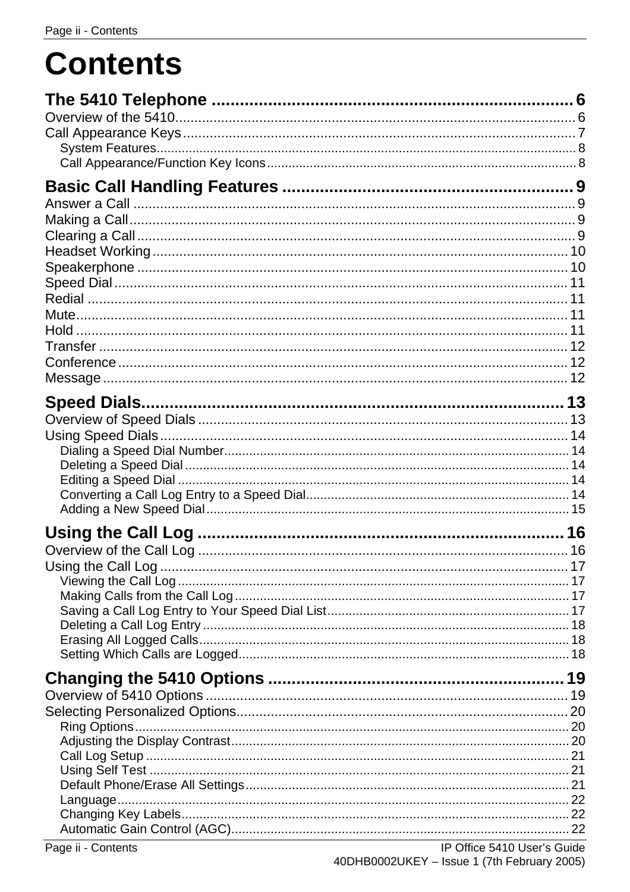# Contents

**The 5410 Telephone** ........................................................................ 6

Overview of the 5410 .......................................................................... 6

Call Appearance Keys ......................................................................... 7

- System Features ............................................................................. 8
- Call Appearance/Function Key Icons .................................................. 8

**Basic Call Handling Features** ............................................................. 9

Answer a Call ....................................................................................... 9

Making a Call ........................................................................................ 9

Clearing a Call ...................................................................................... 9

Headset Working ................................................................................. 10

Speakerphone ..................................................................................... 10

Speed Dial ........................................................................................... 11

Redial .................................................................................................. 11

Mute .................................................................................................... 11

Hold ..................................................................................................... 11

Transfer ............................................................................................... 12

Conference .......................................................................................... 12

Message .............................................................................................. 12

**Speed Dials** ....................................................................................... 13

Overview of Speed Dials ..................................................................... 13

Using Speed Dials ............................................................................... 14

- Dialing a Speed Dial Number ........................................................... 14
- Deleting a Speed Dial ...................................................................... 14
- Editing a Speed Dial ........................................................................ 14
- Converting a Call Log Entry to a Speed Dial ...................................... 14
- Adding a New Speed Dial ................................................................. 15

**Using the Call Log** ............................................................................. 16

Overview of the Call Log ..................................................................... 16

Using the Call Log ............................................................................... 17

- Viewing the Call Log ....................................................................... 17
- Making Calls from the Call Log ......................................................... 17
- Saving a Call Log Entry to Your Speed Dial List ................................ 17
- Deleting a Call Log Entry ................................................................. 18
- Erasing All Logged Calls .................................................................. 18
- Setting Which Calls are Logged ........................................................ 18

**Changing the 5410 Options** ............................................................... 19

Overview of 5410 Options ................................................................... 19

Selecting Personalized Options ........................................................... 20

- Ring Options ................................................................................... 20
- Adjusting the Display Contrast ......................................................... 20
- Call Log Setup ................................................................................ 21
- Using Self Test ................................................................................ 21
- Default Phone/Erase All Settings ...................................................... 21
- Language ........................................................................................ 22
- Changing Key Labels ....................................................................... 22
- Automatic Gain Control (AGC) .......................................................... 22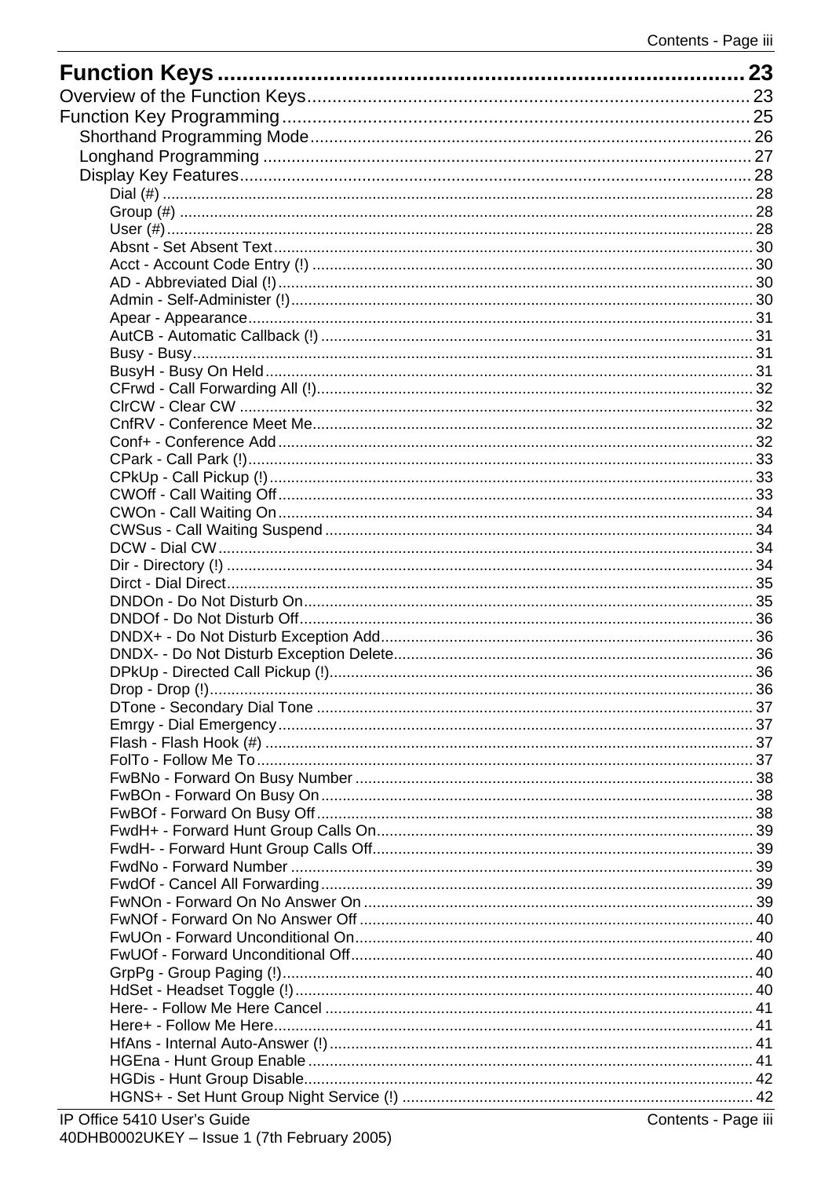**Function Keys .................................................................................. 23**

Overview of the Function Keys ........................................................................ 23
Function Key Programming ............................................................................. 25
- Shorthand Programming Mode ...................................................................... 26
- Longhand Programming .................................................................................. 27
- Display Key Features ....................................................................................... 28
  - Dial (#) ............................................................................................................ 28
  - Group (#) ........................................................................................................ 28
  - User (#) ........................................................................................................... 28
  - Absnt - Set Absent Text ................................................................................ 30
  - Acct - Account Code Entry (!) ....................................................................... 30
  - AD - Abbreviated Dial (!) ............................................................................... 30
  - Admin - Self-Administer (!) ........................................................................... 30
  - Apear - Appearance ...................................................................................... 31
  - AutCB - Automatic Callback (!) .................................................................... 31
  - Busy - Busy .................................................................................................... 31
  - BusyH - Busy On Held ................................................................................... 31
  - CFrwd - Call Forwarding All (!) ..................................................................... 32
  - ClrCW - Clear CW .......................................................................................... 32
  - CnfRV - Conference Meet Me ........................................................................ 32
  - Conf+ - Conference Add ................................................................................ 32
  - CPark - Call Park (!) ...................................................................................... 33
  - CPkUp - Call Pickup (!) ................................................................................. 33
  - CWOff - Call Waiting Off ............................................................................... 33
  - CWOn - Call Waiting On ................................................................................ 34
  - CWSus - Call Waiting Suspend .................................................................... 34
  - DCW - Dial CW ............................................................................................... 34
  - Dir - Directory (!) ........................................................................................... 34
  - Dirct - Dial Direct ........................................................................................... 35
  - DNDOn - Do Not Disturb On .......................................................................... 35
  - DNDOf - Do Not Disturb Off .......................................................................... 36
  - DNDX+ - Do Not Disturb Exception Add ...................................................... 36
  - DNDX- - Do Not Disturb Exception Delete .................................................... 36
  - DPkUp - Directed Call Pickup (!) .................................................................. 36
  - Drop - Drop (!) ............................................................................................... 36
  - DTone - Secondary Dial Tone ....................................................................... 37
  - Emrgy - Dial Emergency ................................................................................ 37
  - Flash - Flash Hook (#) .................................................................................. 37
  - FolTo - Follow Me To .................................................................................... 37
  - FwBNo - Forward On Busy Number .............................................................. 38
  - FwBOn - Forward On Busy On ...................................................................... 38
  - FwBOf - Forward On Busy Off ...................................................................... 38
  - FwdH+ - Forward Hunt Group Calls On ........................................................ 39
  - FwdH- - Forward Hunt Group Calls Off ......................................................... 39
  - FwdNo - Forward Number ............................................................................. 39
  - FwdOf - Cancel All Forwarding ..................................................................... 39
  - FwNOn - Forward On No Answer On ............................................................ 39
  - FwNOf - Forward On No Answer Off ............................................................ 40
  - FwUOn - Forward Unconditional On ............................................................. 40
  - FwUOf - Forward Unconditional Off .............................................................. 40
  - GrpPg - Group Paging (!) .............................................................................. 40
  - HdSet - Headset Toggle (!) ........................................................................... 40
  - Here- - Follow Me Here Cancel .................................................................... 41
  - Here+ - Follow Me Here ................................................................................ 41
  - HfAns - Internal Auto-Answer (!) .................................................................. 41
  - HGEna - Hunt Group Enable ........................................................................ 41
  - HGDis - Hunt Group Disable ......................................................................... 42
  - HGNS+ - Set Hunt Group Night Service (!) .................................................. 42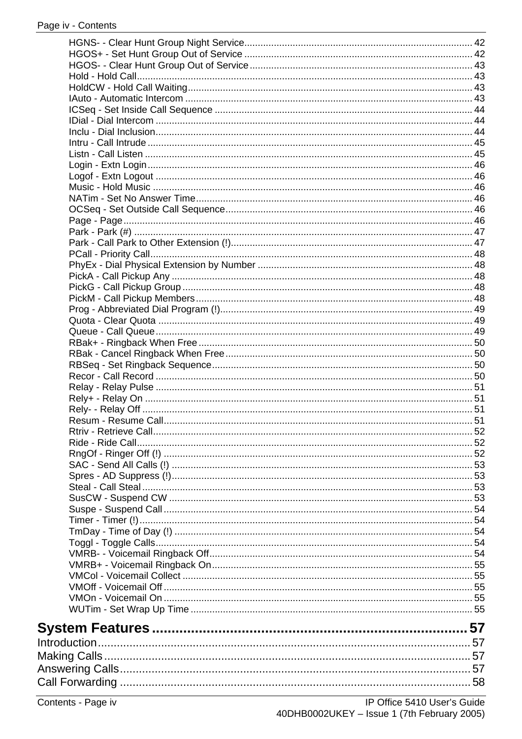HGNS- - Clear Hunt Group Night Service.................................................................................... 42
HGOS+ - Set Hunt Group Out of Service .................................................................................... 42
HGOS- - Clear Hunt Group Out of Service.................................................................................. 43
Hold - Hold Call............................................................................................................................ 43
HoldCW - Hold Call Waiting......................................................................................................... 43
IAuto - Automatic Intercom .......................................................................................................... 43
ICSeq - Set Inside Call Sequence ............................................................................................... 44
IDial - Dial Intercom ..................................................................................................................... 44
Inclu - Dial Inclusion..................................................................................................................... 44
Intru - Call Intrude ........................................................................................................................ 45
Listn - Call Listen ......................................................................................................................... 45
Login - Extn Login........................................................................................................................ 46
Logof - Extn Logout ..................................................................................................................... 46
Music - Hold Music ...................................................................................................................... 46
NATim - Set No Answer Time...................................................................................................... 46
OCSeq - Set Outside Call Sequence........................................................................................... 46
Page - Page................................................................................................................................. 46
Park - Park (#) ............................................................................................................................. 47
Park - Call Park to Other Extension (!)......................................................................................... 47
PCall - Priority Call....................................................................................................................... 48
PhyEx - Dial Physical Extension by Number ............................................................................... 48
PickA - Call Pickup Any ............................................................................................................... 48
PickG - Call Pickup Group ........................................................................................................... 48
PickM - Call Pickup Members...................................................................................................... 48
Prog - Abbreviated Dial Program (!)............................................................................................. 49
Quota - Clear Quota .................................................................................................................... 49
Queue - Call Queue..................................................................................................................... 49
RBak+ - Ringback When Free..................................................................................................... 50
RBak - Cancel Ringback When Free........................................................................................... 50
RBSeq - Set Ringback Sequence................................................................................................ 50
Recor - Call Record ..................................................................................................................... 50
Relay - Relay Pulse ..................................................................................................................... 51
Rely+ - Relay On ......................................................................................................................... 51
Rely- - Relay Off .......................................................................................................................... 51
Resum - Resume Call.................................................................................................................. 51
Rtriv - Retrieve Call...................................................................................................................... 52
Ride - Ride Call............................................................................................................................ 52
RngOf - Ringer Off (!) .................................................................................................................. 52
SAC - Send All Calls (!) ............................................................................................................... 53
Spres - AD Suppress (!)............................................................................................................... 53
Steal - Call Steal.......................................................................................................................... 53
SusCW - Suspend CW ................................................................................................................ 53
Suspe - Suspend Call.................................................................................................................. 54
Timer - Timer (!)........................................................................................................................... 54
TmDay - Time of Day (!) .............................................................................................................. 54
Toggl - Toggle Calls..................................................................................................................... 54
VMRB- - Voicemail Ringback Off................................................................................................. 54
VMRB+ - Voicemail Ringback On................................................................................................ 55
VMCol - Voicemail Collect ........................................................................................................... 55
VMOff - Voicemail Off .................................................................................................................. 55
VMOn - Voicemail On .................................................................................................................. 55
WUTim - Set Wrap Up Time ........................................................................................................ 55

**System Features .................................................................................. 57**

Introduction...................................................................................................................... 57
Making Calls.................................................................................................................... 57
Answering Calls............................................................................................................... 57
Call Forwarding ............................................................................................................... 58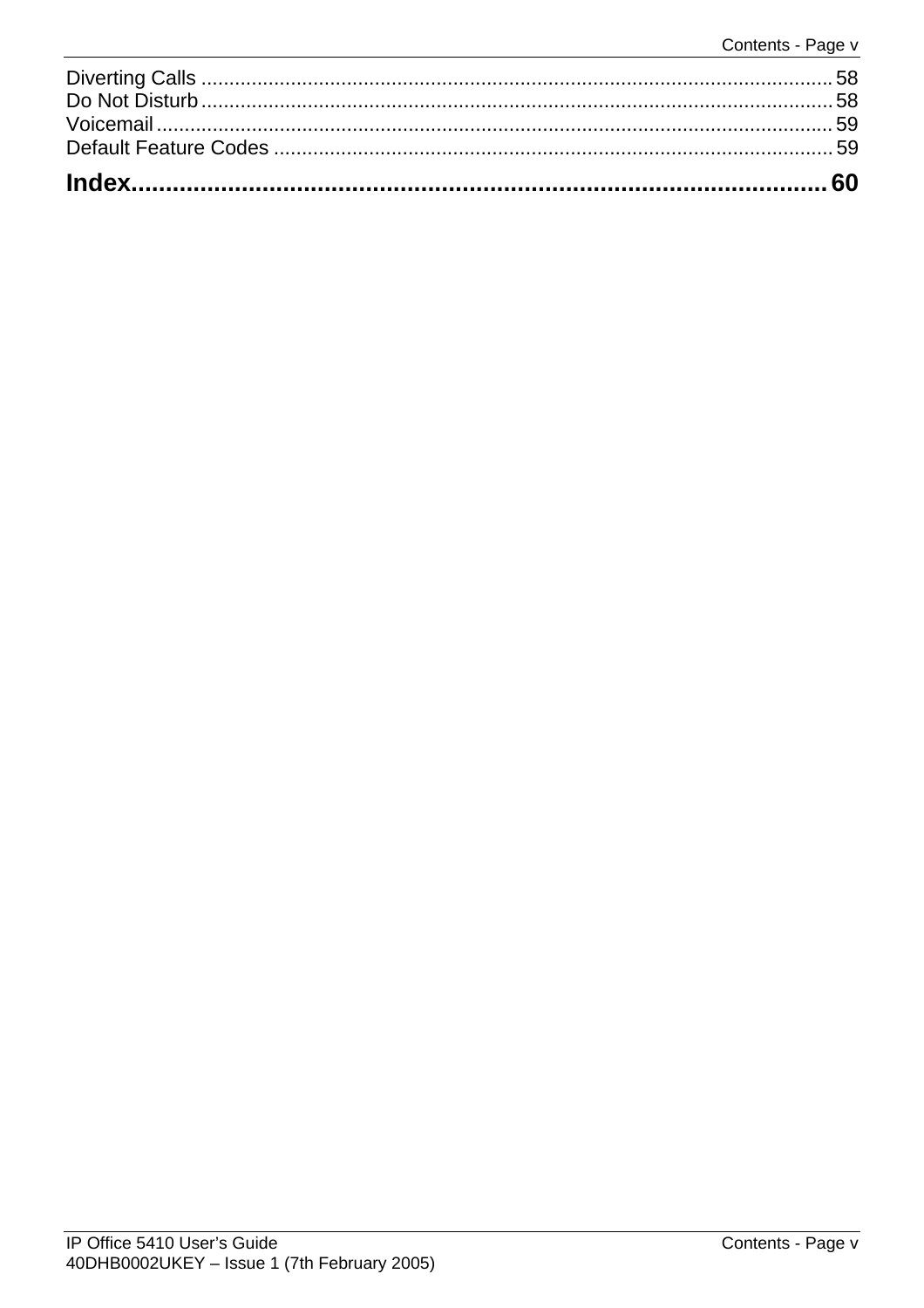Diverting Calls ..................................................................................................................58
Do Not Disturb..................................................................................................................58
Voicemail...........................................................................................................................59
Default Feature Codes .....................................................................................................59

**Index...............................................................................................60**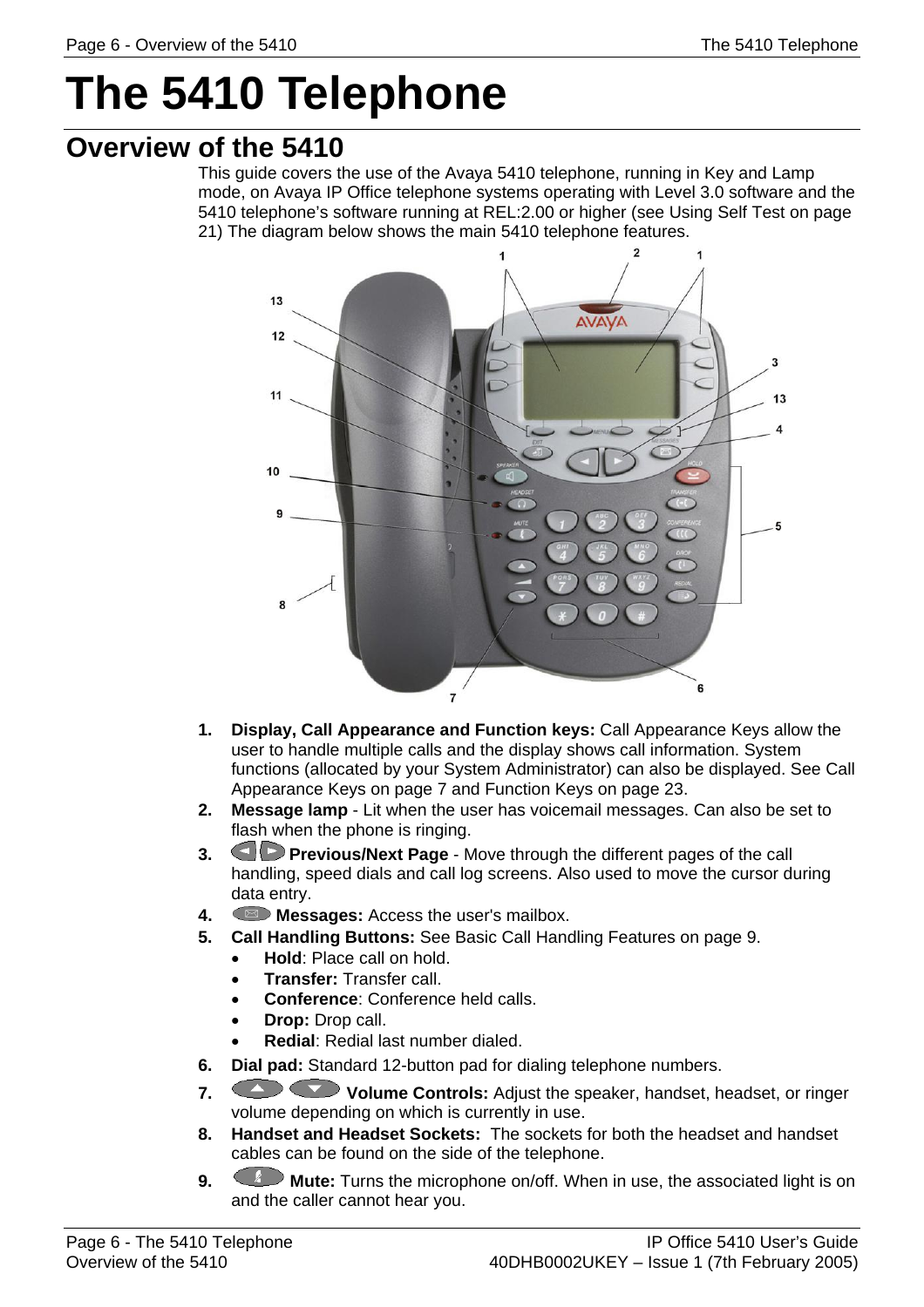# The 5410 Telephone

## Overview of the 5410

This guide covers the use of the Avaya 5410 telephone, running in Key and Lamp mode, on Avaya IP Office telephone systems operating with Level 3.0 software and the 5410 telephone's software running at REL:2.00 or higher (see Using Self Test on page 21) The diagram below shows the main 5410 telephone features.

1. **Display, Call Appearance and Function keys:** Call Appearance Keys allow the user to handle multiple calls and the display shows call information. System functions (allocated by your System Administrator) can also be displayed. See Call Appearance Keys on page 7 and Function Keys on page 23.
2. **Message lamp** - Lit when the user has voicemail messages. Can also be set to flash when the phone is ringing.
3. **Previous/Next Page** - Move through the different pages of the call handling, speed dials and call log screens. Also used to move the cursor during data entry.
4. **Messages:** Access the user's mailbox.
5. **Call Handling Buttons:** See Basic Call Handling Features on page 9.
   - **Hold**: Place call on hold.
   - **Transfer:** Transfer call.
   - **Conference**: Conference held calls.
   - **Drop:** Drop call.
   - **Redial**: Redial last number dialed.
6. **Dial pad:** Standard 12-button pad for dialing telephone numbers.
7. **Volume Controls:** Adjust the speaker, handset, headset, or ringer volume depending on which is currently in use.
8. **Handset and Headset Sockets:** The sockets for both the headset and handset cables can be found on the side of the telephone.
9. **Mute:** Turns the microphone on/off. When in use, the associated light is on and the caller cannot hear you.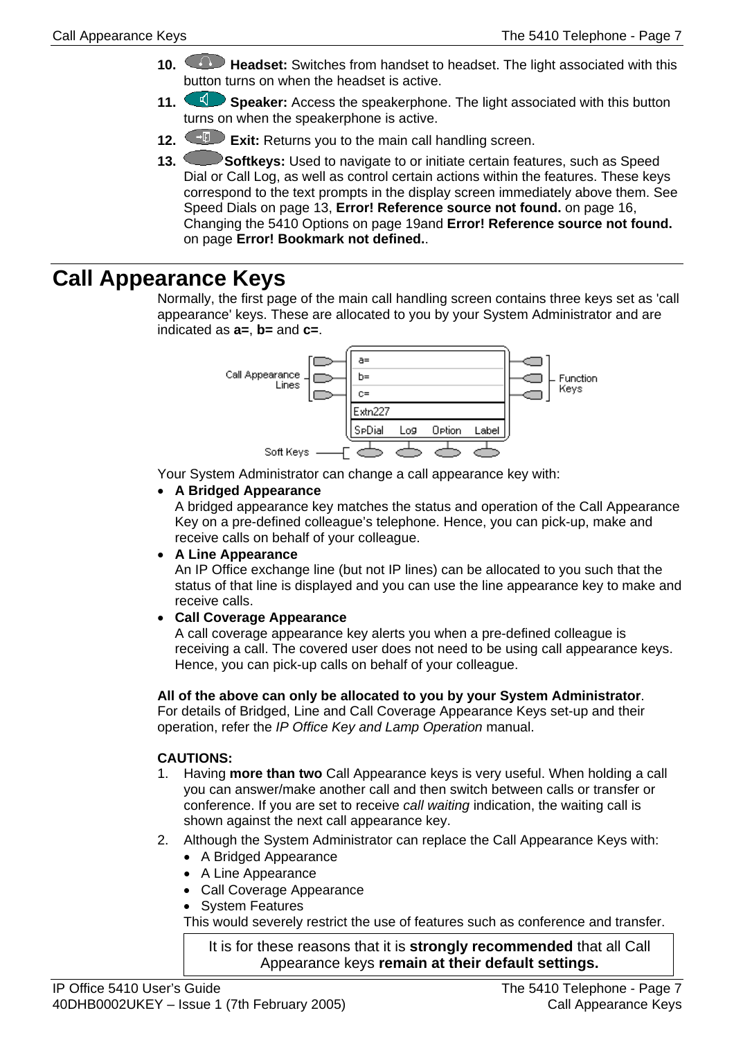10. **Headset:** Switches from handset to headset. The light associated with this button turns on when the headset is active.
11. **Speaker:** Access the speakerphone. The light associated with this button turns on when the speakerphone is active.
12. **Exit:** Returns you to the main call handling screen.
13. **Softkeys:** Used to navigate to or initiate certain features, such as Speed Dial or Call Log, as well as control certain actions within the features. These keys correspond to the text prompts in the display screen immediately above them. See Speed Dials on page 13, **Error! Reference source not found.** on page 16, Changing the 5410 Options on page 19and **Error! Reference source not found.** on page **Error! Bookmark not defined.**.

# Call Appearance Keys

Normally, the first page of the main call handling screen contains three keys set as 'call appearance' keys. These are allocated to you by your System Administrator and are indicated as **a=**, **b=** and **c=**.

Your System Administrator can change a call appearance key with:

- **A Bridged Appearance**
  A bridged appearance key matches the status and operation of the Call Appearance Key on a pre-defined colleague's telephone. Hence, you can pick-up, make and receive calls on behalf of your colleague.
- **A Line Appearance**
  An IP Office exchange line (but not IP lines) can be allocated to you such that the status of that line is displayed and you can use the line appearance key to make and receive calls.
- **Call Coverage Appearance**
  A call coverage appearance key alerts you when a pre-defined colleague is receiving a call. The covered user does not need to be using call appearance keys. Hence, you can pick-up calls on behalf of your colleague.

**All of the above can only be allocated to you by your System Administrator**. For details of Bridged, Line and Call Coverage Appearance Keys set-up and their operation, refer the *IP Office Key and Lamp Operation* manual.

**CAUTIONS:**

1. Having **more than two** Call Appearance keys is very useful. When holding a call you can answer/make another call and then switch between calls or transfer or conference. If you are set to receive *call waiting* indication, the waiting call is shown against the next call appearance key.
2. Although the System Administrator can replace the Call Appearance Keys with:
   - A Bridged Appearance
   - A Line Appearance
   - Call Coverage Appearance
   - System Features

   This would severely restrict the use of features such as conference and transfer.

It is for these reasons that it is **strongly recommended** that all Call Appearance keys **remain at their default settings.**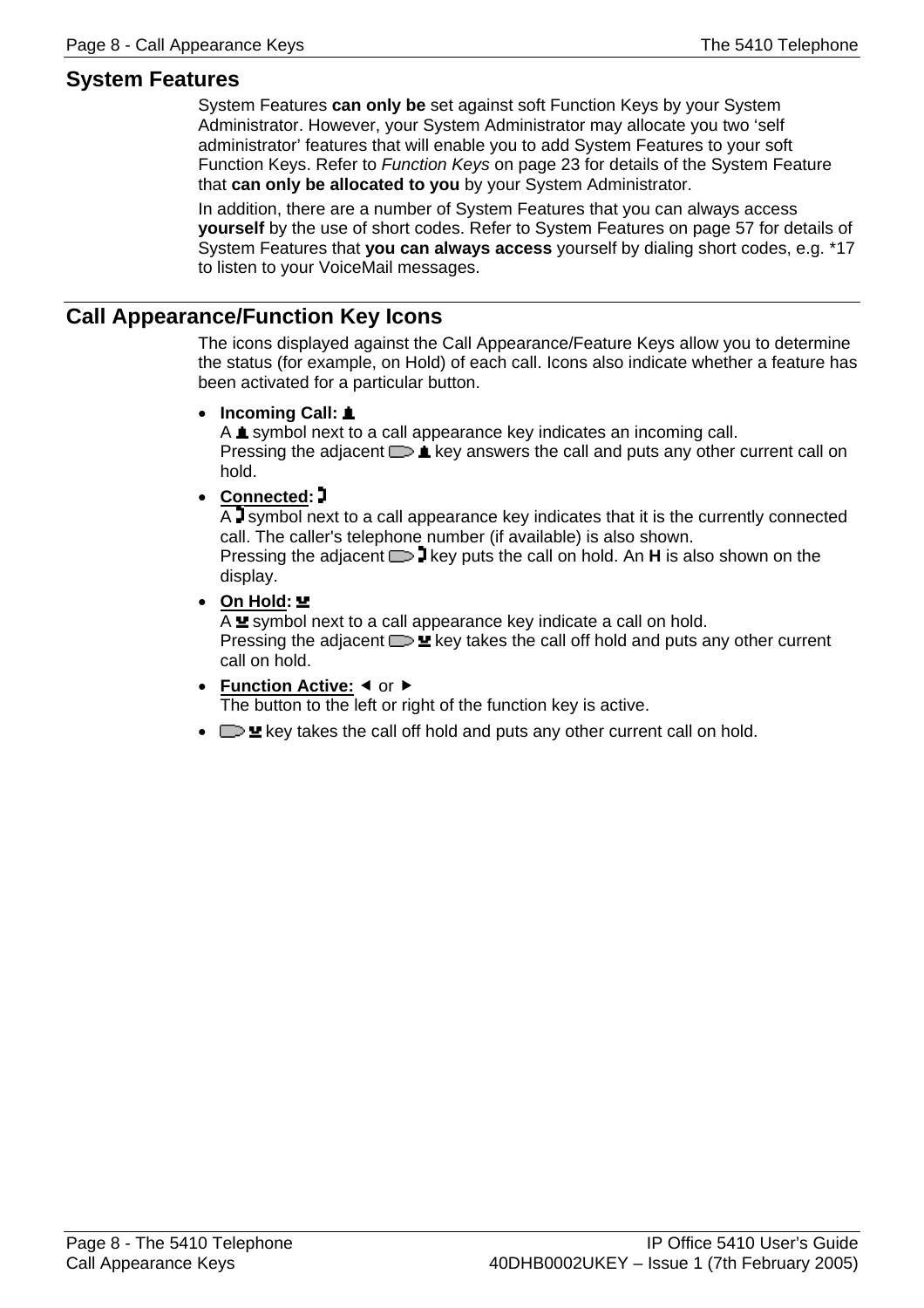## System Features

System Features **can only be** set against soft Function Keys by your System Administrator. However, your System Administrator may allocate you two 'self administrator' features that will enable you to add System Features to your soft Function Keys. Refer to *Function Keys* on page 23 for details of the System Feature that **can only be allocated to you** by your System Administrator.

In addition, there are a number of System Features that you can always access **yourself** by the use of short codes. Refer to System Features on page 57 for details of System Features that **you can always access** yourself by dialing short codes, e.g. *17 to listen to your VoiceMail messages.

## Call Appearance/Function Key Icons

The icons displayed against the Call Appearance/Feature Keys allow you to determine the status (for example, on Hold) of each call. Icons also indicate whether a feature has been activated for a particular button.

- **Incoming Call:**  
  A symbol next to a call appearance key indicates an incoming call.  
  Pressing the adjacent key answers the call and puts any other current call on hold.
- **Connected:**  
  A symbol next to a call appearance key indicates that it is the currently connected call. The caller's telephone number (if available) is also shown.  
  Pressing the adjacent key puts the call on hold. An **H** is also shown on the display.
- **On Hold:**  
  A symbol next to a call appearance key indicate a call on hold.  
  Pressing the adjacent key takes the call off hold and puts any other current call on hold.
- **Function Active:** ◄ or ►  
  The button to the left or right of the function key is active.
- key takes the call off hold and puts any other current call on hold.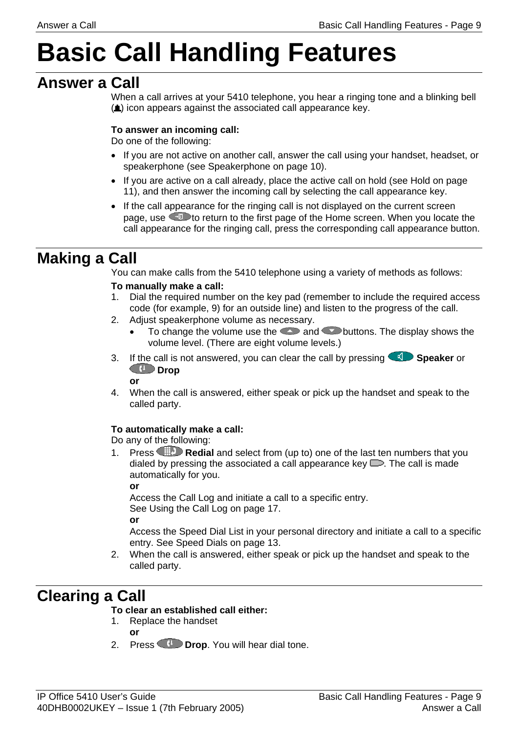# Basic Call Handling Features

## Answer a Call

When a call arrives at your 5410 telephone, you hear a ringing tone and a blinking bell () icon appears against the associated call appearance key.

**To answer an incoming call:**

Do one of the following:

- If you are not active on another call, answer the call using your handset, headset, or speakerphone (see Speakerphone on page 10).
- If you are active on a call already, place the active call on hold (see Hold on page 11), and then answer the incoming call by selecting the call appearance key.
- If the call appearance for the ringing call is not displayed on the current screen page, use to return to the first page of the Home screen. When you locate the call appearance for the ringing call, press the corresponding call appearance button.

## Making a Call

You can make calls from the 5410 telephone using a variety of methods as follows:

**To manually make a call:**

1. Dial the required number on the key pad (remember to include the required access code (for example, 9) for an outside line) and listen to the progress of the call.
2. Adjust speakerphone volume as necessary.
   - To change the volume use the and buttons. The display shows the volume level. (There are eight volume levels.)
3. If the call is not answered, you can clear the call by pressing **Speaker** or **Drop**
   **or**
4. When the call is answered, either speak or pick up the handset and speak to the called party.

**To automatically make a call:**

Do any of the following:

1. Press **Redial** and select from (up to) one of the last ten numbers that you dialed by pressing the associated a call appearance key . The call is made automatically for you.
   **or**
   Access the Call Log and initiate a call to a specific entry.
   See Using the Call Log on page 17.
   **or**
   Access the Speed Dial List in your personal directory and initiate a call to a specific entry. See Speed Dials on page 13.
2. When the call is answered, either speak or pick up the handset and speak to the called party.

## Clearing a Call

**To clear an established call either:**

1. Replace the handset
   **or**
2. Press **Drop**. You will hear dial tone.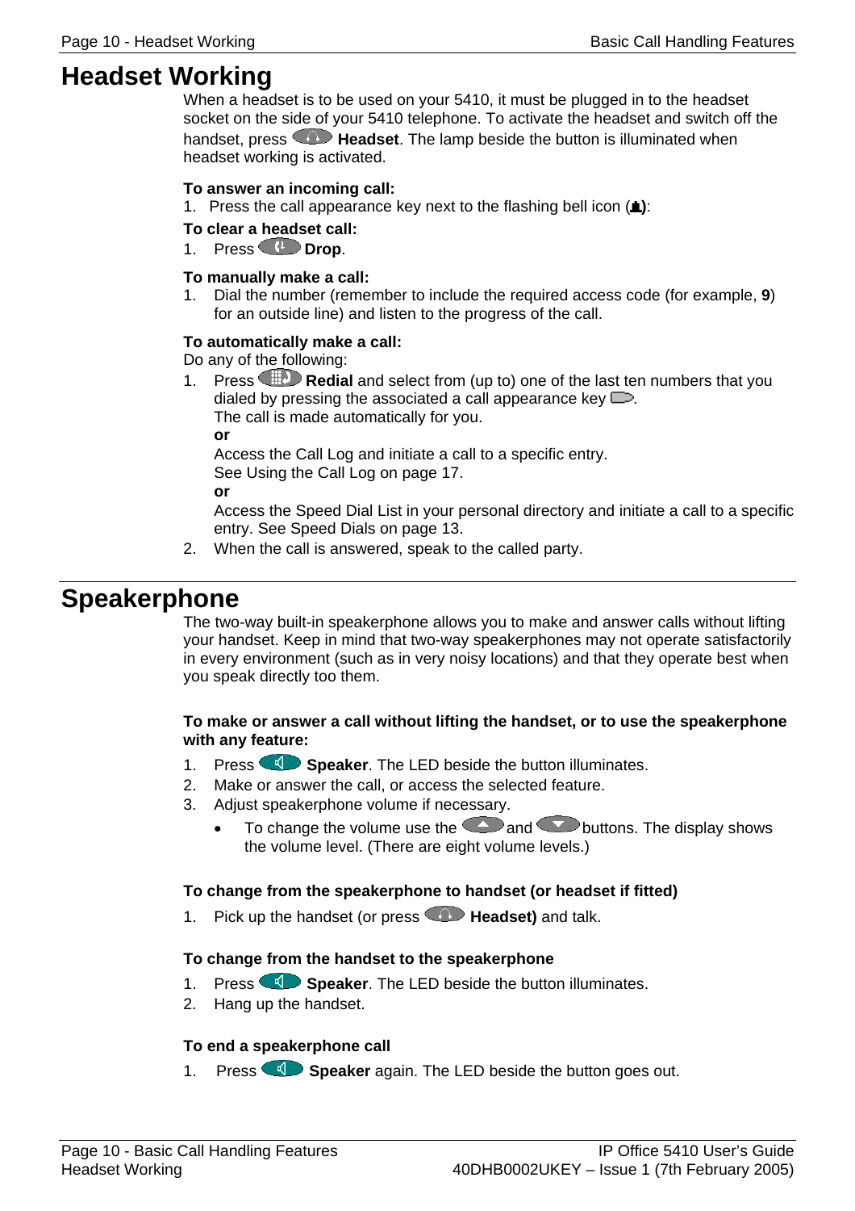# Headset Working

When a headset is to be used on your 5410, it must be plugged in to the headset socket on the side of your 5410 telephone. To activate the headset and switch off the handset, press **Headset**. The lamp beside the button is illuminated when headset working is activated.

**To answer an incoming call:**

1. Press the call appearance key next to the flashing bell icon:

**To clear a headset call:**

1. Press **Drop**.

**To manually make a call:**

1. Dial the number (remember to include the required access code (for example, **9**) for an outside line) and listen to the progress of the call.

**To automatically make a call:**

Do any of the following:

1. Press **Redial** and select from (up to) one of the last ten numbers that you dialed by pressing the associated a call appearance key.
   The call is made automatically for you.
   **or**
   Access the Call Log and initiate a call to a specific entry.
   See Using the Call Log on page 17.
   **or**
   Access the Speed Dial List in your personal directory and initiate a call to a specific entry. See Speed Dials on page 13.
2. When the call is answered, speak to the called party.

# Speakerphone

The two-way built-in speakerphone allows you to make and answer calls without lifting your handset. Keep in mind that two-way speakerphones may not operate satisfactorily in every environment (such as in very noisy locations) and that they operate best when you speak directly too them.

**To make or answer a call without lifting the handset, or to use the speakerphone with any feature:**

1. Press **Speaker**. The LED beside the button illuminates.
2. Make or answer the call, or access the selected feature.
3. Adjust speakerphone volume if necessary.
   - To change the volume use the and buttons. The display shows the volume level. (There are eight volume levels.)

**To change from the speakerphone to handset (or headset if fitted)**

1. Pick up the handset (or press **Headset)** and talk.

**To change from the handset to the speakerphone**

1. Press **Speaker**. The LED beside the button illuminates.
2. Hang up the handset.

**To end a speakerphone call**

1. Press **Speaker** again. The LED beside the button goes out.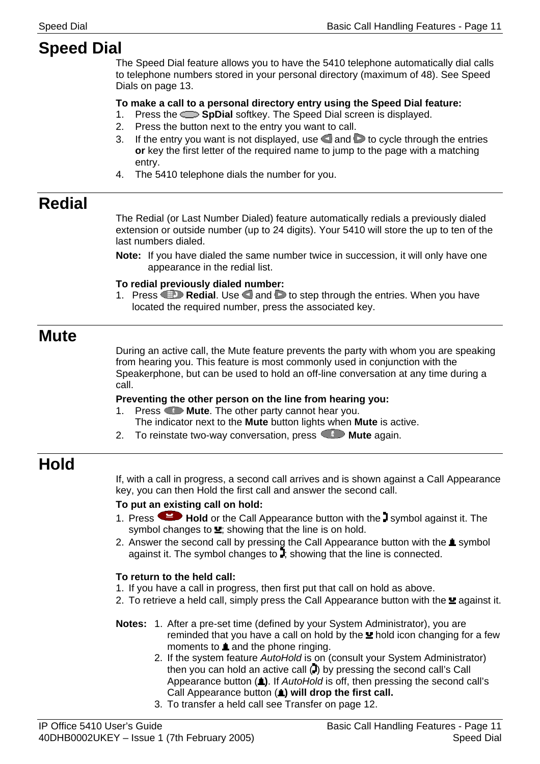# Speed Dial

The Speed Dial feature allows you to have the 5410 telephone automatically dial calls to telephone numbers stored in your personal directory (maximum of 48). See Speed Dials on page 13.

**To make a call to a personal directory entry using the Speed Dial feature:**

1. Press the **SpDial** softkey. The Speed Dial screen is displayed.
2. Press the button next to the entry you want to call.
3. If the entry you want is not displayed, use and to cycle through the entries **or** key the first letter of the required name to jump to the page with a matching entry.
4. The 5410 telephone dials the number for you.

# Redial

The Redial (or Last Number Dialed) feature automatically redials a previously dialed extension or outside number (up to 24 digits). Your 5410 will store the up to ten of the last numbers dialed.

**Note:** If you have dialed the same number twice in succession, it will only have one appearance in the redial list.

**To redial previously dialed number:**

1. Press **Redial**. Use and to step through the entries. When you have located the required number, press the associated key.

# Mute

During an active call, the Mute feature prevents the party with whom you are speaking from hearing you. This feature is most commonly used in conjunction with the Speakerphone, but can be used to hold an off-line conversation at any time during a call.

**Preventing the other person on the line from hearing you:**

1. Press **Mute**. The other party cannot hear you.
   The indicator next to the **Mute** button lights when **Mute** is active.
2. To reinstate two-way conversation, press **Mute** again.

# Hold

If, with a call in progress, a second call arrives and is shown against a Call Appearance key, you can then Hold the first call and answer the second call.

**To put an existing call on hold:**

1. Press **Hold** or the Call Appearance button with the symbol against it. The symbol changes to ; showing that the line is on hold.
2. Answer the second call by pressing the Call Appearance button with the symbol against it. The symbol changes to ; showing that the line is connected.

**To return to the held call:**

1. If you have a call in progress, then first put that call on hold as above.
2. To retrieve a held call, simply press the Call Appearance button with the against it.

**Notes:**

1. After a pre-set time (defined by your System Administrator), you are reminded that you have a call on hold by the hold icon changing for a few moments to and the phone ringing.
2. If the system feature *AutoHold* is on (consult your System Administrator) then you can hold an active call () by pressing the second call's Call Appearance button (). If *AutoHold* is off, then pressing the second call's Call Appearance button (**) will drop the first call.**
3. To transfer a held call see Transfer on page 12.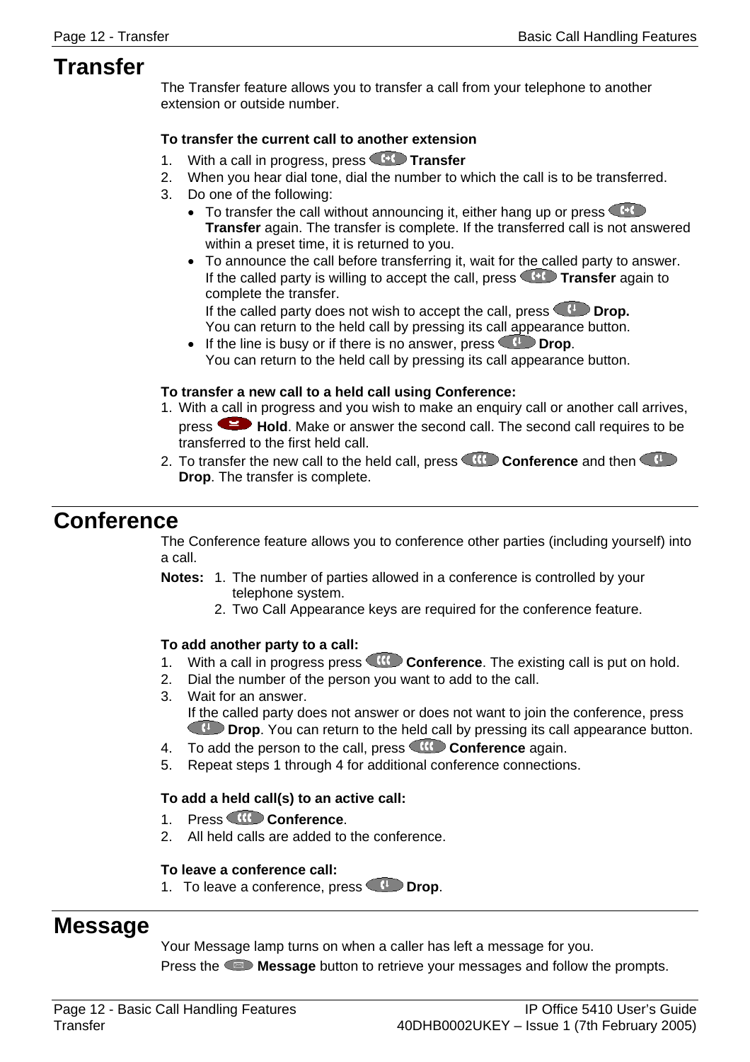# Transfer

The Transfer feature allows you to transfer a call from your telephone to another extension or outside number.

**To transfer the current call to another extension**

1. With a call in progress, press **Transfer**
2. When you hear dial tone, dial the number to which the call is to be transferred.
3. Do one of the following:
   - To transfer the call without announcing it, either hang up or press **Transfer** again. The transfer is complete. If the transferred call is not answered within a preset time, it is returned to you.
   - To announce the call before transferring it, wait for the called party to answer. If the called party is willing to accept the call, press **Transfer** again to complete the transfer.
     If the called party does not wish to accept the call, press **Drop.**
     You can return to the held call by pressing its call appearance button.
   - If the line is busy or if there is no answer, press **Drop**.
     You can return to the held call by pressing its call appearance button.

**To transfer a new call to a held call using Conference:**

1. With a call in progress and you wish to make an enquiry call or another call arrives, press **Hold**. Make or answer the second call. The second call requires to be transferred to the first held call.
2. To transfer the new call to the held call, press **Conference** and then **Drop**. The transfer is complete.

# Conference

The Conference feature allows you to conference other parties (including yourself) into a call.

**Notes:**
1. The number of parties allowed in a conference is controlled by your telephone system.
2. Two Call Appearance keys are required for the conference feature.

**To add another party to a call:**

1. With a call in progress press **Conference**. The existing call is put on hold.
2. Dial the number of the person you want to add to the call.
3. Wait for an answer.
   If the called party does not answer or does not want to join the conference, press **Drop**. You can return to the held call by pressing its call appearance button.
4. To add the person to the call, press **Conference** again.
5. Repeat steps 1 through 4 for additional conference connections.

**To add a held call(s) to an active call:**

1. Press **Conference**.
2. All held calls are added to the conference.

**To leave a conference call:**

1. To leave a conference, press **Drop**.

# Message

Your Message lamp turns on when a caller has left a message for you.

Press the **Message** button to retrieve your messages and follow the prompts.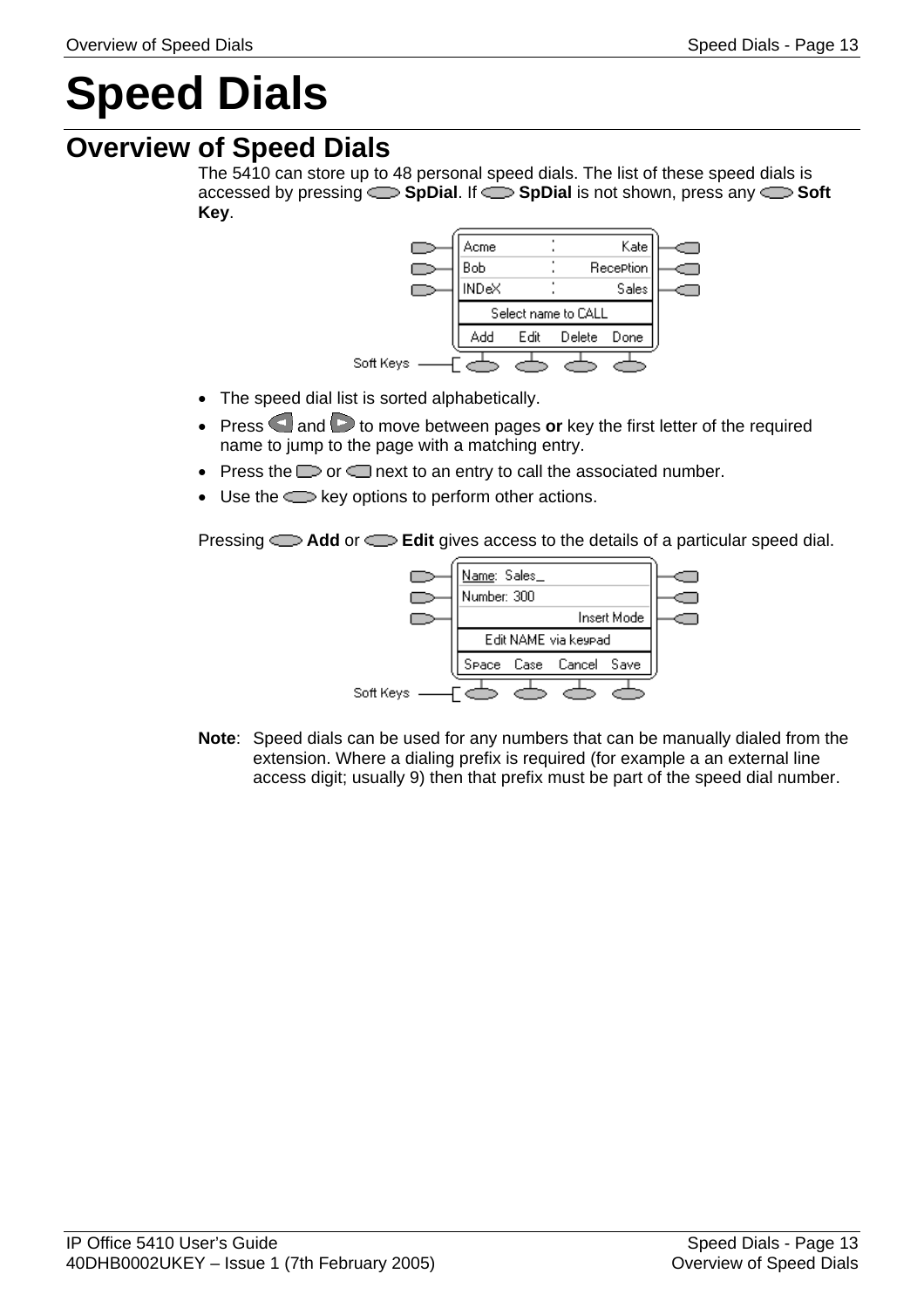# Speed Dials

## Overview of Speed Dials

The 5410 can store up to 48 personal speed dials. The list of these speed dials is accessed by pressing **SpDial**. If **SpDial** is not shown, press any **Soft Key**.

- The speed dial list is sorted alphabetically.
- Press and to move between pages **or** key the first letter of the required name to jump to the page with a matching entry.
- Press the or next to an entry to call the associated number.
- Use the key options to perform other actions.

Pressing **Add** or **Edit** gives access to the details of a particular speed dial.

**Note**: Speed dials can be used for any numbers that can be manually dialed from the extension. Where a dialing prefix is required (for example a an external line access digit; usually 9) then that prefix must be part of the speed dial number.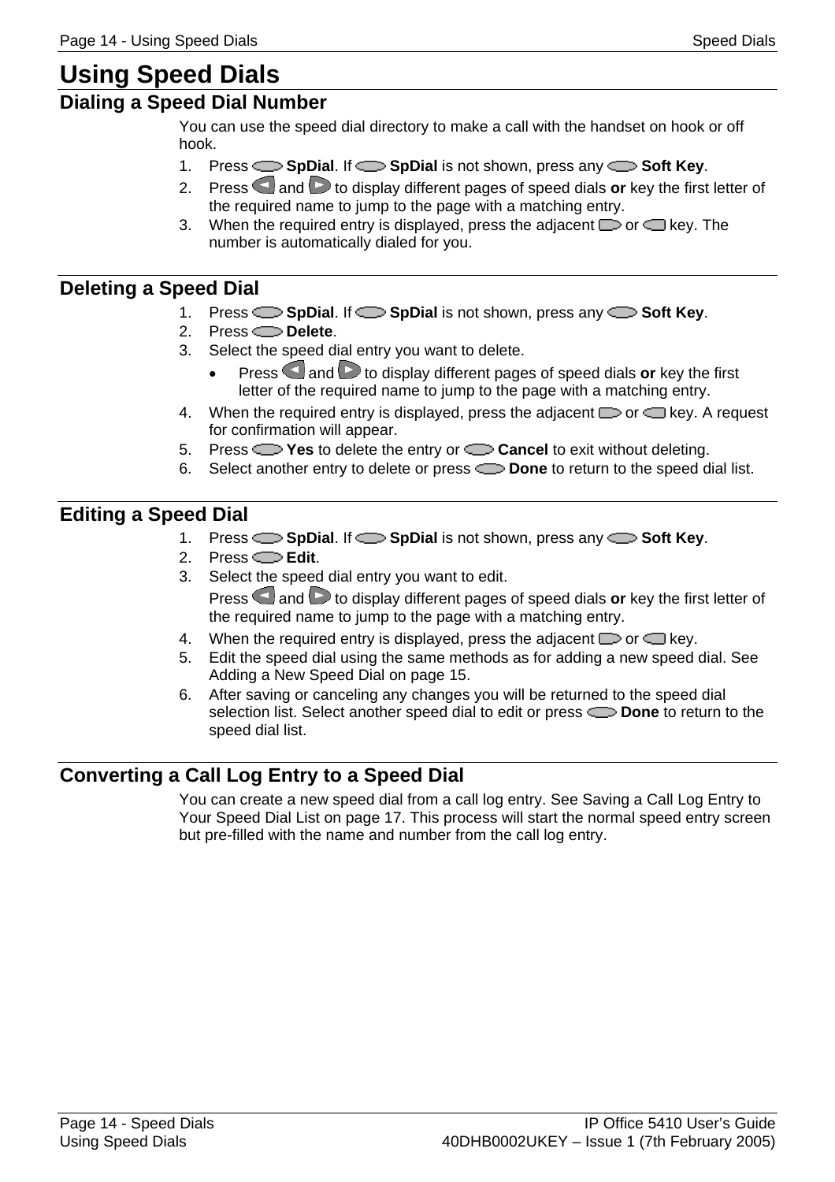# Using Speed Dials

## Dialing a Speed Dial Number

You can use the speed dial directory to make a call with the handset on hook or off hook.

1. Press **SpDial**. If **SpDial** is not shown, press any **Soft Key**.
2. Press and to display different pages of speed dials **or** key the first letter of the required name to jump to the page with a matching entry.
3. When the required entry is displayed, press the adjacent or key. The number is automatically dialed for you.

## Deleting a Speed Dial

1. Press **SpDial**. If **SpDial** is not shown, press any **Soft Key**.
2. Press **Delete**.
3. Select the speed dial entry you want to delete.
   - Press and to display different pages of speed dials **or** key the first letter of the required name to jump to the page with a matching entry.
4. When the required entry is displayed, press the adjacent or key. A request for confirmation will appear.
5. Press **Yes** to delete the entry or **Cancel** to exit without deleting.
6. Select another entry to delete or press **Done** to return to the speed dial list.

## Editing a Speed Dial

1. Press **SpDial**. If **SpDial** is not shown, press any **Soft Key**.
2. Press **Edit**.
3. Select the speed dial entry you want to edit.

   Press and to display different pages of speed dials **or** key the first letter of the required name to jump to the page with a matching entry.
4. When the required entry is displayed, press the adjacent or key.
5. Edit the speed dial using the same methods as for adding a new speed dial. See Adding a New Speed Dial on page 15.
6. After saving or canceling any changes you will be returned to the speed dial selection list. Select another speed dial to edit or press **Done** to return to the speed dial list.

## Converting a Call Log Entry to a Speed Dial

You can create a new speed dial from a call log entry. See Saving a Call Log Entry to Your Speed Dial List on page 17. This process will start the normal speed entry screen but pre-filled with the name and number from the call log entry.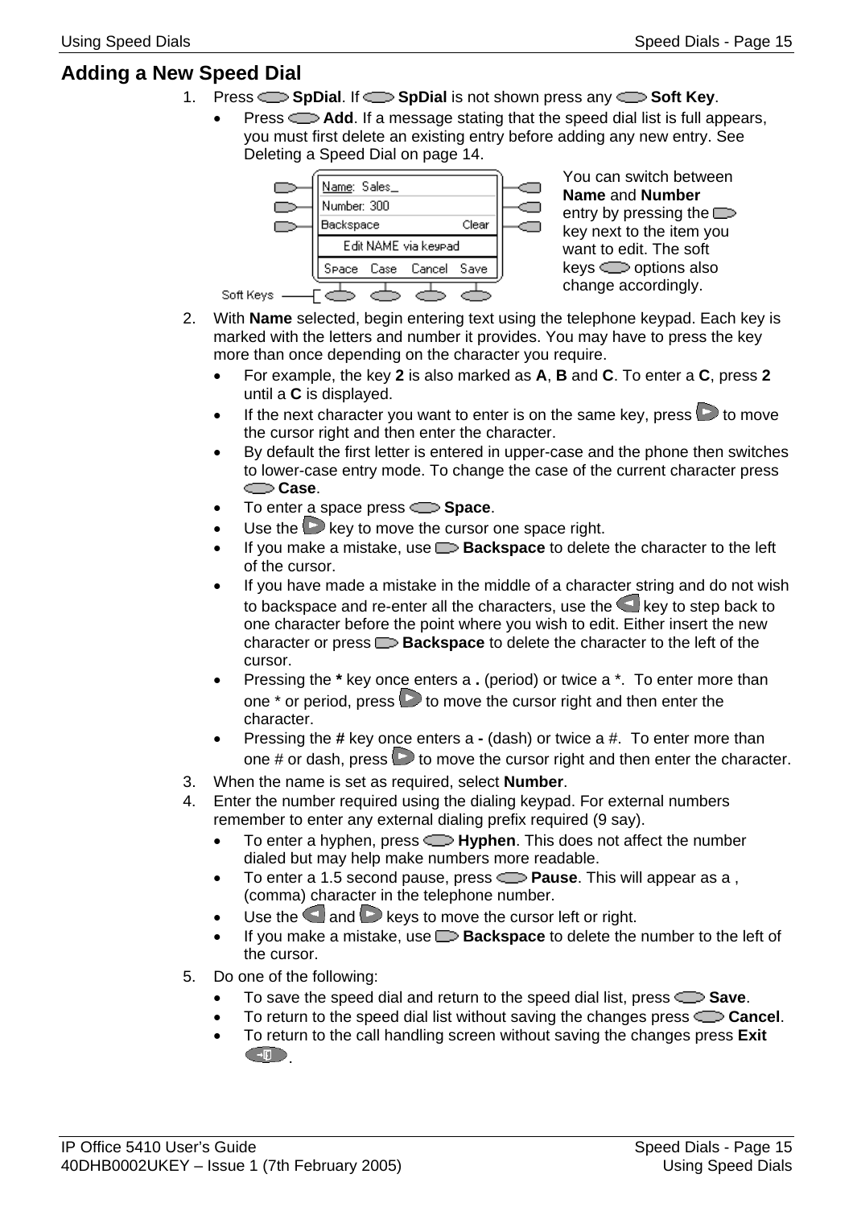## Adding a New Speed Dial

1. Press **SpDial**. If **SpDial** is not shown press any **Soft Key**.
   - Press **Add**. If a message stating that the speed dial list is full appears, you must first delete an existing entry before adding any new entry. See Deleting a Speed Dial on page 14.

   You can switch between **Name** and **Number** entry by pressing the key next to the item you want to edit. The soft keys options also change accordingly.

2. With **Name** selected, begin entering text using the telephone keypad. Each key is marked with the letters and number it provides. You may have to press the key more than once depending on the character you require.
   - For example, the key **2** is also marked as **A**, **B** and **C**. To enter a **C**, press **2** until a **C** is displayed.
   - If the next character you want to enter is on the same key, press to move the cursor right and then enter the character.
   - By default the first letter is entered in upper-case and the phone then switches to lower-case entry mode. To change the case of the current character press **Case**.
   - To enter a space press **Space**.
   - Use the key to move the cursor one space right.
   - If you make a mistake, use **Backspace** to delete the character to the left of the cursor.
   - If you have made a mistake in the middle of a character string and do not wish to backspace and re-enter all the characters, use the key to step back to one character before the point where you wish to edit. Either insert the new character or press **Backspace** to delete the character to the left of the cursor.
   - Pressing the **\*** key once enters a **.** (period) or twice a *. To enter more than one * or period, press to move the cursor right and then enter the character.
   - Pressing the **#** key once enters a **-** (dash) or twice a #. To enter more than one # or dash, press to move the cursor right and then enter the character.
3. When the name is set as required, select **Number**.
4. Enter the number required using the dialing keypad. For external numbers remember to enter any external dialing prefix required (9 say).
   - To enter a hyphen, press **Hyphen**. This does not affect the number dialed but may help make numbers more readable.
   - To enter a 1.5 second pause, press **Pause**. This will appear as a , (comma) character in the telephone number.
   - Use the and keys to move the cursor left or right.
   - If you make a mistake, use **Backspace** to delete the number to the left of the cursor.
5. Do one of the following:
   - To save the speed dial and return to the speed dial list, press **Save**.
   - To return to the speed dial list without saving the changes press **Cancel**.
   - To return to the call handling screen without saving the changes press **Exit**.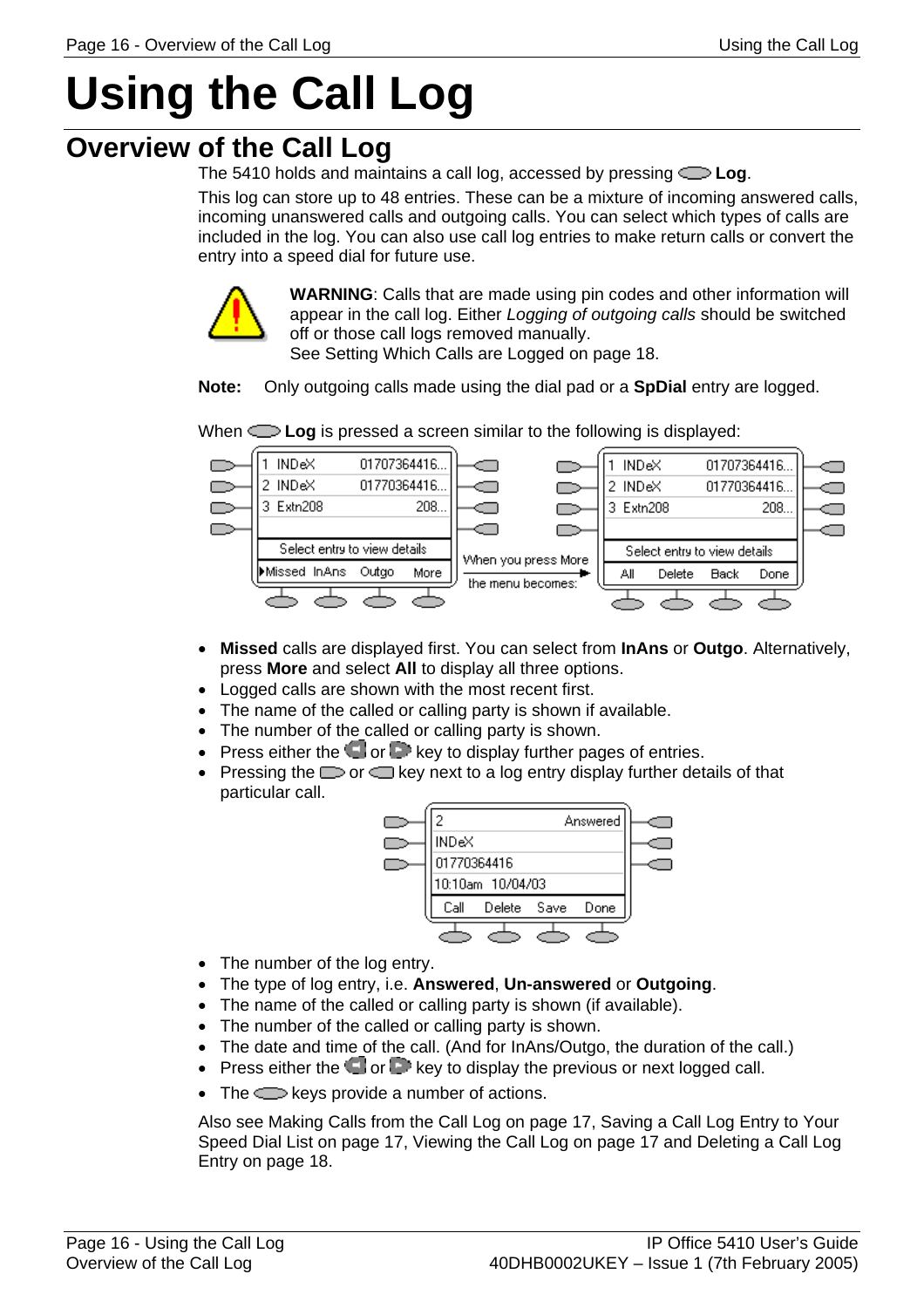# Using the Call Log

## Overview of the Call Log

The 5410 holds and maintains a call log, accessed by pressing **Log**.

This log can store up to 48 entries. These can be a mixture of incoming answered calls, incoming unanswered calls and outgoing calls. You can select which types of calls are included in the log. You can also use call log entries to make return calls or convert the entry into a speed dial for future use.

**WARNING**: Calls that are made using pin codes and other information will appear in the call log. Either *Logging of outgoing calls* should be switched off or those call logs removed manually.
See Setting Which Calls are Logged on page 18.

**Note:** Only outgoing calls made using the dial pad or a **SpDial** entry are logged.

When **Log** is pressed a screen similar to the following is displayed:

- **Missed** calls are displayed first. You can select from **InAns** or **Outgo**. Alternatively, press **More** and select **All** to display all three options.
- Logged calls are shown with the most recent first.
- The name of the called or calling party is shown if available.
- The number of the called or calling party is shown.
- Press either the or key to display further pages of entries.
- Pressing the or key next to a log entry display further details of that particular call.

- The number of the log entry.
- The type of log entry, i.e. **Answered**, **Un-answered** or **Outgoing**.
- The name of the called or calling party is shown (if available).
- The number of the called or calling party is shown.
- The date and time of the call. (And for InAns/Outgo, the duration of the call.)
- Press either the or key to display the previous or next logged call.
- The keys provide a number of actions.

Also see Making Calls from the Call Log on page 17, Saving a Call Log Entry to Your Speed Dial List on page 17, Viewing the Call Log on page 17 and Deleting a Call Log Entry on page 18.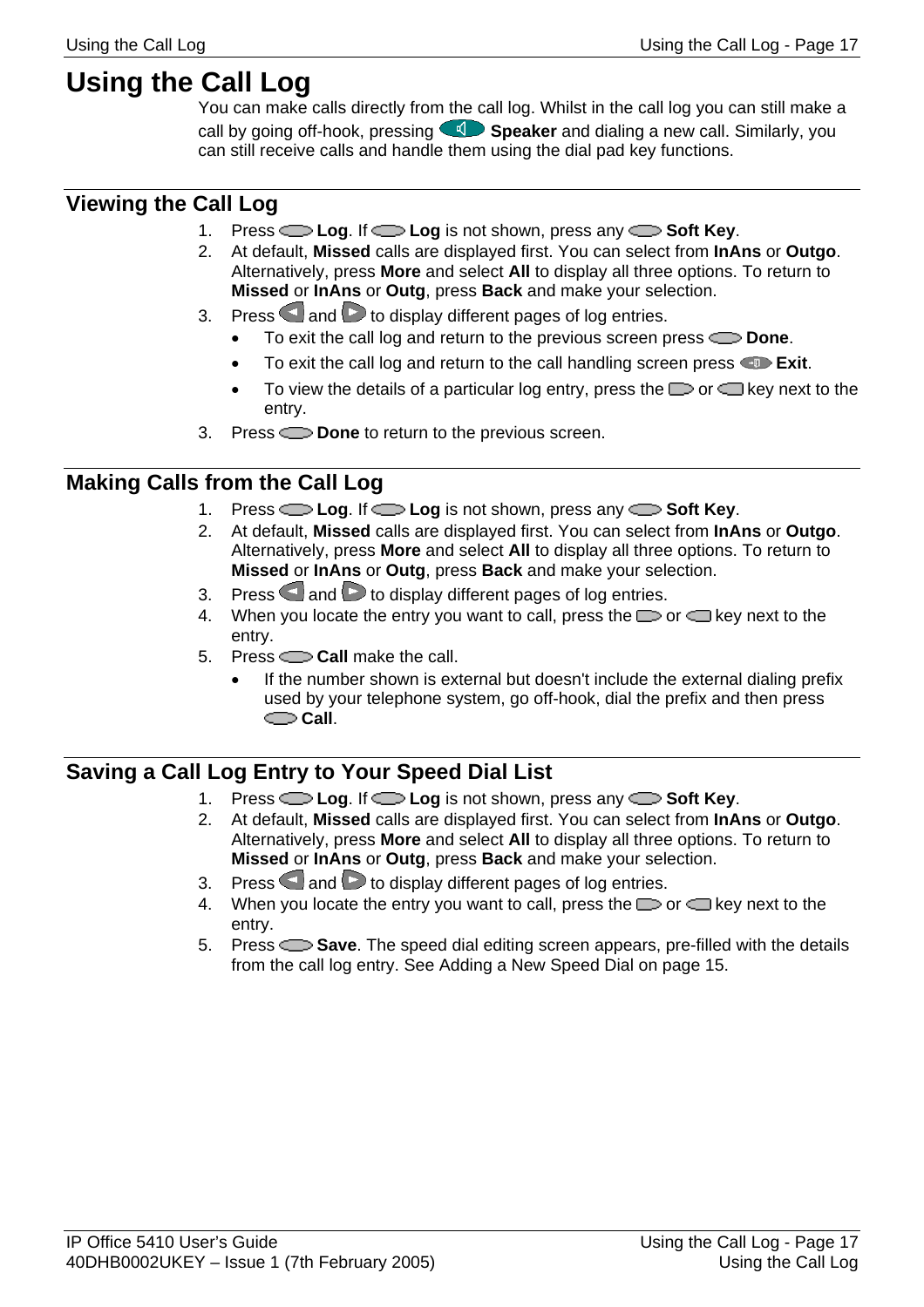# Using the Call Log

You can make calls directly from the call log. Whilst in the call log you can still make a call by going off-hook, pressing **Speaker** and dialing a new call. Similarly, you can still receive calls and handle them using the dial pad key functions.

## Viewing the Call Log

1. Press **Log**. If **Log** is not shown, press any **Soft Key**.
2. At default, **Missed** calls are displayed first. You can select from **InAns** or **Outgo**. Alternatively, press **More** and select **All** to display all three options. To return to **Missed** or **InAns** or **Outg**, press **Back** and make your selection.
3. Press and to display different pages of log entries.
   - To exit the call log and return to the previous screen press **Done**.
   - To exit the call log and return to the call handling screen press **Exit**.
   - To view the details of a particular log entry, press the or key next to the entry.
3. Press **Done** to return to the previous screen.

## Making Calls from the Call Log

1. Press **Log**. If **Log** is not shown, press any **Soft Key**.
2. At default, **Missed** calls are displayed first. You can select from **InAns** or **Outgo**. Alternatively, press **More** and select **All** to display all three options. To return to **Missed** or **InAns** or **Outg**, press **Back** and make your selection.
3. Press and to display different pages of log entries.
4. When you locate the entry you want to call, press the or key next to the entry.
5. Press **Call** make the call.
   - If the number shown is external but doesn't include the external dialing prefix used by your telephone system, go off-hook, dial the prefix and then press **Call**.

## Saving a Call Log Entry to Your Speed Dial List

1. Press **Log**. If **Log** is not shown, press any **Soft Key**.
2. At default, **Missed** calls are displayed first. You can select from **InAns** or **Outgo**. Alternatively, press **More** and select **All** to display all three options. To return to **Missed** or **InAns** or **Outg**, press **Back** and make your selection.
3. Press and to display different pages of log entries.
4. When you locate the entry you want to call, press the or key next to the entry.
5. Press **Save**. The speed dial editing screen appears, pre-filled with the details from the call log entry. See Adding a New Speed Dial on page 15.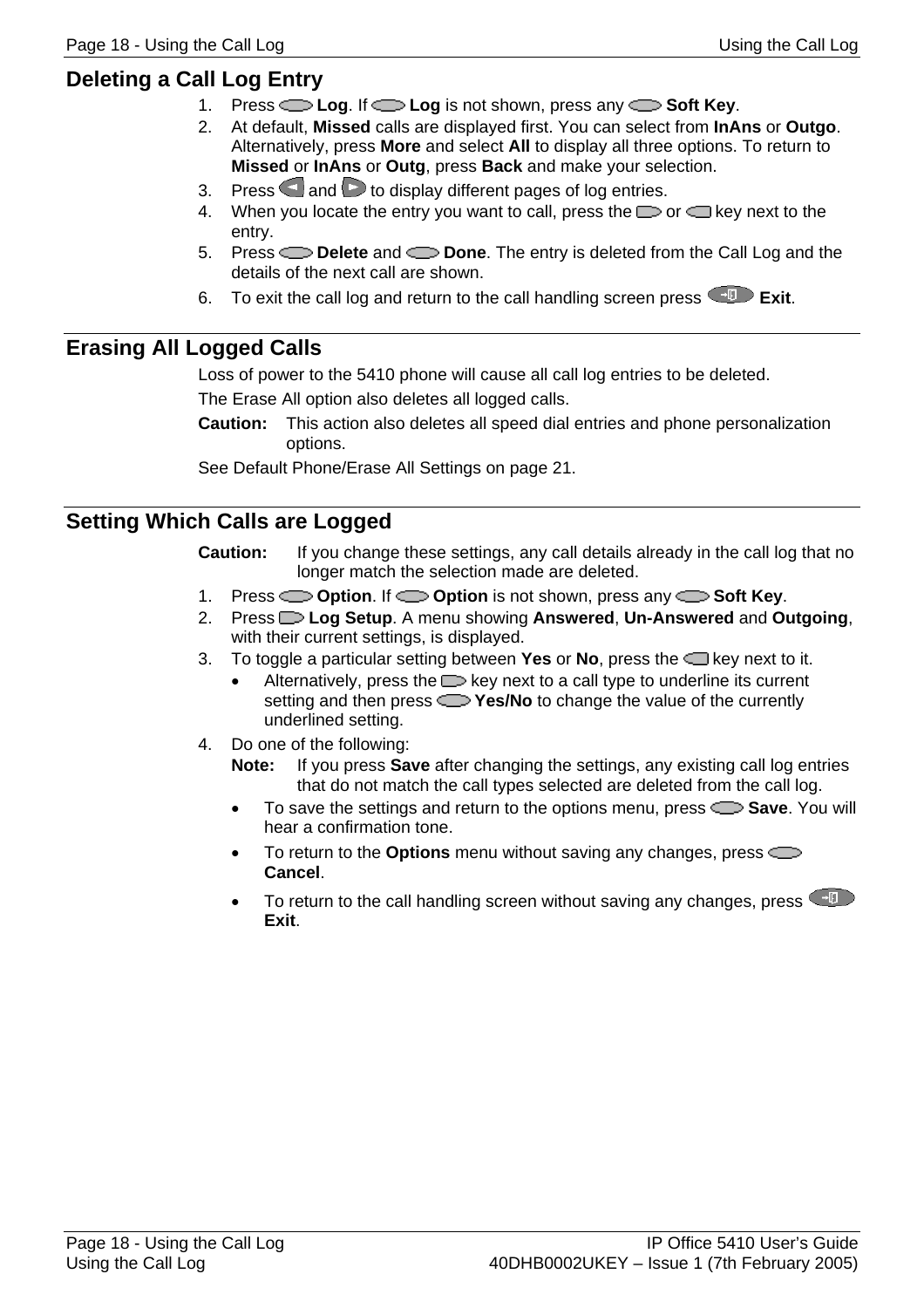## Deleting a Call Log Entry

1. Press **Log**. If **Log** is not shown, press any **Soft Key**.
2. At default, **Missed** calls are displayed first. You can select from **InAns** or **Outgo**. Alternatively, press **More** and select **All** to display all three options. To return to **Missed** or **InAns** or **Outg**, press **Back** and make your selection.
3. Press and to display different pages of log entries.
4. When you locate the entry you want to call, press the or key next to the entry.
5. Press **Delete** and **Done**. The entry is deleted from the Call Log and the details of the next call are shown.
6. To exit the call log and return to the call handling screen press **Exit**.

## Erasing All Logged Calls

Loss of power to the 5410 phone will cause all call log entries to be deleted.

The Erase All option also deletes all logged calls.

**Caution:** This action also deletes all speed dial entries and phone personalization options.

See Default Phone/Erase All Settings on page 21.

## Setting Which Calls are Logged

**Caution:** If you change these settings, any call details already in the call log that no longer match the selection made are deleted.

1. Press **Option**. If **Option** is not shown, press any **Soft Key**.
2. Press **Log Setup**. A menu showing **Answered**, **Un-Answered** and **Outgoing**, with their current settings, is displayed.
3. To toggle a particular setting between **Yes** or **No**, press the key next to it.
   - Alternatively, press the key next to a call type to underline its current setting and then press **Yes/No** to change the value of the currently underlined setting.
4. Do one of the following:

   **Note:** If you press **Save** after changing the settings, any existing call log entries that do not match the call types selected are deleted from the call log.

   - To save the settings and return to the options menu, press **Save**. You will hear a confirmation tone.
   - To return to the **Options** menu without saving any changes, press **Cancel**.
   - To return to the call handling screen without saving any changes, press **Exit**.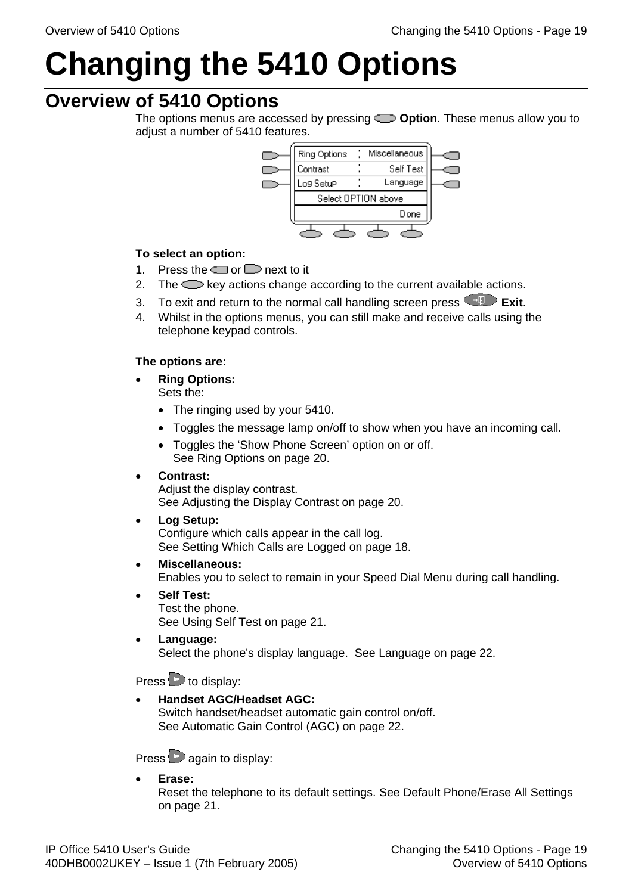# Changing the 5410 Options

## Overview of 5410 Options

The options menus are accessed by pressing **Option**. These menus allow you to adjust a number of 5410 features.

**To select an option:**

1. Press the or next to it
2. The key actions change according to the current available actions.
3. To exit and return to the normal call handling screen press **Exit**.
4. Whilst in the options menus, you can still make and receive calls using the telephone keypad controls.

**The options are:**

- **Ring Options:**
  Sets the:
  - The ringing used by your 5410.
  - Toggles the message lamp on/off to show when you have an incoming call.
  - Toggles the 'Show Phone Screen' option on or off.
    See Ring Options on page 20.
- **Contrast:**
  Adjust the display contrast.
  See Adjusting the Display Contrast on page 20.
- **Log Setup:**
  Configure which calls appear in the call log.
  See Setting Which Calls are Logged on page 18.
- **Miscellaneous:**
  Enables you to select to remain in your Speed Dial Menu during call handling.
- **Self Test:**
  Test the phone.
  See Using Self Test on page 21.
- **Language:**
  Select the phone's display language. See Language on page 22.

Press to display:

- **Handset AGC/Headset AGC:**
  Switch handset/headset automatic gain control on/off.
  See Automatic Gain Control (AGC) on page 22.

Press again to display:

- **Erase:**
  Reset the telephone to its default settings. See Default Phone/Erase All Settings on page 21.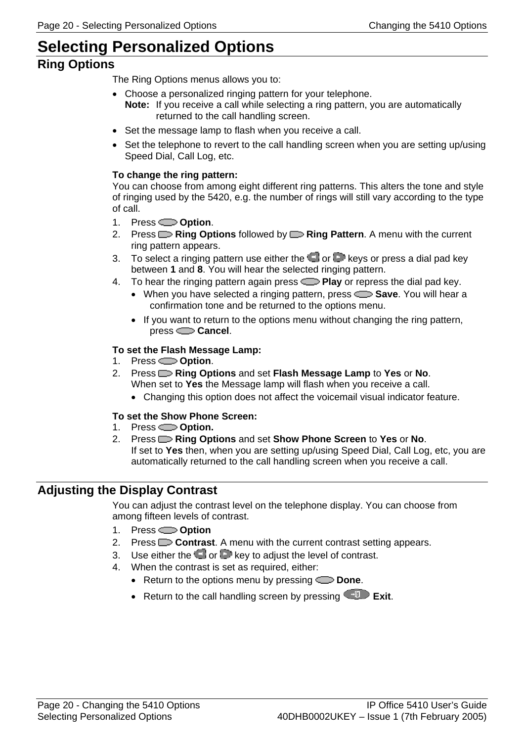# Selecting Personalized Options

## Ring Options

The Ring Options menus allows you to:

- Choose a personalized ringing pattern for your telephone.
  **Note:** If you receive a call while selecting a ring pattern, you are automatically returned to the call handling screen.
- Set the message lamp to flash when you receive a call.
- Set the telephone to revert to the call handling screen when you are setting up/using Speed Dial, Call Log, etc.

**To change the ring pattern:**
You can choose from among eight different ring patterns. This alters the tone and style of ringing used by the 5420, e.g. the number of rings will still vary according to the type of call.

1. Press **Option**.
2. Press **Ring Options** followed by **Ring Pattern**. A menu with the current ring pattern appears.
3. To select a ringing pattern use either the or keys or press a dial pad key between **1** and **8**. You will hear the selected ringing pattern.
4. To hear the ringing pattern again press **Play** or repress the dial pad key.
   - When you have selected a ringing pattern, press **Save**. You will hear a confirmation tone and be returned to the options menu.
   - If you want to return to the options menu without changing the ring pattern, press **Cancel**.

**To set the Flash Message Lamp:**

1. Press **Option**.
2. Press **Ring Options** and set **Flash Message Lamp** to **Yes** or **No**.
   When set to **Yes** the Message lamp will flash when you receive a call.
   - Changing this option does not affect the voicemail visual indicator feature.

**To set the Show Phone Screen:**

1. Press **Option.**
2. Press **Ring Options** and set **Show Phone Screen** to **Yes** or **No**.
   If set to **Yes** then, when you are setting up/using Speed Dial, Call Log, etc, you are automatically returned to the call handling screen when you receive a call.

## Adjusting the Display Contrast

You can adjust the contrast level on the telephone display. You can choose from among fifteen levels of contrast.

1. Press **Option**
2. Press **Contrast**. A menu with the current contrast setting appears.
3. Use either the or key to adjust the level of contrast.
4. When the contrast is set as required, either:
   - Return to the options menu by pressing **Done**.
   - Return to the call handling screen by pressing **Exit**.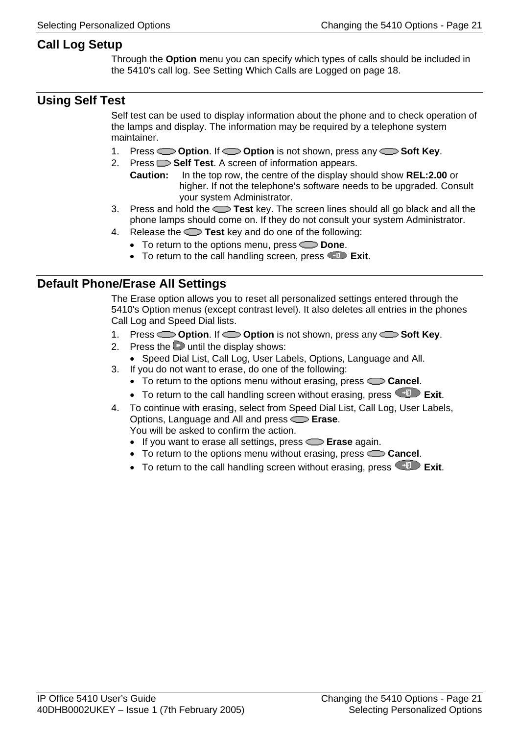## Call Log Setup

Through the **Option** menu you can specify which types of calls should be included in the 5410's call log. See Setting Which Calls are Logged on page 18.

## Using Self Test

Self test can be used to display information about the phone and to check operation of the lamps and display. The information may be required by a telephone system maintainer.

1. Press **Option**. If **Option** is not shown, press any **Soft Key**.
2. Press **Self Test**. A screen of information appears.

   **Caution:** In the top row, the centre of the display should show **REL:2.00** or higher. If not the telephone's software needs to be upgraded. Consult your system Administrator.
3. Press and hold the **Test** key. The screen lines should all go black and all the phone lamps should come on. If they do not consult your system Administrator.
4. Release the **Test** key and do one of the following:
   - To return to the options menu, press **Done**.
   - To return to the call handling screen, press **Exit**.

## Default Phone/Erase All Settings

The Erase option allows you to reset all personalized settings entered through the 5410's Option menus (except contrast level). It also deletes all entries in the phones Call Log and Speed Dial lists.

1. Press **Option**. If **Option** is not shown, press any **Soft Key**.
2. Press the until the display shows:
   - Speed Dial List, Call Log, User Labels, Options, Language and All.
3. If you do not want to erase, do one of the following:
   - To return to the options menu without erasing, press **Cancel**.
   - To return to the call handling screen without erasing, press **Exit**.
4. To continue with erasing, select from Speed Dial List, Call Log, User Labels, Options, Language and All and press **Erase**.
   You will be asked to confirm the action.
   - If you want to erase all settings, press **Erase** again.
   - To return to the options menu without erasing, press **Cancel**.
   - To return to the call handling screen without erasing, press **Exit**.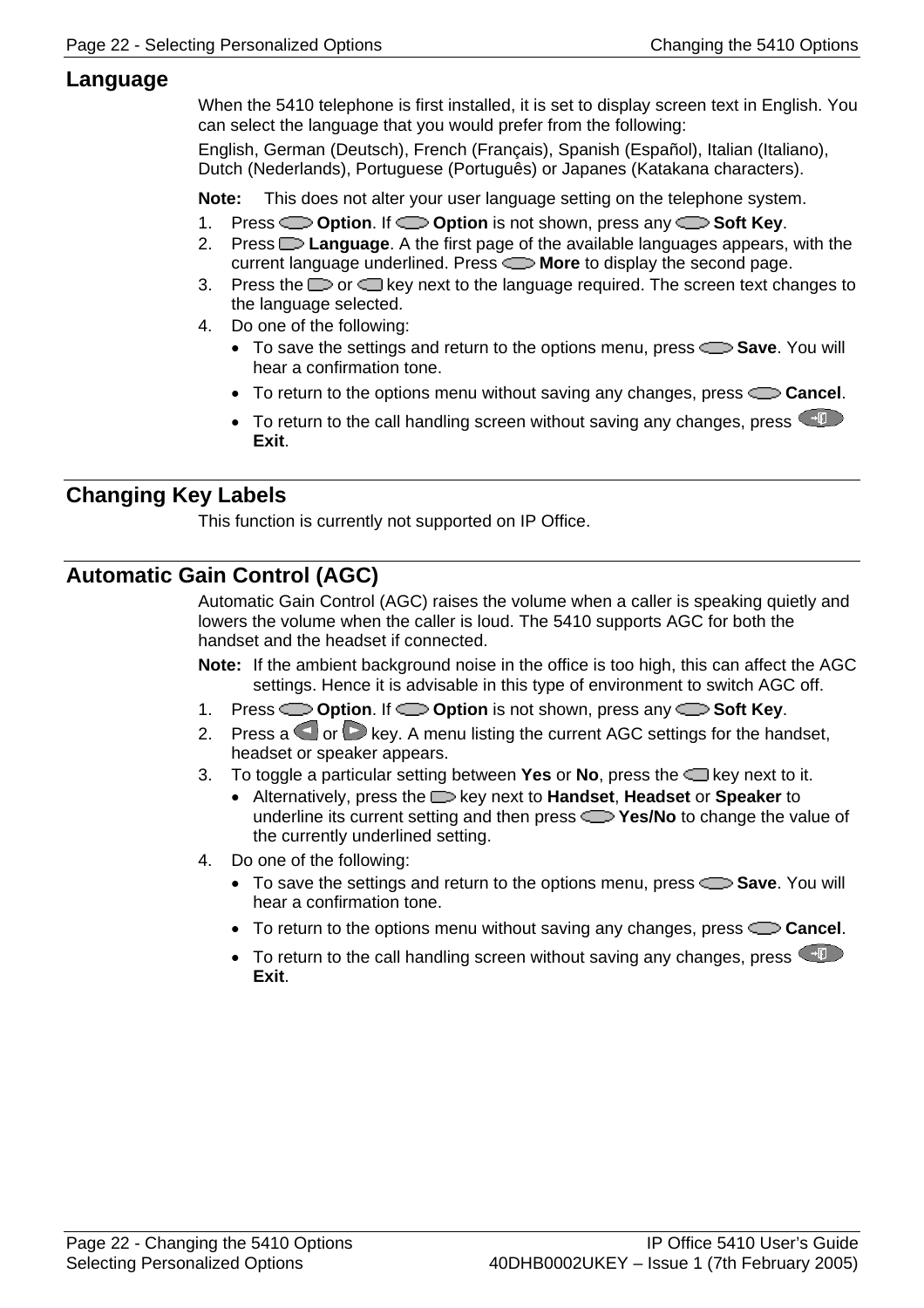## Language

When the 5410 telephone is first installed, it is set to display screen text in English. You can select the language that you would prefer from the following:

English, German (Deutsch), French (Français), Spanish (Español), Italian (Italiano), Dutch (Nederlands), Portuguese (Português) or Japanes (Katakana characters).

**Note:** This does not alter your user language setting on the telephone system.

1. Press **Option**. If **Option** is not shown, press any **Soft Key**.
2. Press **Language**. A the first page of the available languages appears, with the current language underlined. Press **More** to display the second page.
3. Press the or key next to the language required. The screen text changes to the language selected.
4. Do one of the following:
   - To save the settings and return to the options menu, press **Save**. You will hear a confirmation tone.
   - To return to the options menu without saving any changes, press **Cancel**.
   - To return to the call handling screen without saving any changes, press **Exit**.

## Changing Key Labels

This function is currently not supported on IP Office.

## Automatic Gain Control (AGC)

Automatic Gain Control (AGC) raises the volume when a caller is speaking quietly and lowers the volume when the caller is loud. The 5410 supports AGC for both the handset and the headset if connected.

**Note:** If the ambient background noise in the office is too high, this can affect the AGC settings. Hence it is advisable in this type of environment to switch AGC off.

1. Press **Option**. If **Option** is not shown, press any **Soft Key**.
2. Press a or key. A menu listing the current AGC settings for the handset, headset or speaker appears.
3. To toggle a particular setting between **Yes** or **No**, press the key next to it.
   - Alternatively, press the key next to **Handset**, **Headset** or **Speaker** to underline its current setting and then press **Yes/No** to change the value of the currently underlined setting.
4. Do one of the following:
   - To save the settings and return to the options menu, press **Save**. You will hear a confirmation tone.
   - To return to the options menu without saving any changes, press **Cancel**.
   - To return to the call handling screen without saving any changes, press **Exit**.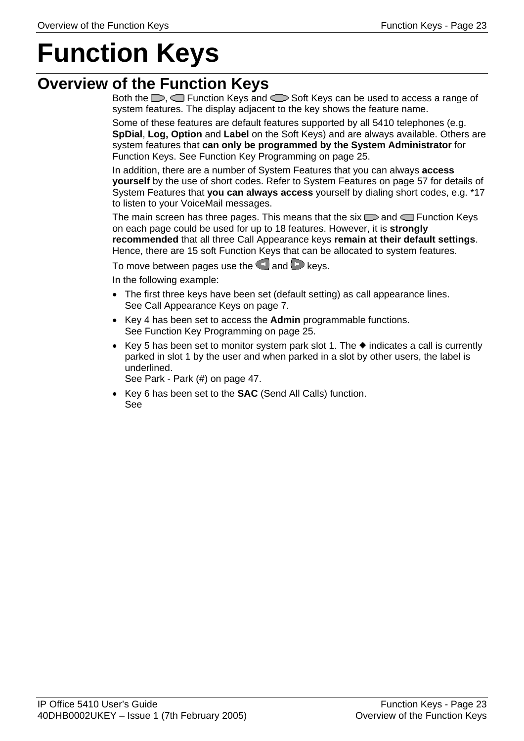# Function Keys

## Overview of the Function Keys

Both the , Function Keys and Soft Keys can be used to access a range of system features. The display adjacent to the key shows the feature name.

Some of these features are default features supported by all 5410 telephones (e.g. **SpDial**, **Log, Option** and **Label** on the Soft Keys) and are always available. Others are system features that **can only be programmed by the System Administrator** for Function Keys. See Function Key Programming on page 25.

In addition, there are a number of System Features that you can always **access yourself** by the use of short codes. Refer to System Features on page 57 for details of System Features that **you can always access** yourself by dialing short codes, e.g. *17 to listen to your VoiceMail messages.

The main screen has three pages. This means that the six and Function Keys on each page could be used for up to 18 features. However, it is **strongly recommended** that all three Call Appearance keys **remain at their default settings**. Hence, there are 15 soft Function Keys that can be allocated to system features.

To move between pages use the and keys.

In the following example:

- The first three keys have been set (default setting) as call appearance lines.
  See Call Appearance Keys on page 7.
- Key 4 has been set to access the **Admin** programmable functions.
  See Function Key Programming on page 25.
- Key 5 has been set to monitor system park slot 1. The ◆ indicates a call is currently parked in slot 1 by the user and when parked in a slot by other users, the label is underlined.
  See Park - Park (#) on page 47.
- Key 6 has been set to the **SAC** (Send All Calls) function.
  See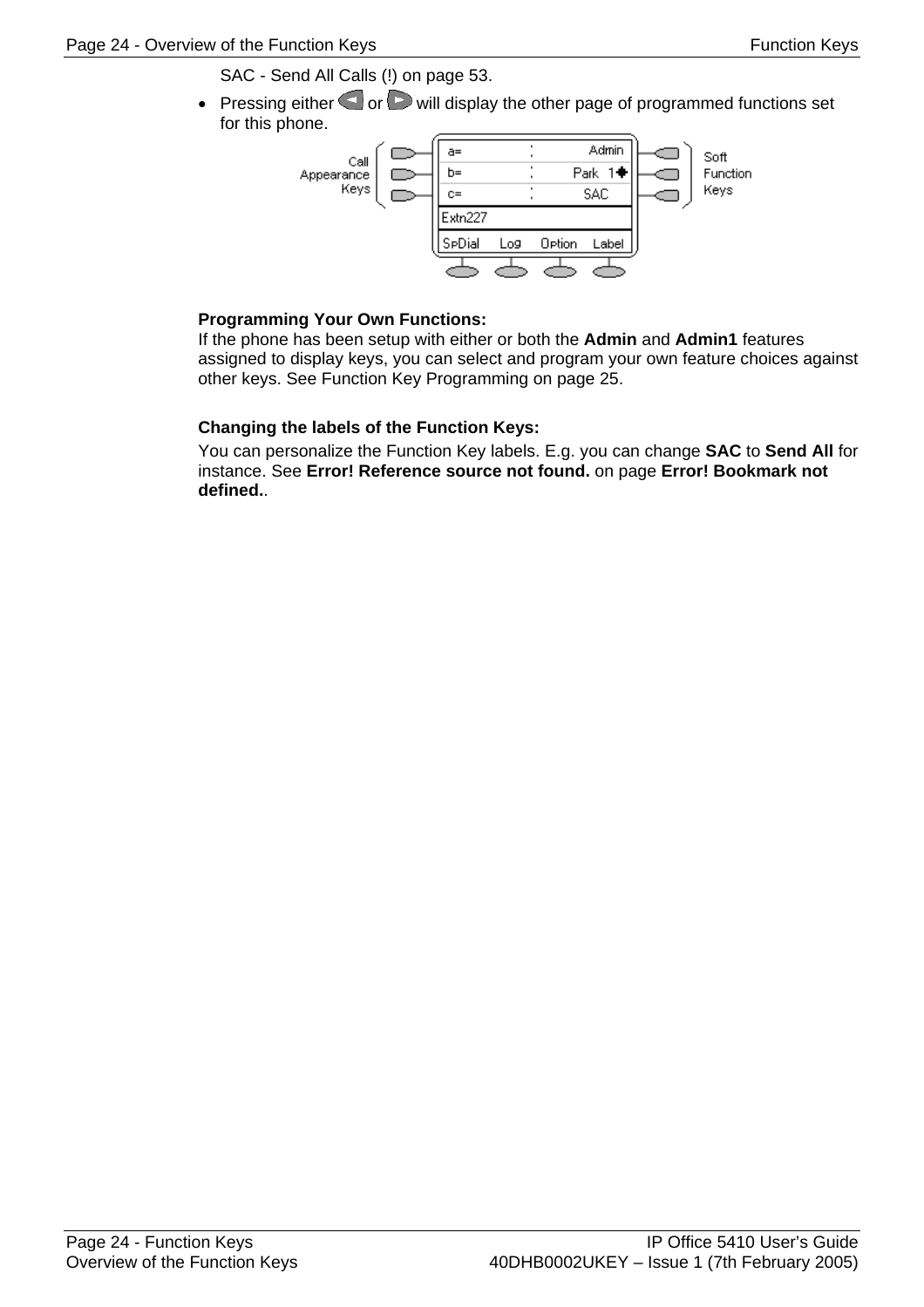SAC - Send All Calls (!) on page 53.

- Pressing either ◄ or ► will display the other page of programmed functions set for this phone.

**Programming Your Own Functions:**
If the phone has been setup with either or both the **Admin** and **Admin1** features assigned to display keys, you can select and program your own feature choices against other keys. See Function Key Programming on page 25.

**Changing the labels of the Function Keys:**
You can personalize the Function Key labels. E.g. you can change **SAC** to **Send All** for instance. See **Error! Reference source not found.** on page **Error! Bookmark not defined.**.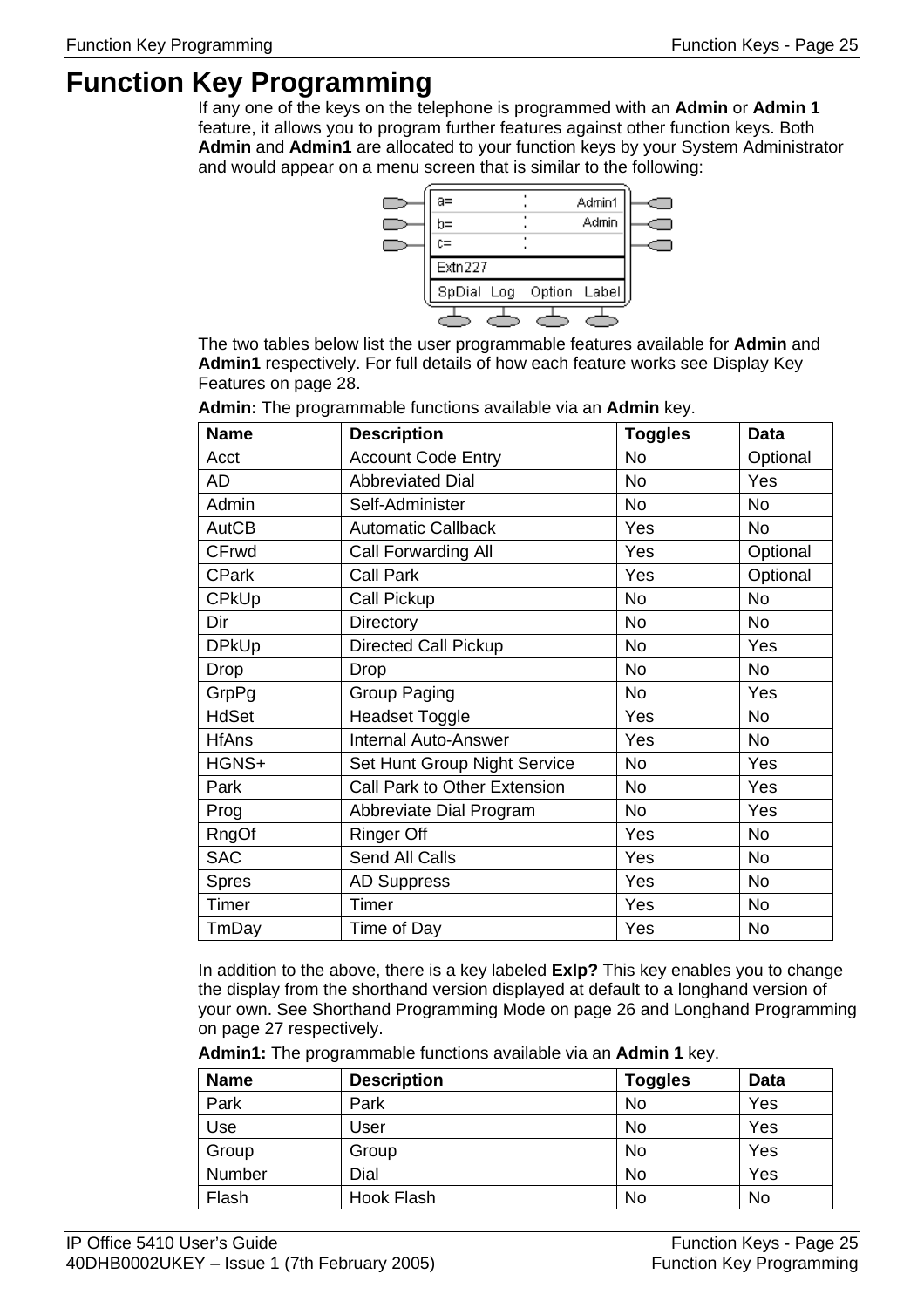# Function Key Programming

If any one of the keys on the telephone is programmed with an **Admin** or **Admin 1** feature, it allows you to program further features against other function keys. Both **Admin** and **Admin1** are allocated to your function keys by your System Administrator and would appear on a menu screen that is similar to the following:

The two tables below list the user programmable features available for **Admin** and **Admin1** respectively. For full details of how each feature works see Display Key Features on page 28.

**Admin:** The programmable functions available via an **Admin** key.

| Name | Description | Toggles | Data |
|---|---|---|---|
| Acct | Account Code Entry | No | Optional |
| AD | Abbreviated Dial | No | Yes |
| Admin | Self-Administer | No | No |
| AutCB | Automatic Callback | Yes | No |
| CFrwd | Call Forwarding All | Yes | Optional |
| CPark | Call Park | Yes | Optional |
| CPkUp | Call Pickup | No | No |
| Dir | Directory | No | No |
| DPkUp | Directed Call Pickup | No | Yes |
| Drop | Drop | No | No |
| GrpPg | Group Paging | No | Yes |
| HdSet | Headset Toggle | Yes | No |
| HfAns | Internal Auto-Answer | Yes | No |
| HGNS+ | Set Hunt Group Night Service | No | Yes |
| Park | Call Park to Other Extension | No | Yes |
| Prog | Abbreviate Dial Program | No | Yes |
| RngOf | Ringer Off | Yes | No |
| SAC | Send All Calls | Yes | No |
| Spres | AD Suppress | Yes | No |
| Timer | Timer | Yes | No |
| TmDay | Time of Day | Yes | No |

In addition to the above, there is a key labeled **Exlp?** This key enables you to change the display from the shorthand version displayed at default to a longhand version of your own. See Shorthand Programming Mode on page 26 and Longhand Programming on page 27 respectively.

**Admin1:** The programmable functions available via an **Admin 1** key.

| Name | Description | Toggles | Data |
|---|---|---|---|
| Park | Park | No | Yes |
| Use | User | No | Yes |
| Group | Group | No | Yes |
| Number | Dial | No | Yes |
| Flash | Hook Flash | No | No |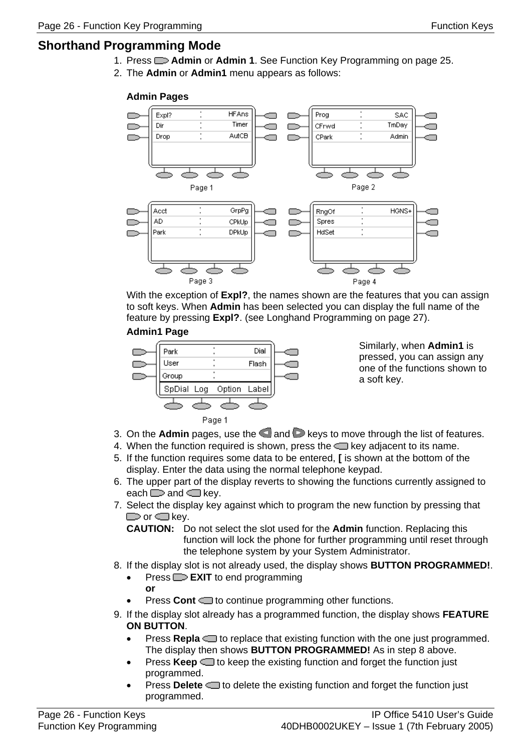## Shorthand Programming Mode

1. Press **Admin** or **Admin 1**. See Function Key Programming on page 25.
2. The **Admin** or **Admin1** menu appears as follows:

   **Admin Pages**

   Page 1: Expl? | HFAns; Dir | Timer; Drop | AutCB

   Page 2: Prog | SAC; CFrwd | TmDay; CPark | Admin

   Page 3: Acct | GrpPg; AD | CPkUp; Park | DPkUp

   Page 4: RngOf | HGNS+; Spres; HdSet

   With the exception of **Expl?**, the names shown are the features that you can assign to soft keys. When **Admin** has been selected you can display the full name of the feature by pressing **Expl?**. (see Longhand Programming on page 27).

   **Admin1 Page**

   Page 1: Park | Dial; User | Flash; Group; SpDial Log Option Label

   Similarly, when **Admin1** is pressed, you can assign any one of the functions shown to a soft key.

3. On the **Admin** pages, use the and keys to move through the list of features.
4. When the function required is shown, press the key adjacent to its name.
5. If the function requires some data to be entered, **[** is shown at the bottom of the display. Enter the data using the normal telephone keypad.
6. The upper part of the display reverts to showing the functions currently assigned to each and key.
7. Select the display key against which to program the new function by pressing that or key.

   **CAUTION:** Do not select the slot used for the **Admin** function. Replacing this function will lock the phone for further programming until reset through the telephone system by your System Administrator.

8. If the display slot is not already used, the display shows **BUTTON PROGRAMMED!**.
   - Press **EXIT** to end programming
     **or**
   - Press **Cont** to continue programming other functions.
9. If the display slot already has a programmed function, the display shows **FEATURE ON BUTTON**.
   - Press **Repla** to replace that existing function with the one just programmed. The display then shows **BUTTON PROGRAMMED!** As in step 8 above.
   - Press **Keep** to keep the existing function and forget the function just programmed.
   - Press **Delete** to delete the existing function and forget the function just programmed.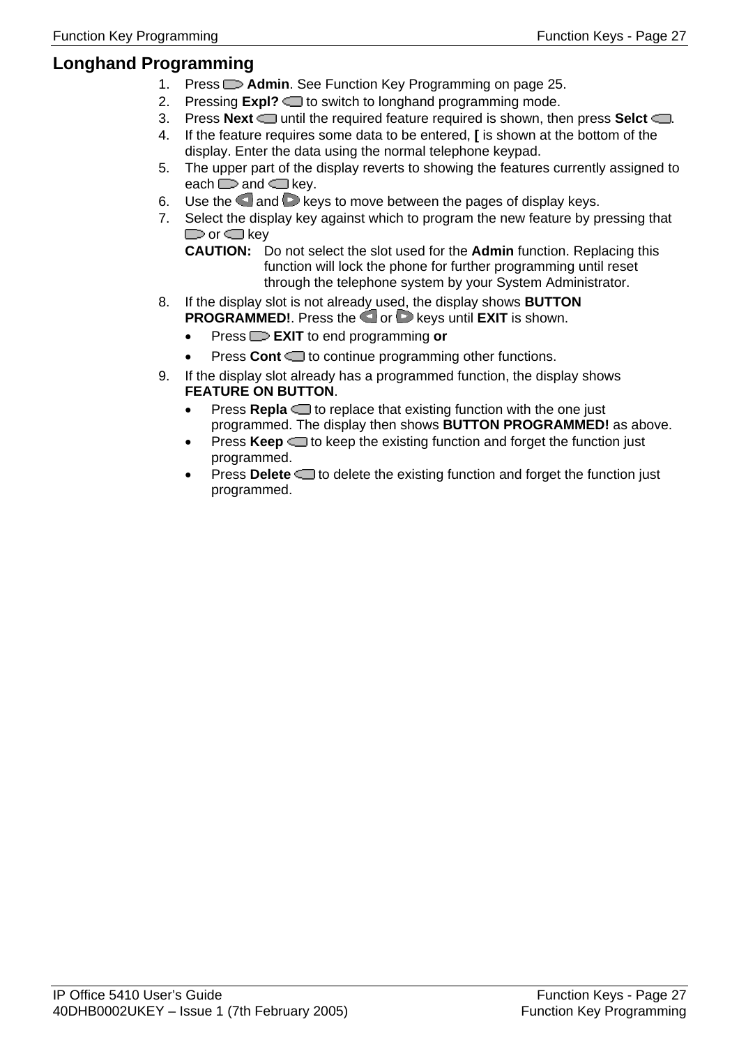## Longhand Programming

1. Press Admin. See Function Key Programming on page 25.
2. Pressing **Expl?** to switch to longhand programming mode.
3. Press **Next** until the required feature required is shown, then press **Selct** .
4. If the feature requires some data to be entered, **[** is shown at the bottom of the display. Enter the data using the normal telephone keypad.
5. The upper part of the display reverts to showing the features currently assigned to each and key.
6. Use the and keys to move between the pages of display keys.
7. Select the display key against which to program the new feature by pressing that or key

   **CAUTION:** Do not select the slot used for the **Admin** function. Replacing this function will lock the phone for further programming until reset through the telephone system by your System Administrator.
8. If the display slot is not already used, the display shows **BUTTON PROGRAMMED!**. Press the or keys until **EXIT** is shown.
   - Press **EXIT** to end programming **or**
   - Press **Cont** to continue programming other functions.
9. If the display slot already has a programmed function, the display shows **FEATURE ON BUTTON**.
   - Press **Repla** to replace that existing function with the one just programmed. The display then shows **BUTTON PROGRAMMED!** as above.
   - Press **Keep** to keep the existing function and forget the function just programmed.
   - Press **Delete** to delete the existing function and forget the function just programmed.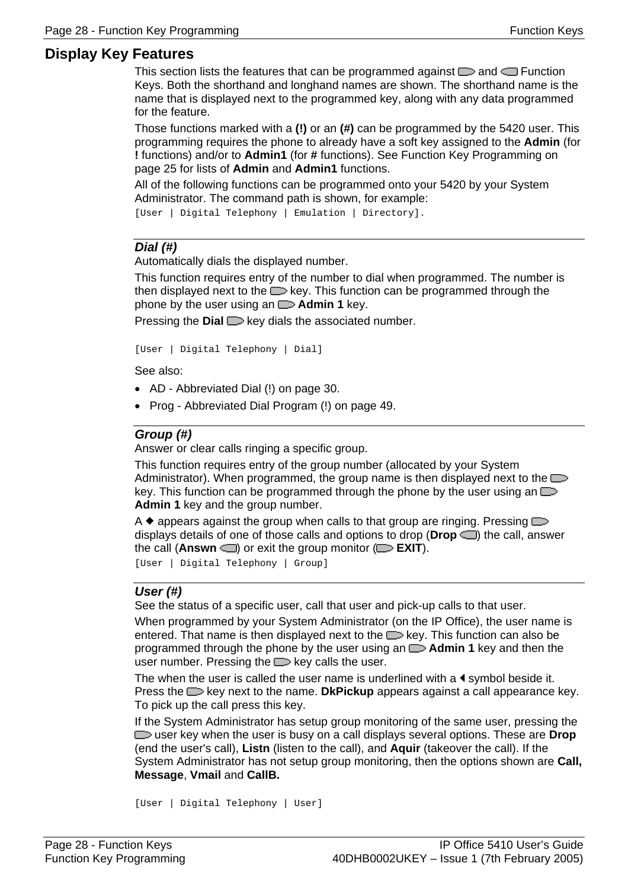## Display Key Features

This section lists the features that can be programmed against and Function Keys. Both the shorthand and longhand names are shown. The shorthand name is the name that is displayed next to the programmed key, along with any data programmed for the feature.

Those functions marked with a **(!)** or an **(#)** can be programmed by the 5420 user. This programming requires the phone to already have a soft key assigned to the **Admin** (for **!** functions) and/or to **Admin1** (for **#** functions). See Function Key Programming on page 25 for lists of **Admin** and **Admin1** functions.

All of the following functions can be programmed onto your 5420 by your System Administrator. The command path is shown, for example:

`[User | Digital Telephony | Emulation | Directory].`

### *Dial (#)*

Automatically dials the displayed number.

This function requires entry of the number to dial when programmed. The number is then displayed next to the key. This function can be programmed through the phone by the user using an **Admin 1** key.

Pressing the **Dial** key dials the associated number.

`[User | Digital Telephony | Dial]`

See also:

- AD - Abbreviated Dial (!) on page 30.
- Prog - Abbreviated Dial Program (!) on page 49.

### *Group (#)*

Answer or clear calls ringing a specific group.

This function requires entry of the group number (allocated by your System Administrator). When programmed, the group name is then displayed next to the key. This function can be programmed through the phone by the user using an **Admin 1** key and the group number.

A ◆ appears against the group when calls to that group are ringing. Pressing displays details of one of those calls and options to drop (**Drop** ) the call, answer the call (**Answn** ) or exit the group monitor ( **EXIT**).

`[User | Digital Telephony | Group]`

### *User (#)*

See the status of a specific user, call that user and pick-up calls to that user.

When programmed by your System Administrator (on the IP Office), the user name is entered. That name is then displayed next to the key. This function can also be programmed through the phone by the user using an **Admin 1** key and then the user number. Pressing the key calls the user.

The when the user is called the user name is underlined with a ◄ symbol beside it. Press the key next to the name. **DkPickup** appears against a call appearance key. To pick up the call press this key.

If the System Administrator has setup group monitoring of the same user, pressing the user key when the user is busy on a call displays several options. These are **Drop** (end the user's call), **Listn** (listen to the call), and **Aquir** (takeover the call). If the System Administrator has not setup group monitoring, then the options shown are **Call, Message**, **Vmail** and **CallB.**

`[User | Digital Telephony | User]`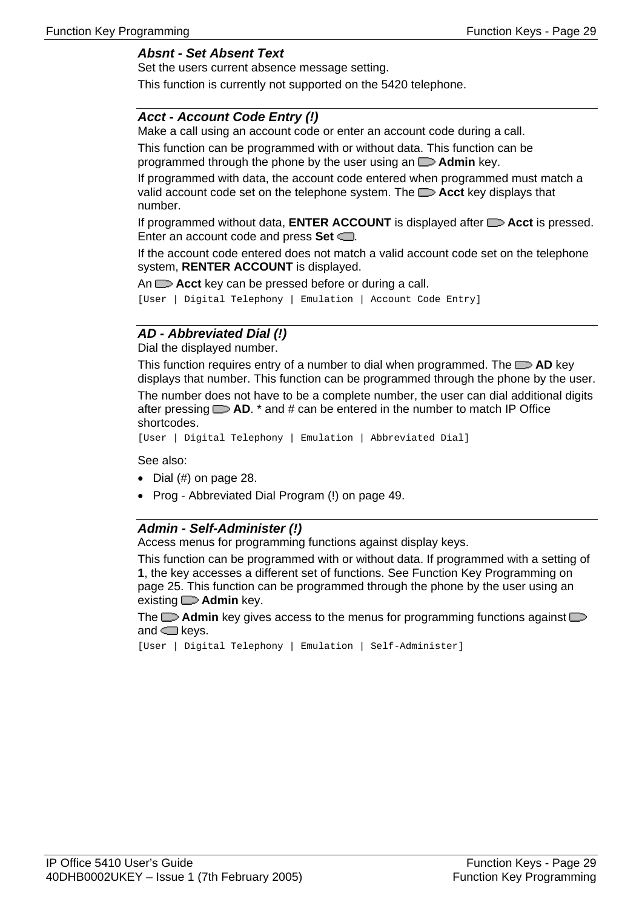### *Absnt - Set Absent Text*

Set the users current absence message setting.

This function is currently not supported on the 5420 telephone.

---

### *Acct - Account Code Entry (!)*

Make a call using an account code or enter an account code during a call.

This function can be programmed with or without data. This function can be programmed through the phone by the user using an **Admin** key.

If programmed with data, the account code entered when programmed must match a valid account code set on the telephone system. The **Acct** key displays that number.

If programmed without data, **ENTER ACCOUNT** is displayed after **Acct** is pressed. Enter an account code and press **Set**.

If the account code entered does not match a valid account code set on the telephone system, **RENTER ACCOUNT** is displayed.

An **Acct** key can be pressed before or during a call.

```
[User | Digital Telephony | Emulation | Account Code Entry]
```

---

### *AD - Abbreviated Dial (!)*

Dial the displayed number.

This function requires entry of a number to dial when programmed. The **AD** key displays that number. This function can be programmed through the phone by the user.

The number does not have to be a complete number, the user can dial additional digits after pressing **AD**. * and # can be entered in the number to match IP Office shortcodes.

```
[User | Digital Telephony | Emulation | Abbreviated Dial]
```

See also:

- Dial (#) on page 28.
- Prog - Abbreviated Dial Program (!) on page 49.

---

### *Admin - Self-Administer (!)*

Access menus for programming functions against display keys.

This function can be programmed with or without data. If programmed with a setting of **1**, the key accesses a different set of functions. See Function Key Programming on page 25. This function can be programmed through the phone by the user using an existing **Admin** key.

The **Admin** key gives access to the menus for programming functions against and keys.

```
[User | Digital Telephony | Emulation | Self-Administer]
```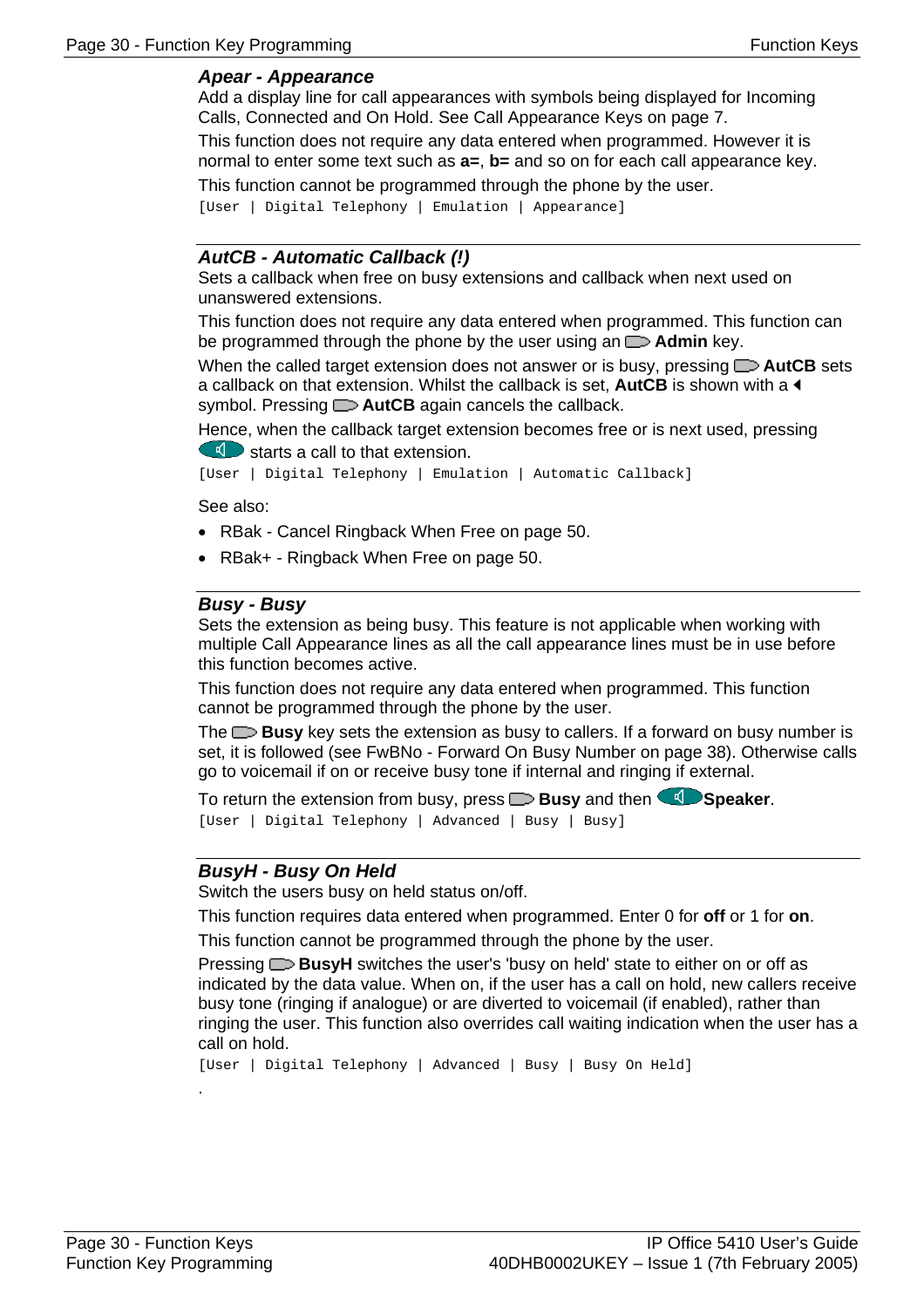### *Apear - Appearance*

Add a display line for call appearances with symbols being displayed for Incoming Calls, Connected and On Hold. See Call Appearance Keys on page 7.

This function does not require any data entered when programmed. However it is normal to enter some text such as **a=**, **b=** and so on for each call appearance key.

This function cannot be programmed through the phone by the user.

```
[User | Digital Telephony | Emulation | Appearance]
```

### *AutCB - Automatic Callback (!)*

Sets a callback when free on busy extensions and callback when next used on unanswered extensions.

This function does not require any data entered when programmed. This function can be programmed through the phone by the user using an **Admin** key.

When the called target extension does not answer or is busy, pressing **AutCB** sets a callback on that extension. Whilst the callback is set, **AutCB** is shown with a ◂ symbol. Pressing **AutCB** again cancels the callback.

Hence, when the callback target extension becomes free or is next used, pressing starts a call to that extension.

```
[User | Digital Telephony | Emulation | Automatic Callback]
```

See also:

- RBak - Cancel Ringback When Free on page 50.
- RBak+ - Ringback When Free on page 50.

### *Busy - Busy*

Sets the extension as being busy. This feature is not applicable when working with multiple Call Appearance lines as all the call appearance lines must be in use before this function becomes active.

This function does not require any data entered when programmed. This function cannot be programmed through the phone by the user.

The **Busy** key sets the extension as busy to callers. If a forward on busy number is set, it is followed (see FwBNo - Forward On Busy Number on page 38). Otherwise calls go to voicemail if on or receive busy tone if internal and ringing if external.

To return the extension from busy, press **Busy** and then **Speaker**.

```
[User | Digital Telephony | Advanced | Busy | Busy]
```

### *BusyH - Busy On Held*

Switch the users busy on held status on/off.

This function requires data entered when programmed. Enter 0 for **off** or 1 for **on**.

This function cannot be programmed through the phone by the user.

Pressing **BusyH** switches the user's 'busy on held' state to either on or off as indicated by the data value. When on, if the user has a call on hold, new callers receive busy tone (ringing if analogue) or are diverted to voicemail (if enabled), rather than ringing the user. This function also overrides call waiting indication when the user has a call on hold.

```
[User | Digital Telephony | Advanced | Busy | Busy On Held]
```

.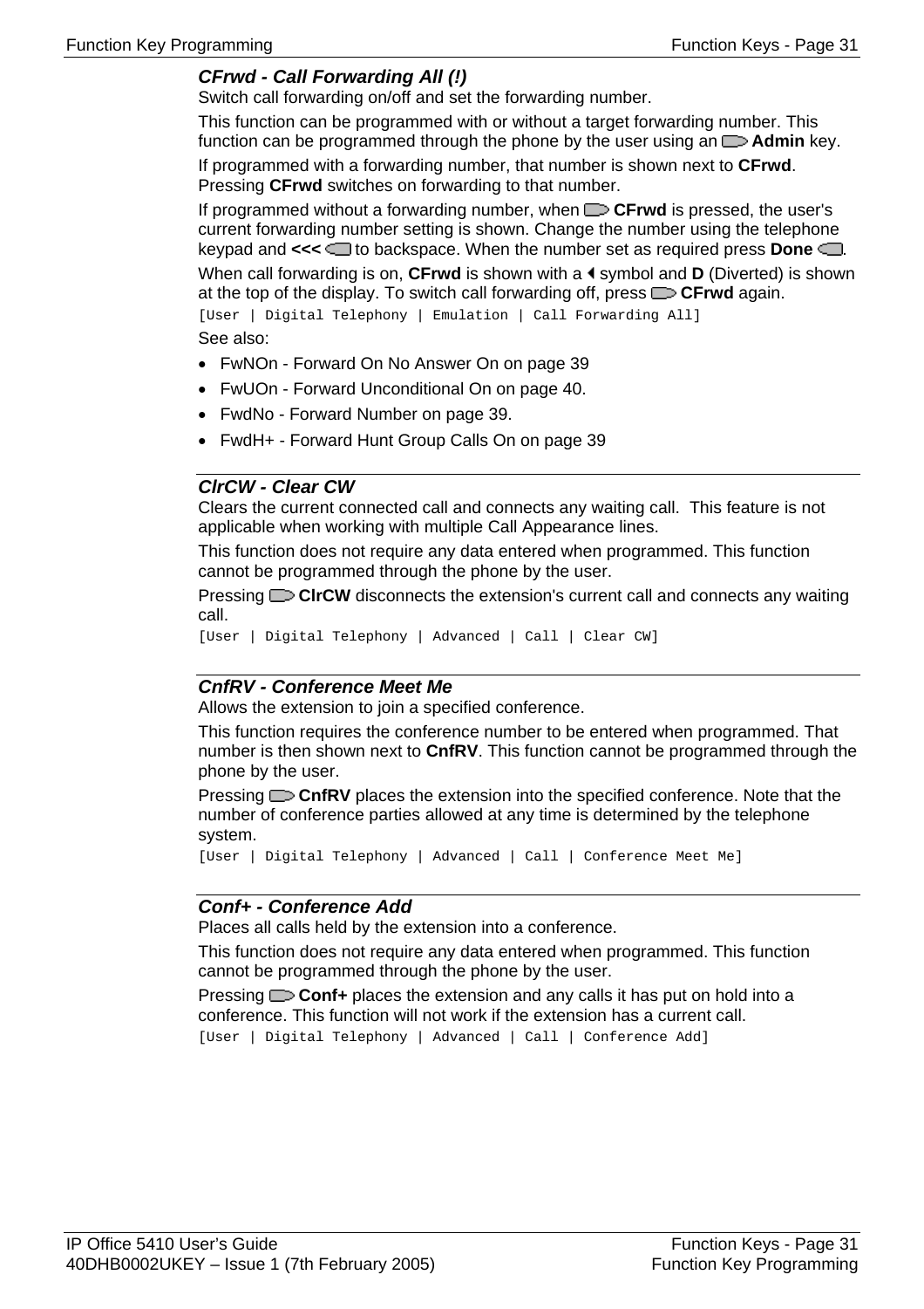### *CFrwd - Call Forwarding All (!)*

Switch call forwarding on/off and set the forwarding number.

This function can be programmed with or without a target forwarding number. This function can be programmed through the phone by the user using an **Admin** key.

If programmed with a forwarding number, that number is shown next to **CFrwd**. Pressing **CFrwd** switches on forwarding to that number.

If programmed without a forwarding number, when **CFrwd** is pressed, the user's current forwarding number setting is shown. Change the number using the telephone keypad and **<<<** to backspace. When the number set as required press **Done**.

When call forwarding is on, **CFrwd** is shown with a ◄ symbol and **D** (Diverted) is shown at the top of the display. To switch call forwarding off, press **CFrwd** again.

`[User | Digital Telephony | Emulation | Call Forwarding All]`

See also:

- FwNOn - Forward On No Answer On on page 39
- FwUOn - Forward Unconditional On on page 40.
- FwdNo - Forward Number on page 39.
- FwdH+ - Forward Hunt Group Calls On on page 39

---

### *ClrCW - Clear CW*

Clears the current connected call and connects any waiting call. This feature is not applicable when working with multiple Call Appearance lines.

This function does not require any data entered when programmed. This function cannot be programmed through the phone by the user.

Pressing **ClrCW** disconnects the extension's current call and connects any waiting call.

`[User | Digital Telephony | Advanced | Call | Clear CW]`

---

### *CnfRV - Conference Meet Me*

Allows the extension to join a specified conference.

This function requires the conference number to be entered when programmed. That number is then shown next to **CnfRV**. This function cannot be programmed through the phone by the user.

Pressing **CnfRV** places the extension into the specified conference. Note that the number of conference parties allowed at any time is determined by the telephone system.

`[User | Digital Telephony | Advanced | Call | Conference Meet Me]`

---

### *Conf+ - Conference Add*

Places all calls held by the extension into a conference.

This function does not require any data entered when programmed. This function cannot be programmed through the phone by the user.

Pressing **Conf+** places the extension and any calls it has put on hold into a conference. This function will not work if the extension has a current call.

`[User | Digital Telephony | Advanced | Call | Conference Add]`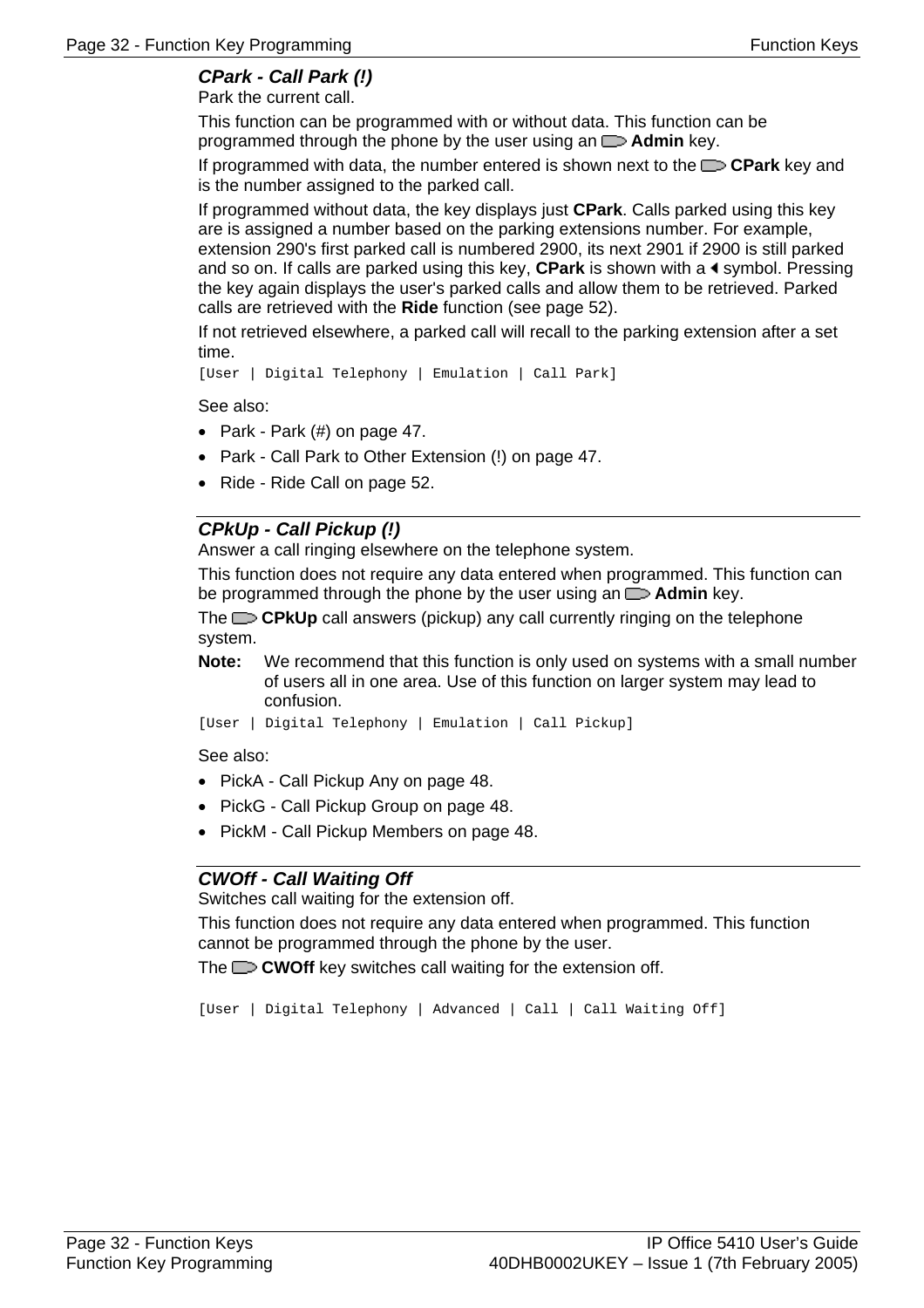### *CPark - Call Park (!)*

Park the current call.

This function can be programmed with or without data. This function can be programmed through the phone by the user using an **Admin** key.

If programmed with data, the number entered is shown next to the **CPark** key and is the number assigned to the parked call.

If programmed without data, the key displays just **CPark**. Calls parked using this key are is assigned a number based on the parking extensions number. For example, extension 290's first parked call is numbered 2900, its next 2901 if 2900 is still parked and so on. If calls are parked using this key, **CPark** is shown with a ◀ symbol. Pressing the key again displays the user's parked calls and allow them to be retrieved. Parked calls are retrieved with the **Ride** function (see page 52).

If not retrieved elsewhere, a parked call will recall to the parking extension after a set time.

```
[User | Digital Telephony | Emulation | Call Park]
```

See also:

- Park - Park (#) on page 47.
- Park - Call Park to Other Extension (!) on page 47.
- Ride - Ride Call on page 52.

---

### *CPkUp - Call Pickup (!)*

Answer a call ringing elsewhere on the telephone system.

This function does not require any data entered when programmed. This function can be programmed through the phone by the user using an **Admin** key.

The **CPkUp** call answers (pickup) any call currently ringing on the telephone system.

**Note:** We recommend that this function is only used on systems with a small number of users all in one area. Use of this function on larger system may lead to confusion.

```
[User | Digital Telephony | Emulation | Call Pickup]
```

See also:

- PickA - Call Pickup Any on page 48.
- PickG - Call Pickup Group on page 48.
- PickM - Call Pickup Members on page 48.

---

### *CWOff - Call Waiting Off*

Switches call waiting for the extension off.

This function does not require any data entered when programmed. This function cannot be programmed through the phone by the user.

The **CWOff** key switches call waiting for the extension off.

```
[User | Digital Telephony | Advanced | Call | Call Waiting Off]
```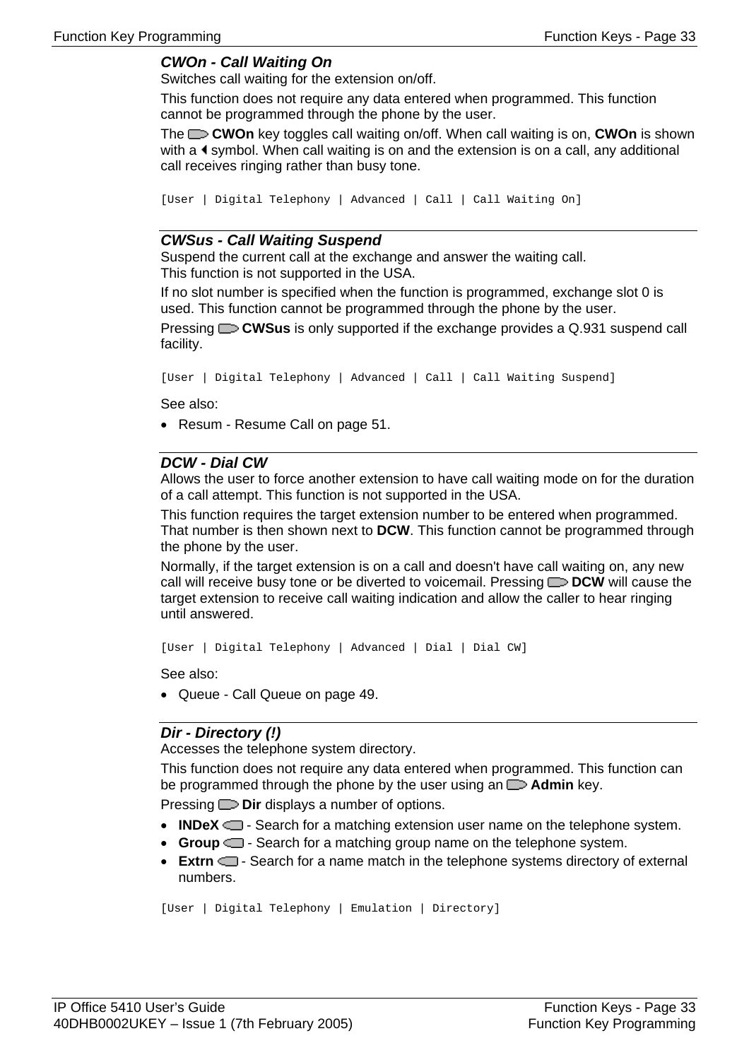### *CWOn - Call Waiting On*

Switches call waiting for the extension on/off.

This function does not require any data entered when programmed. This function cannot be programmed through the phone by the user.

The **CWOn** key toggles call waiting on/off. When call waiting is on, **CWOn** is shown with a ◄ symbol. When call waiting is on and the extension is on a call, any additional call receives ringing rather than busy tone.

```
[User | Digital Telephony | Advanced | Call | Call Waiting On]
```

### *CWSus - Call Waiting Suspend*

Suspend the current call at the exchange and answer the waiting call.
This function is not supported in the USA.

If no slot number is specified when the function is programmed, exchange slot 0 is used. This function cannot be programmed through the phone by the user.

Pressing **CWSus** is only supported if the exchange provides a Q.931 suspend call facility.

```
[User | Digital Telephony | Advanced | Call | Call Waiting Suspend]
```

See also:

- Resum - Resume Call on page 51.

### *DCW - Dial CW*

Allows the user to force another extension to have call waiting mode on for the duration of a call attempt. This function is not supported in the USA.

This function requires the target extension number to be entered when programmed. That number is then shown next to **DCW**. This function cannot be programmed through the phone by the user.

Normally, if the target extension is on a call and doesn't have call waiting on, any new call will receive busy tone or be diverted to voicemail. Pressing **DCW** will cause the target extension to receive call waiting indication and allow the caller to hear ringing until answered.

```
[User | Digital Telephony | Advanced | Dial | Dial CW]
```

See also:

- Queue - Call Queue on page 49.

### *Dir - Directory (!)*

Accesses the telephone system directory.

This function does not require any data entered when programmed. This function can be programmed through the phone by the user using an **Admin** key.

Pressing **Dir** displays a number of options.

- **INDeX** - Search for a matching extension user name on the telephone system.
- **Group** - Search for a matching group name on the telephone system.
- **Extrn** - Search for a name match in the telephone systems directory of external numbers.

```
[User | Digital Telephony | Emulation | Directory]
```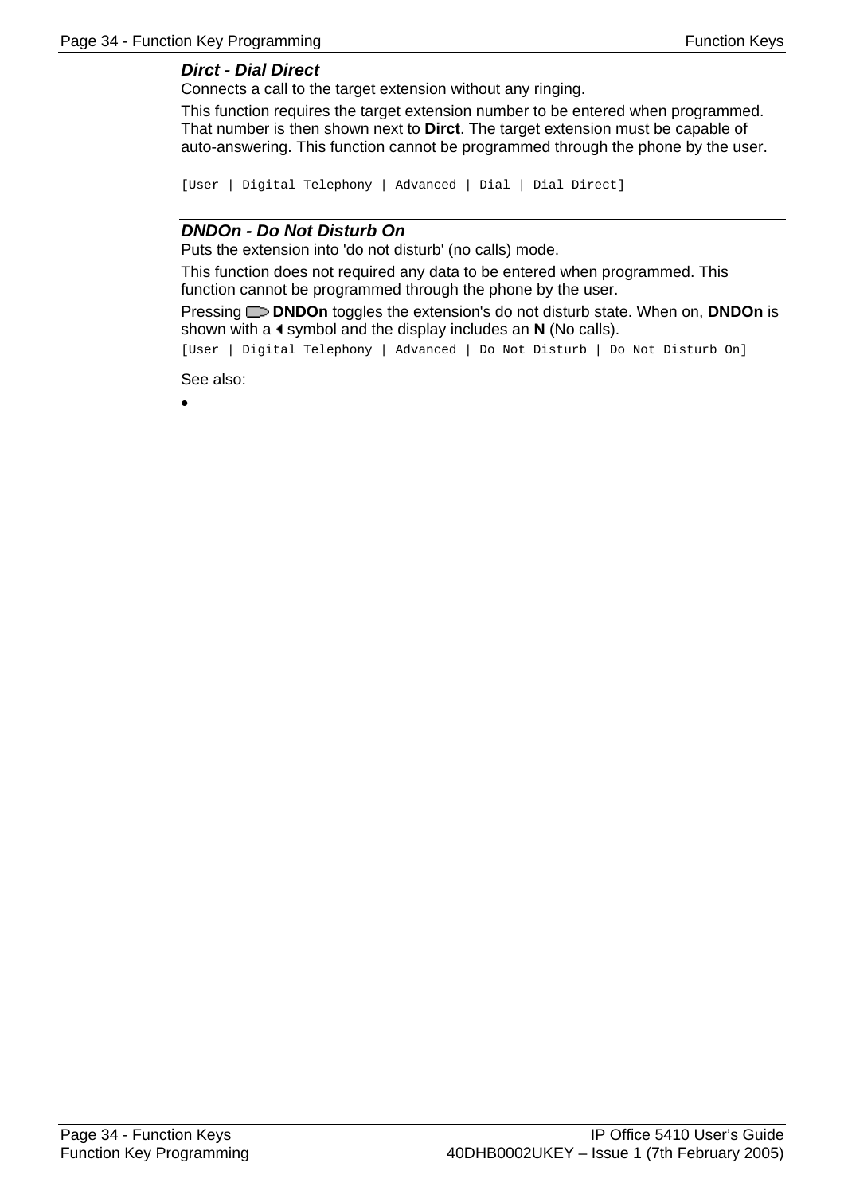### *Dirct - Dial Direct*

Connects a call to the target extension without any ringing.

This function requires the target extension number to be entered when programmed. That number is then shown next to **Dirct**. The target extension must be capable of auto-answering. This function cannot be programmed through the phone by the user.

```
[User | Digital Telephony | Advanced | Dial | Dial Direct]
```

### *DNDOn - Do Not Disturb On*

Puts the extension into 'do not disturb' (no calls) mode.

This function does not required any data to be entered when programmed. This function cannot be programmed through the phone by the user.

Pressing **DNDOn** toggles the extension's do not disturb state. When on, **DNDOn** is shown with a ◂ symbol and the display includes an **N** (No calls).

```
[User | Digital Telephony | Advanced | Do Not Disturb | Do Not Disturb On]
```

See also:

-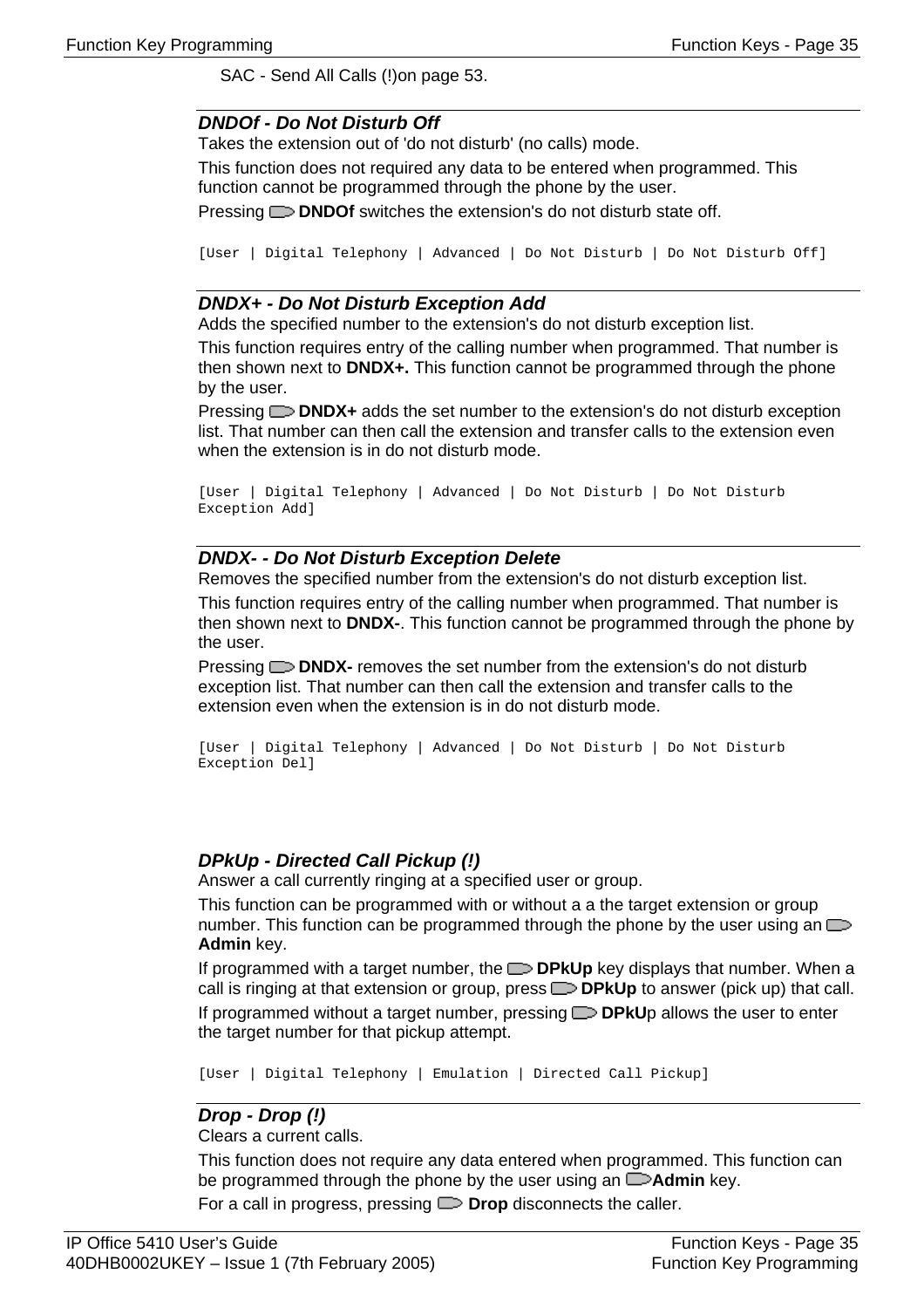SAC - Send All Calls (!)on page 53.

### *DNDOf - Do Not Disturb Off*

Takes the extension out of 'do not disturb' (no calls) mode.

This function does not required any data to be entered when programmed. This function cannot be programmed through the phone by the user.

Pressing **DNDOf** switches the extension's do not disturb state off.

```
[User | Digital Telephony | Advanced | Do Not Disturb | Do Not Disturb Off]
```

### *DNDX+ - Do Not Disturb Exception Add*

Adds the specified number to the extension's do not disturb exception list.

This function requires entry of the calling number when programmed. That number is then shown next to **DNDX+.** This function cannot be programmed through the phone by the user.

Pressing **DNDX+** adds the set number to the extension's do not disturb exception list. That number can then call the extension and transfer calls to the extension even when the extension is in do not disturb mode.

```
[User | Digital Telephony | Advanced | Do Not Disturb | Do Not Disturb
Exception Add]
```

### *DNDX- - Do Not Disturb Exception Delete*

Removes the specified number from the extension's do not disturb exception list.

This function requires entry of the calling number when programmed. That number is then shown next to **DNDX-**. This function cannot be programmed through the phone by the user.

Pressing **DNDX-** removes the set number from the extension's do not disturb exception list. That number can then call the extension and transfer calls to the extension even when the extension is in do not disturb mode.

```
[User | Digital Telephony | Advanced | Do Not Disturb | Do Not Disturb
Exception Del]
```

### *DPkUp - Directed Call Pickup (!)*

Answer a call currently ringing at a specified user or group.

This function can be programmed with or without a a the target extension or group number. This function can be programmed through the phone by the user using an **Admin** key.

If programmed with a target number, the **DPkUp** key displays that number. When a call is ringing at that extension or group, press **DPkUp** to answer (pick up) that call.

If programmed without a target number, pressing **DPkU**p allows the user to enter the target number for that pickup attempt.

```
[User | Digital Telephony | Emulation | Directed Call Pickup]
```

### *Drop - Drop (!)*

Clears a current calls.

This function does not require any data entered when programmed. This function can be programmed through the phone by the user using an **Admin** key.

For a call in progress, pressing **Drop** disconnects the caller.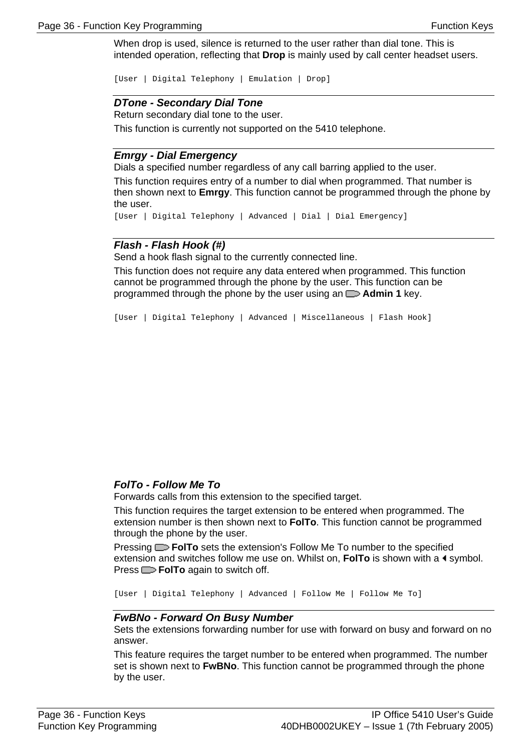When drop is used, silence is returned to the user rather than dial tone. This is intended operation, reflecting that **Drop** is mainly used by call center headset users.

[User | Digital Telephony | Emulation | Drop]

### *DTone - Secondary Dial Tone*

Return secondary dial tone to the user.

This function is currently not supported on the 5410 telephone.

### *Emrgy - Dial Emergency*

Dials a specified number regardless of any call barring applied to the user.

This function requires entry of a number to dial when programmed. That number is then shown next to **Emrgy**. This function cannot be programmed through the phone by the user.

[User | Digital Telephony | Advanced | Dial | Dial Emergency]

### *Flash - Flash Hook (#)*

Send a hook flash signal to the currently connected line.

This function does not require any data entered when programmed. This function cannot be programmed through the phone by the user. This function can be programmed through the phone by the user using an **Admin 1** key.

[User | Digital Telephony | Advanced | Miscellaneous | Flash Hook]

### *FolTo - Follow Me To*

Forwards calls from this extension to the specified target.

This function requires the target extension to be entered when programmed. The extension number is then shown next to **FolTo**. This function cannot be programmed through the phone by the user.

Pressing **FolTo** sets the extension's Follow Me To number to the specified extension and switches follow me use on. Whilst on, **FolTo** is shown with a ◄ symbol. Press **FolTo** again to switch off.

[User | Digital Telephony | Advanced | Follow Me | Follow Me To]

### *FwBNo - Forward On Busy Number*

Sets the extensions forwarding number for use with forward on busy and forward on no answer.

This feature requires the target number to be entered when programmed. The number set is shown next to **FwBNo**. This function cannot be programmed through the phone by the user.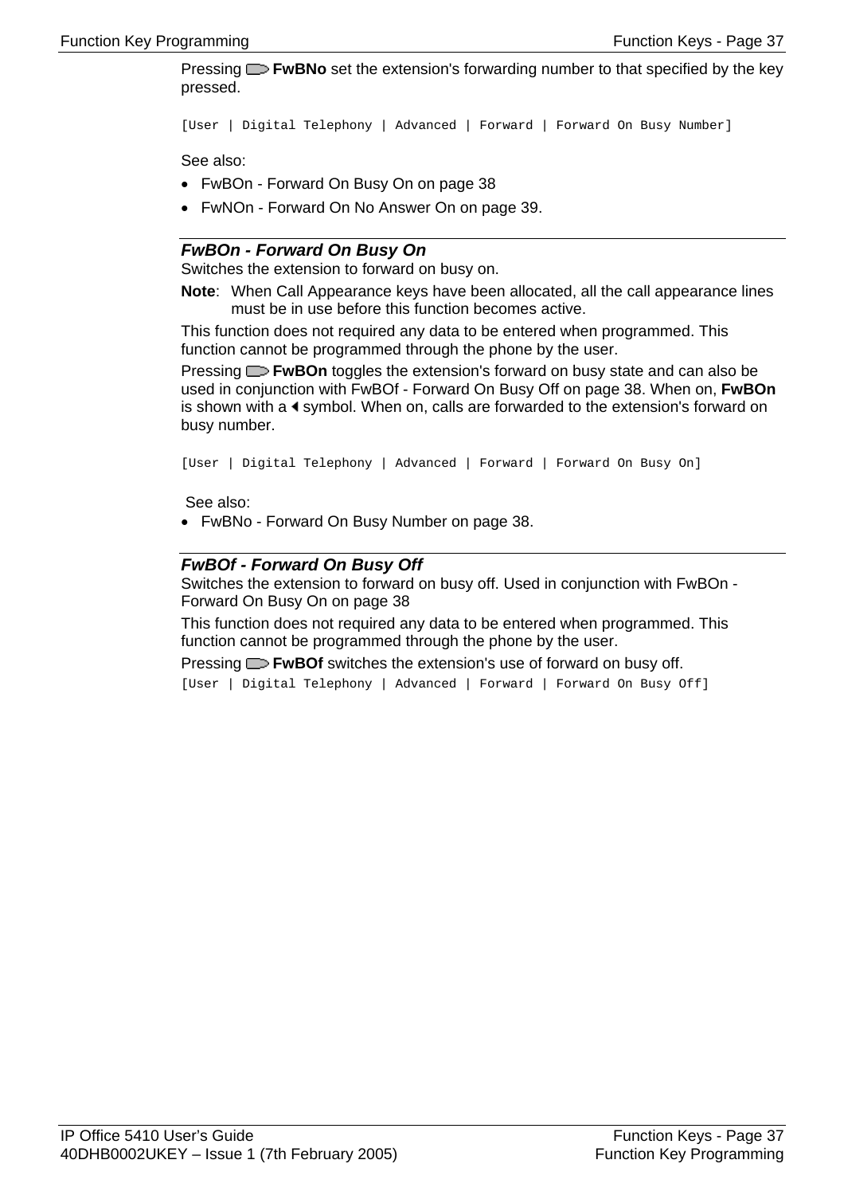Pressing FwBNo set the extension's forwarding number to that specified by the key pressed.

```
[User | Digital Telephony | Advanced | Forward | Forward On Busy Number]
```

See also:

- FwBOn - Forward On Busy On on page 38
- FwNOn - Forward On No Answer On on page 39.

### *FwBOn - Forward On Busy On*

Switches the extension to forward on busy on.

**Note**: When Call Appearance keys have been allocated, all the call appearance lines must be in use before this function becomes active.

This function does not required any data to be entered when programmed. This function cannot be programmed through the phone by the user.

Pressing **FwBOn** toggles the extension's forward on busy state and can also be used in conjunction with FwBOf - Forward On Busy Off on page 38. When on, **FwBOn** is shown with a ◄ symbol. When on, calls are forwarded to the extension's forward on busy number.

```
[User | Digital Telephony | Advanced | Forward | Forward On Busy On]
```

See also:

- FwBNo - Forward On Busy Number on page 38.

### *FwBOf - Forward On Busy Off*

Switches the extension to forward on busy off. Used in conjunction with FwBOn - Forward On Busy On on page 38

This function does not required any data to be entered when programmed. This function cannot be programmed through the phone by the user.

Pressing **FwBOf** switches the extension's use of forward on busy off.

```
[User | Digital Telephony | Advanced | Forward | Forward On Busy Off]
```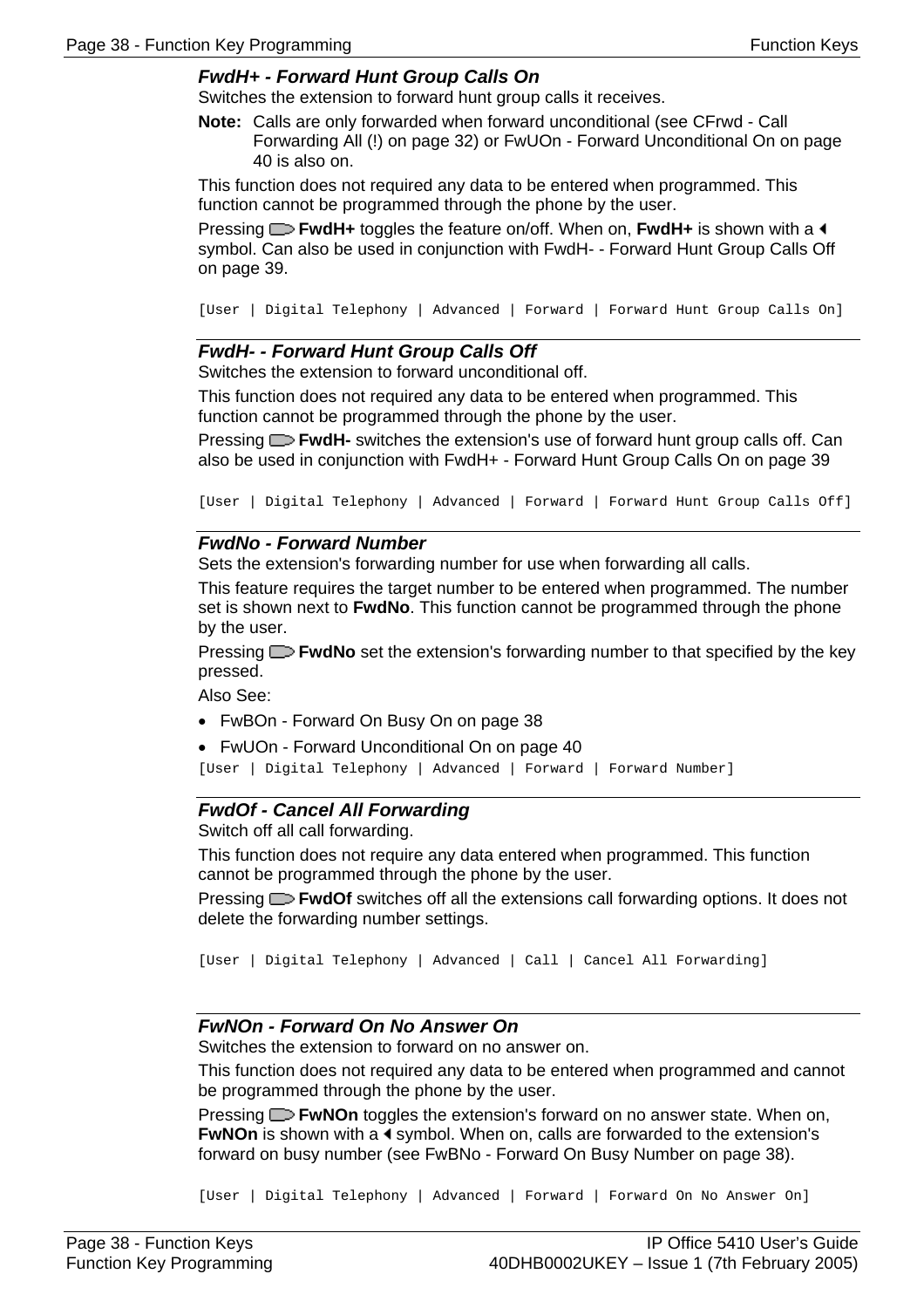### *FwdH+ - Forward Hunt Group Calls On*

Switches the extension to forward hunt group calls it receives.

**Note:** Calls are only forwarded when forward unconditional (see CFrwd - Call Forwarding All (!) on page 32) or FwUOn - Forward Unconditional On on page 40 is also on.

This function does not required any data to be entered when programmed. This function cannot be programmed through the phone by the user.

Pressing **FwdH+** toggles the feature on/off. When on, **FwdH+** is shown with a ◄ symbol. Can also be used in conjunction with FwdH- - Forward Hunt Group Calls Off on page 39.

```
[User | Digital Telephony | Advanced | Forward | Forward Hunt Group Calls On]
```

### *FwdH- - Forward Hunt Group Calls Off*

Switches the extension to forward unconditional off.

This function does not required any data to be entered when programmed. This function cannot be programmed through the phone by the user.

Pressing **FwdH-** switches the extension's use of forward hunt group calls off. Can also be used in conjunction with FwdH+ - Forward Hunt Group Calls On on page 39

```
[User | Digital Telephony | Advanced | Forward | Forward Hunt Group Calls Off]
```

### *FwdNo - Forward Number*

Sets the extension's forwarding number for use when forwarding all calls.

This feature requires the target number to be entered when programmed. The number set is shown next to **FwdNo**. This function cannot be programmed through the phone by the user.

Pressing **FwdNo** set the extension's forwarding number to that specified by the key pressed.

Also See:

- FwBOn - Forward On Busy On on page 38
- FwUOn - Forward Unconditional On on page 40

```
[User | Digital Telephony | Advanced | Forward | Forward Number]
```

### *FwdOf - Cancel All Forwarding*

Switch off all call forwarding.

This function does not require any data entered when programmed. This function cannot be programmed through the phone by the user.

Pressing **FwdOf** switches off all the extensions call forwarding options. It does not delete the forwarding number settings.

```
[User | Digital Telephony | Advanced | Call | Cancel All Forwarding]
```

### *FwNOn - Forward On No Answer On*

Switches the extension to forward on no answer on.

This function does not required any data to be entered when programmed and cannot be programmed through the phone by the user.

Pressing **FwNOn** toggles the extension's forward on no answer state. When on, **FwNOn** is shown with a ◄ symbol. When on, calls are forwarded to the extension's forward on busy number (see FwBNo - Forward On Busy Number on page 38).

```
[User | Digital Telephony | Advanced | Forward | Forward On No Answer On]
```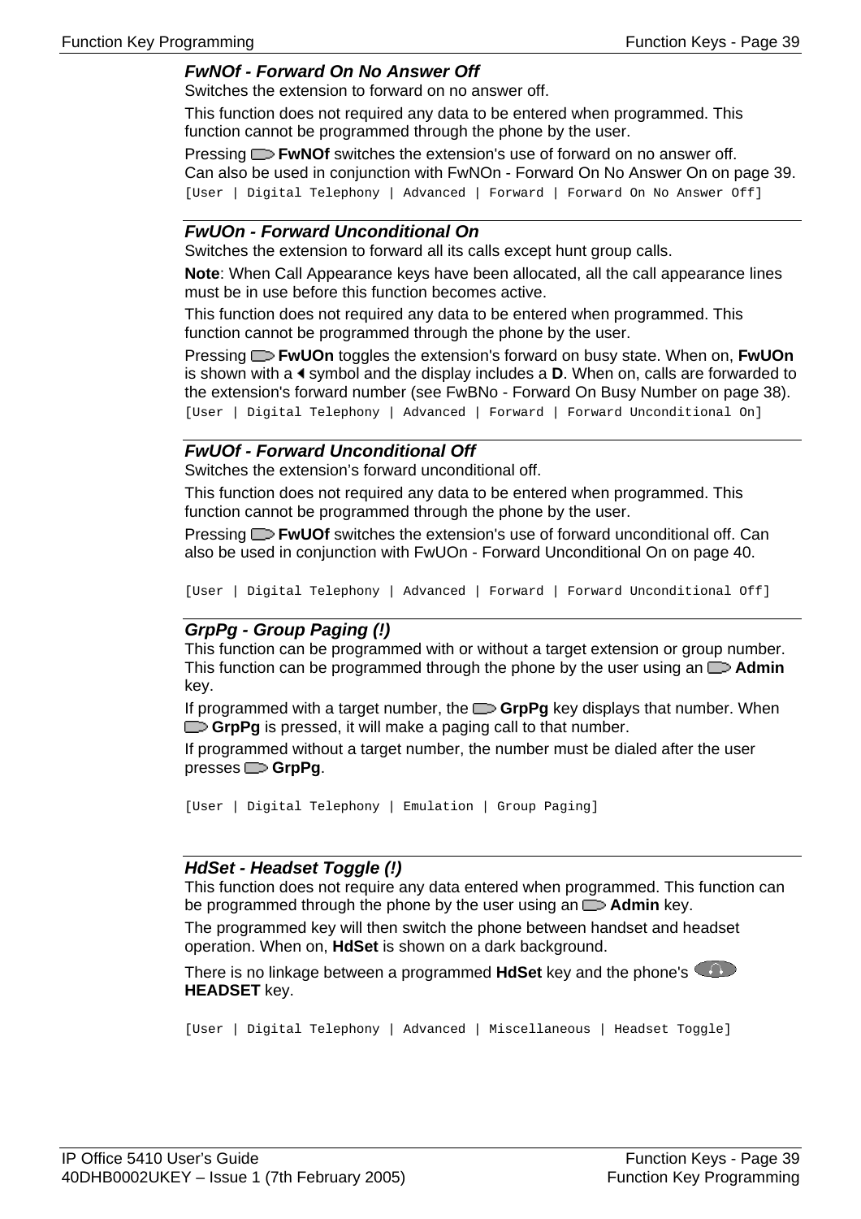### *FwNOf - Forward On No Answer Off*

Switches the extension to forward on no answer off.

This function does not required any data to be entered when programmed. This function cannot be programmed through the phone by the user.

Pressing **FwNOf** switches the extension's use of forward on no answer off. Can also be used in conjunction with FwNOn - Forward On No Answer On on page 39.

```
[User | Digital Telephony | Advanced | Forward | Forward On No Answer Off]
```

### *FwUOn - Forward Unconditional On*

Switches the extension to forward all its calls except hunt group calls.

**Note**: When Call Appearance keys have been allocated, all the call appearance lines must be in use before this function becomes active.

This function does not required any data to be entered when programmed. This function cannot be programmed through the phone by the user.

Pressing **FwUOn** toggles the extension's forward on busy state. When on, **FwUOn** is shown with a ◄ symbol and the display includes a **D**. When on, calls are forwarded to the extension's forward number (see FwBNo - Forward On Busy Number on page 38).

```
[User | Digital Telephony | Advanced | Forward | Forward Unconditional On]
```

### *FwUOf - Forward Unconditional Off*

Switches the extension's forward unconditional off.

This function does not required any data to be entered when programmed. This function cannot be programmed through the phone by the user.

Pressing **FwUOf** switches the extension's use of forward unconditional off. Can also be used in conjunction with FwUOn - Forward Unconditional On on page 40.

```
[User | Digital Telephony | Advanced | Forward | Forward Unconditional Off]
```

### *GrpPg - Group Paging (!)*

This function can be programmed with or without a target extension or group number. This function can be programmed through the phone by the user using an **Admin** key.

If programmed with a target number, the **GrpPg** key displays that number. When **GrpPg** is pressed, it will make a paging call to that number.

If programmed without a target number, the number must be dialed after the user presses **GrpPg**.

```
[User | Digital Telephony | Emulation | Group Paging]
```

### *HdSet - Headset Toggle (!)*

This function does not require any data entered when programmed. This function can be programmed through the phone by the user using an **Admin** key.

The programmed key will then switch the phone between handset and headset operation. When on, **HdSet** is shown on a dark background.

There is no linkage between a programmed **HdSet** key and the phone's **HEADSET** key.

```
[User | Digital Telephony | Advanced | Miscellaneous | Headset Toggle]
```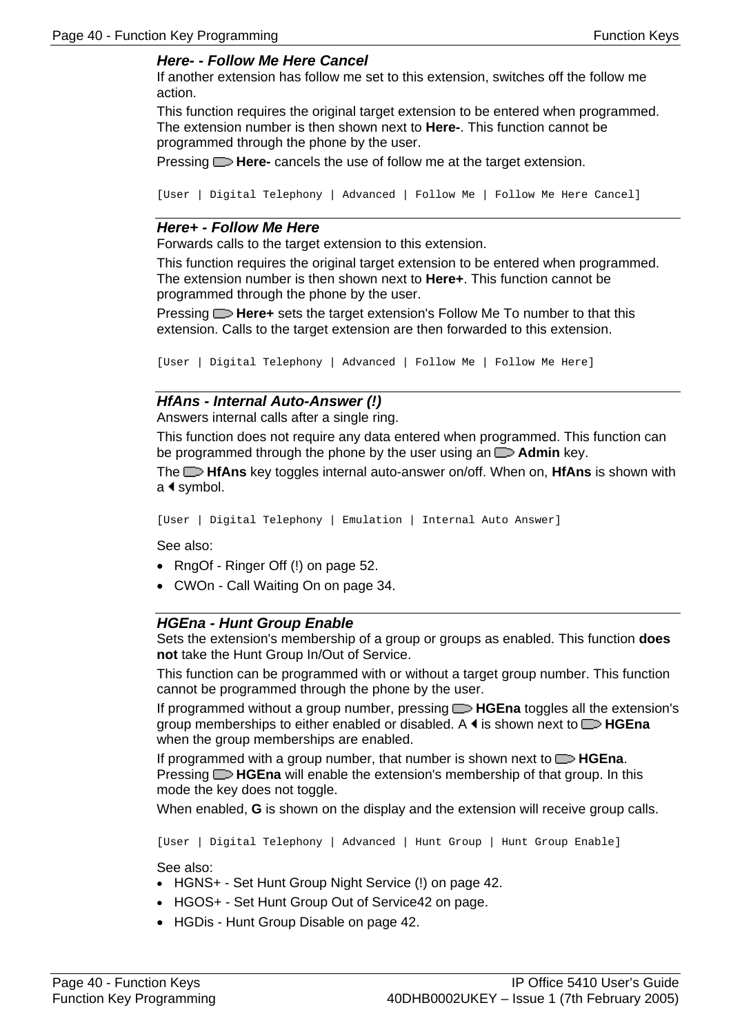### Here- - Follow Me Here Cancel

If another extension has follow me set to this extension, switches off the follow me action.

This function requires the original target extension to be entered when programmed. The extension number is then shown next to **Here-**. This function cannot be programmed through the phone by the user.

Pressing **Here-** cancels the use of follow me at the target extension.

```
[User | Digital Telephony | Advanced | Follow Me | Follow Me Here Cancel]
```

### Here+ - Follow Me Here

Forwards calls to the target extension to this extension.

This function requires the original target extension to be entered when programmed. The extension number is then shown next to **Here+**. This function cannot be programmed through the phone by the user.

Pressing **Here+** sets the target extension's Follow Me To number to that this extension. Calls to the target extension are then forwarded to this extension.

```
[User | Digital Telephony | Advanced | Follow Me | Follow Me Here]
```

### HfAns - Internal Auto-Answer (!)

Answers internal calls after a single ring.

This function does not require any data entered when programmed. This function can be programmed through the phone by the user using an **Admin** key.

The **HfAns** key toggles internal auto-answer on/off. When on, **HfAns** is shown with a ◀ symbol.

```
[User | Digital Telephony | Emulation | Internal Auto Answer]
```

See also:

- RngOf - Ringer Off (!) on page 52.
- CWOn - Call Waiting On on page 34.

### HGEna - Hunt Group Enable

Sets the extension's membership of a group or groups as enabled. This function **does not** take the Hunt Group In/Out of Service.

This function can be programmed with or without a target group number. This function cannot be programmed through the phone by the user.

If programmed without a group number, pressing **HGEna** toggles all the extension's group memberships to either enabled or disabled. A ◀ is shown next to **HGEna** when the group memberships are enabled.

If programmed with a group number, that number is shown next to **HGEna**. Pressing **HGEna** will enable the extension's membership of that group. In this mode the key does not toggle.

When enabled, **G** is shown on the display and the extension will receive group calls.

```
[User | Digital Telephony | Advanced | Hunt Group | Hunt Group Enable]
```

See also:

- HGNS+ - Set Hunt Group Night Service (!) on page 42.
- HGOS+ - Set Hunt Group Out of Service42 on page.
- HGDis - Hunt Group Disable on page 42.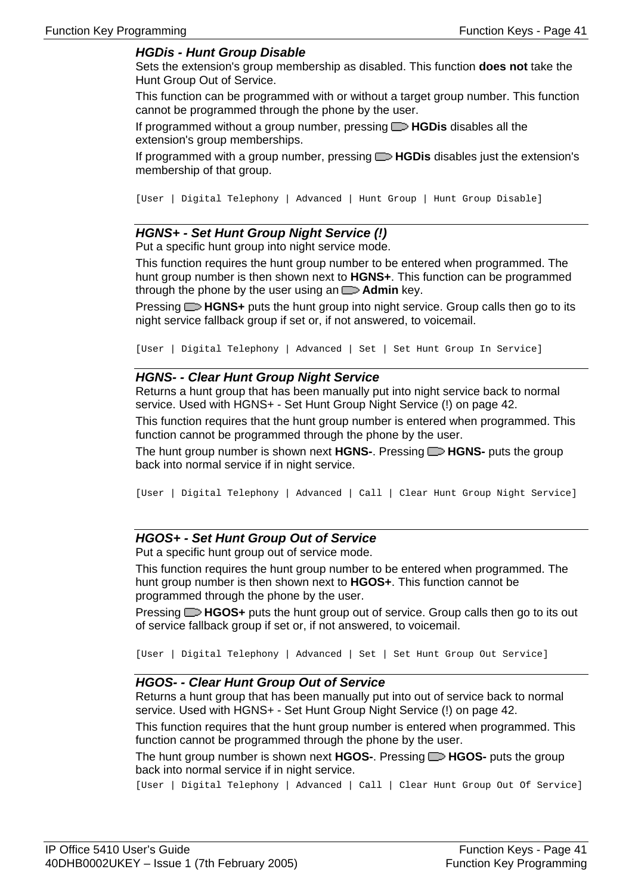### *HGDis - Hunt Group Disable*

Sets the extension's group membership as disabled. This function **does not** take the Hunt Group Out of Service.

This function can be programmed with or without a target group number. This function cannot be programmed through the phone by the user.

If programmed without a group number, pressing **HGDis** disables all the extension's group memberships.

If programmed with a group number, pressing **HGDis** disables just the extension's membership of that group.

```
[User | Digital Telephony | Advanced | Hunt Group | Hunt Group Disable]
```

### *HGNS+ - Set Hunt Group Night Service (!)*

Put a specific hunt group into night service mode.

This function requires the hunt group number to be entered when programmed. The hunt group number is then shown next to **HGNS+**. This function can be programmed through the phone by the user using an **Admin** key.

Pressing **HGNS+** puts the hunt group into night service. Group calls then go to its night service fallback group if set or, if not answered, to voicemail.

```
[User | Digital Telephony | Advanced | Set | Set Hunt Group In Service]
```

### *HGNS- - Clear Hunt Group Night Service*

Returns a hunt group that has been manually put into night service back to normal service. Used with HGNS+ - Set Hunt Group Night Service (!) on page 42.

This function requires that the hunt group number is entered when programmed. This function cannot be programmed through the phone by the user.

The hunt group number is shown next **HGNS-**. Pressing **HGNS-** puts the group back into normal service if in night service.

```
[User | Digital Telephony | Advanced | Call | Clear Hunt Group Night Service]
```

### *HGOS+ - Set Hunt Group Out of Service*

Put a specific hunt group out of service mode.

This function requires the hunt group number to be entered when programmed. The hunt group number is then shown next to **HGOS+**. This function cannot be programmed through the phone by the user.

Pressing **HGOS+** puts the hunt group out of service. Group calls then go to its out of service fallback group if set or, if not answered, to voicemail.

```
[User | Digital Telephony | Advanced | Set | Set Hunt Group Out Service]
```

### *HGOS- - Clear Hunt Group Out of Service*

Returns a hunt group that has been manually put into out of service back to normal service. Used with HGNS+ - Set Hunt Group Night Service (!) on page 42.

This function requires that the hunt group number is entered when programmed. This function cannot be programmed through the phone by the user.

The hunt group number is shown next **HGOS-**. Pressing **HGOS-** puts the group back into normal service if in night service.

```
[User | Digital Telephony | Advanced | Call | Clear Hunt Group Out Of Service]
```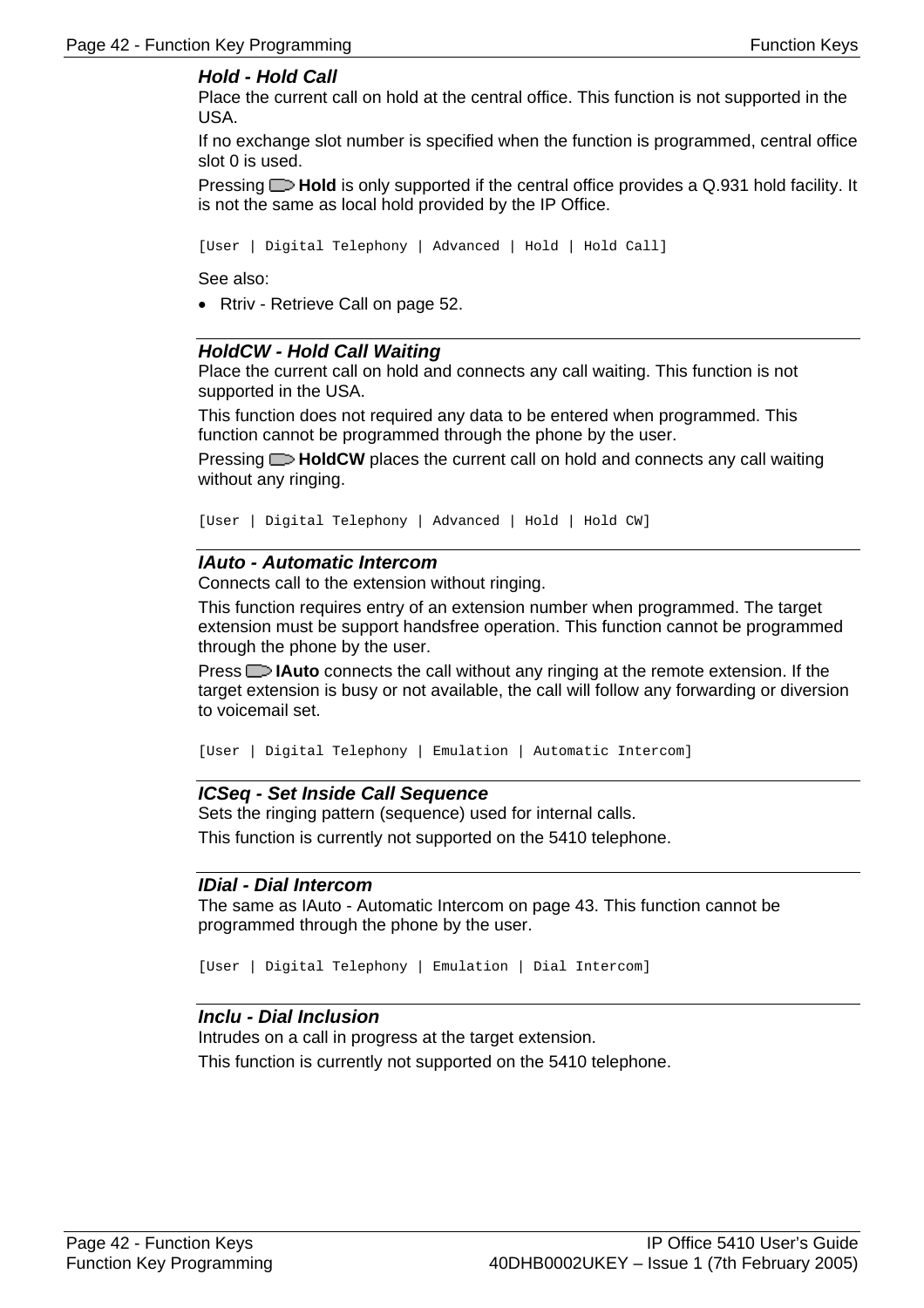### *Hold - Hold Call*

Place the current call on hold at the central office. This function is not supported in the USA.

If no exchange slot number is specified when the function is programmed, central office slot 0 is used.

Pressing **Hold** is only supported if the central office provides a Q.931 hold facility. It is not the same as local hold provided by the IP Office.

```
[User | Digital Telephony | Advanced | Hold | Hold Call]
```

See also:

- Rtriv - Retrieve Call on page 52.

### *HoldCW - Hold Call Waiting*

Place the current call on hold and connects any call waiting. This function is not supported in the USA.

This function does not required any data to be entered when programmed. This function cannot be programmed through the phone by the user.

Pressing **HoldCW** places the current call on hold and connects any call waiting without any ringing.

```
[User | Digital Telephony | Advanced | Hold | Hold CW]
```

### *IAuto - Automatic Intercom*

Connects call to the extension without ringing.

This function requires entry of an extension number when programmed. The target extension must be support handsfree operation. This function cannot be programmed through the phone by the user.

Press **IAuto** connects the call without any ringing at the remote extension. If the target extension is busy or not available, the call will follow any forwarding or diversion to voicemail set.

```
[User | Digital Telephony | Emulation | Automatic Intercom]
```

### *ICSeq - Set Inside Call Sequence*

Sets the ringing pattern (sequence) used for internal calls.

This function is currently not supported on the 5410 telephone.

### *IDial - Dial Intercom*

The same as IAuto - Automatic Intercom on page 43. This function cannot be programmed through the phone by the user.

```
[User | Digital Telephony | Emulation | Dial Intercom]
```

### *Inclu - Dial Inclusion*

Intrudes on a call in progress at the target extension.

This function is currently not supported on the 5410 telephone.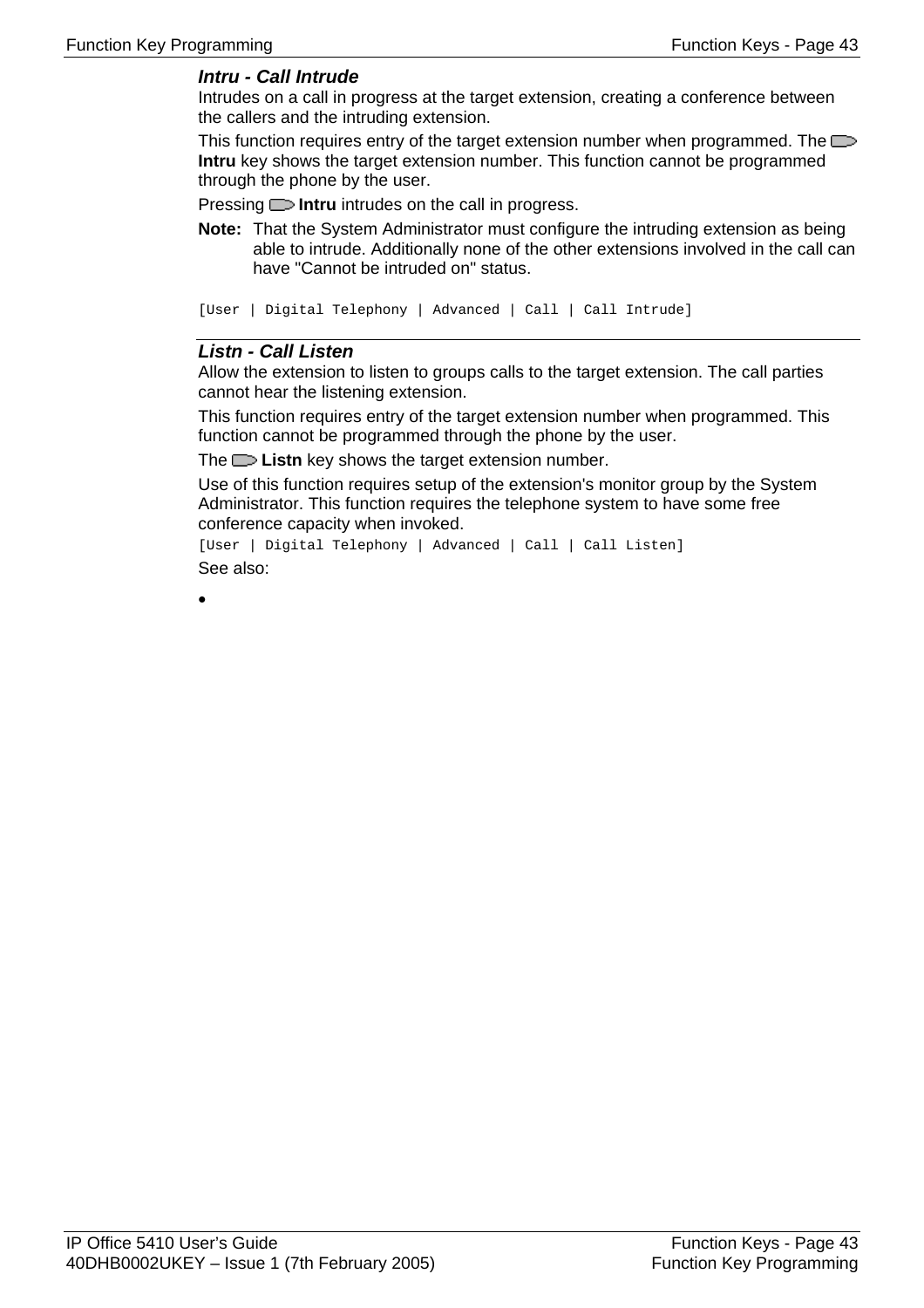### *Intru - Call Intrude*

Intrudes on a call in progress at the target extension, creating a conference between the callers and the intruding extension.

This function requires entry of the target extension number when programmed. The **Intru** key shows the target extension number. This function cannot be programmed through the phone by the user.

Pressing **Intru** intrudes on the call in progress.

**Note:** That the System Administrator must configure the intruding extension as being able to intrude. Additionally none of the other extensions involved in the call can have "Cannot be intruded on" status.

```
[User | Digital Telephony | Advanced | Call | Call Intrude]
```

### *Listn - Call Listen*

Allow the extension to listen to groups calls to the target extension. The call parties cannot hear the listening extension.

This function requires entry of the target extension number when programmed. This function cannot be programmed through the phone by the user.

The **Listn** key shows the target extension number.

Use of this function requires setup of the extension's monitor group by the System Administrator. This function requires the telephone system to have some free conference capacity when invoked.

```
[User | Digital Telephony | Advanced | Call | Call Listen]
```

See also:

•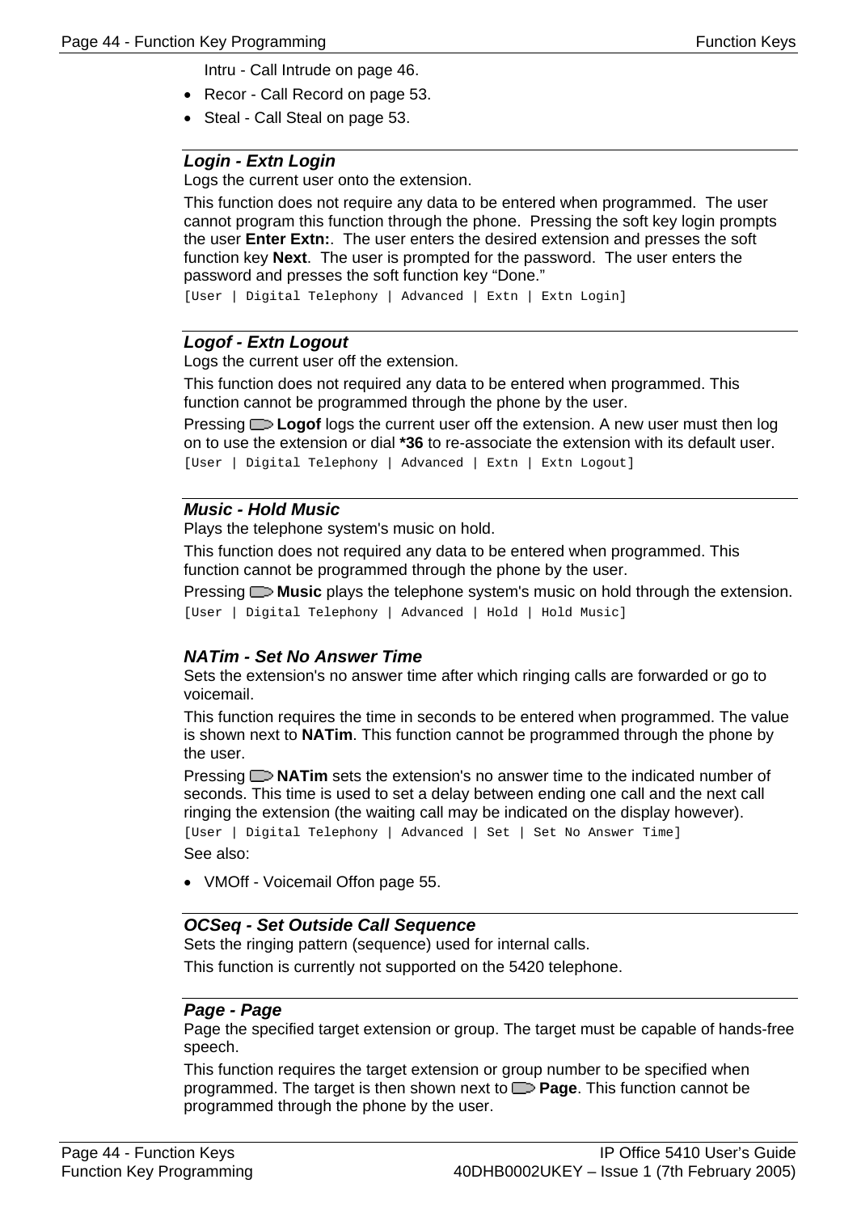Intru - Call Intrude on page 46.

- Recor - Call Record on page 53.
- Steal - Call Steal on page 53.

---

### *Login - Extn Login*

Logs the current user onto the extension.

This function does not require any data to be entered when programmed. The user cannot program this function through the phone. Pressing the soft key login prompts the user **Enter Extn:**. The user enters the desired extension and presses the soft function key **Next**. The user is prompted for the password. The user enters the password and presses the soft function key "Done."

`[User | Digital Telephony | Advanced | Extn | Extn Login]`

---

### *Logof - Extn Logout*

Logs the current user off the extension.

This function does not required any data to be entered when programmed. This function cannot be programmed through the phone by the user.

Pressing **Logof** logs the current user off the extension. A new user must then log on to use the extension or dial **\*36** to re-associate the extension with its default user.

`[User | Digital Telephony | Advanced | Extn | Extn Logout]`

---

### *Music - Hold Music*

Plays the telephone system's music on hold.

This function does not required any data to be entered when programmed. This function cannot be programmed through the phone by the user.

Pressing **Music** plays the telephone system's music on hold through the extension.

`[User | Digital Telephony | Advanced | Hold | Hold Music]`

### *NATim - Set No Answer Time*

Sets the extension's no answer time after which ringing calls are forwarded or go to voicemail.

This function requires the time in seconds to be entered when programmed. The value is shown next to **NATim**. This function cannot be programmed through the phone by the user.

Pressing **NATim** sets the extension's no answer time to the indicated number of seconds. This time is used to set a delay between ending one call and the next call ringing the extension (the waiting call may be indicated on the display however).

`[User | Digital Telephony | Advanced | Set | Set No Answer Time]`

See also:

- VMOff - Voicemail Offon page 55.

---

### *OCSeq - Set Outside Call Sequence*

Sets the ringing pattern (sequence) used for internal calls.

This function is currently not supported on the 5420 telephone.

---

### *Page - Page*

Page the specified target extension or group. The target must be capable of hands-free speech.

This function requires the target extension or group number to be specified when programmed. The target is then shown next to **Page**. This function cannot be programmed through the phone by the user.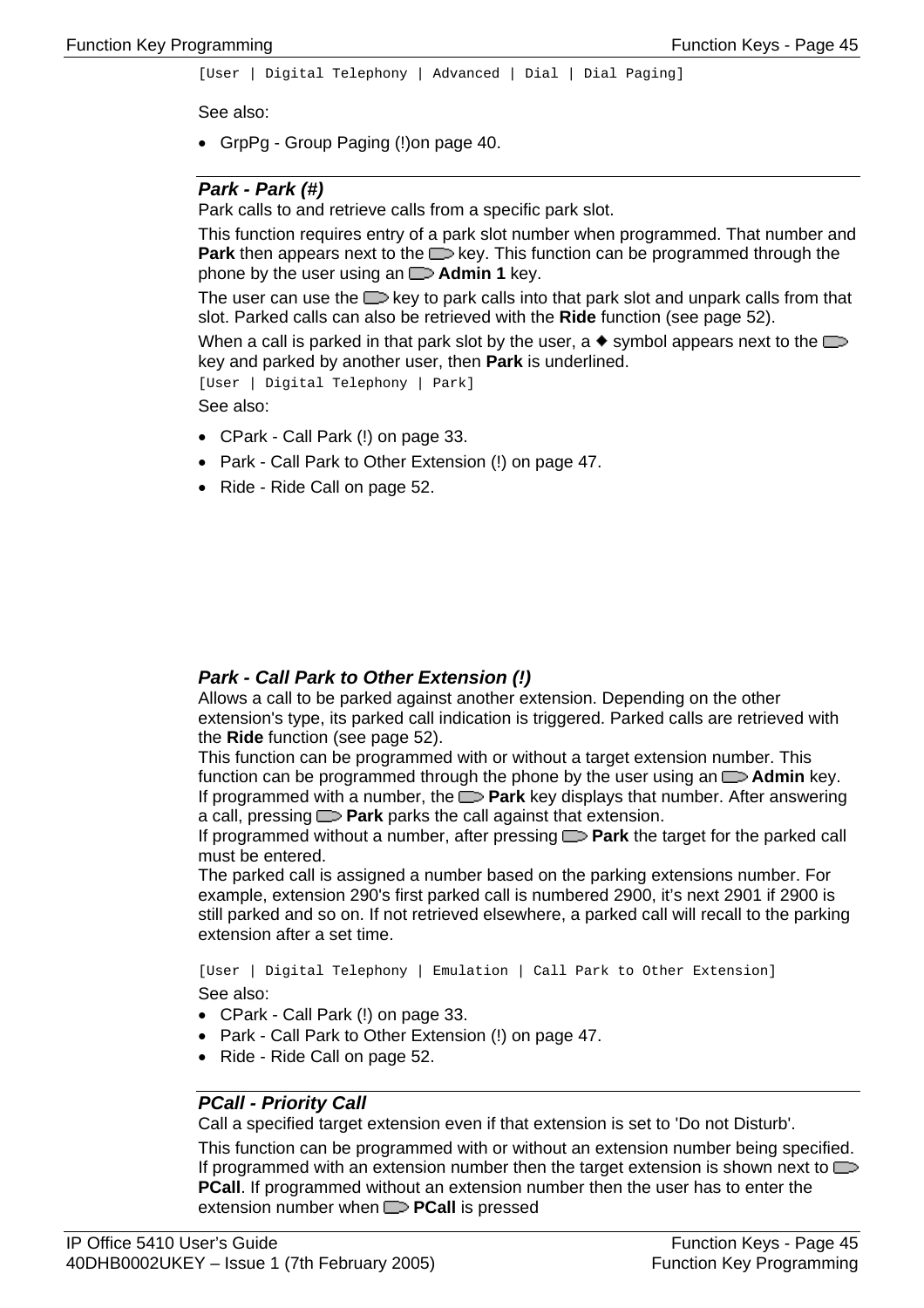[User | Digital Telephony | Advanced | Dial | Dial Paging]

See also:

- GrpPg - Group Paging (!)on page 40.

### *Park - Park (#)*

Park calls to and retrieve calls from a specific park slot.

This function requires entry of a park slot number when programmed. That number and **Park** then appears next to the key. This function can be programmed through the phone by the user using an **Admin 1** key.

The user can use the key to park calls into that park slot and unpark calls from that slot. Parked calls can also be retrieved with the **Ride** function (see page 52).

When a call is parked in that park slot by the user, a ♦ symbol appears next to the key and parked by another user, then **Park** is underlined.

[User | Digital Telephony | Park]

See also:

- CPark - Call Park (!) on page 33.
- Park - Call Park to Other Extension (!) on page 47.
- Ride - Ride Call on page 52.

### *Park - Call Park to Other Extension (!)*

Allows a call to be parked against another extension. Depending on the other extension's type, its parked call indication is triggered. Parked calls are retrieved with the **Ride** function (see page 52).

This function can be programmed with or without a target extension number. This function can be programmed through the phone by the user using an **Admin** key.

If programmed with a number, the **Park** key displays that number. After answering a call, pressing **Park** parks the call against that extension.

If programmed without a number, after pressing **Park** the target for the parked call must be entered.

The parked call is assigned a number based on the parking extensions number. For example, extension 290's first parked call is numbered 2900, it's next 2901 if 2900 is still parked and so on. If not retrieved elsewhere, a parked call will recall to the parking extension after a set time.

[User | Digital Telephony | Emulation | Call Park to Other Extension]

See also:

- CPark - Call Park (!) on page 33.
- Park - Call Park to Other Extension (!) on page 47.
- Ride - Ride Call on page 52.

### *PCall - Priority Call*

Call a specified target extension even if that extension is set to 'Do not Disturb'.

This function can be programmed with or without an extension number being specified. If programmed with an extension number then the target extension is shown next to **PCall**. If programmed without an extension number then the user has to enter the extension number when **PCall** is pressed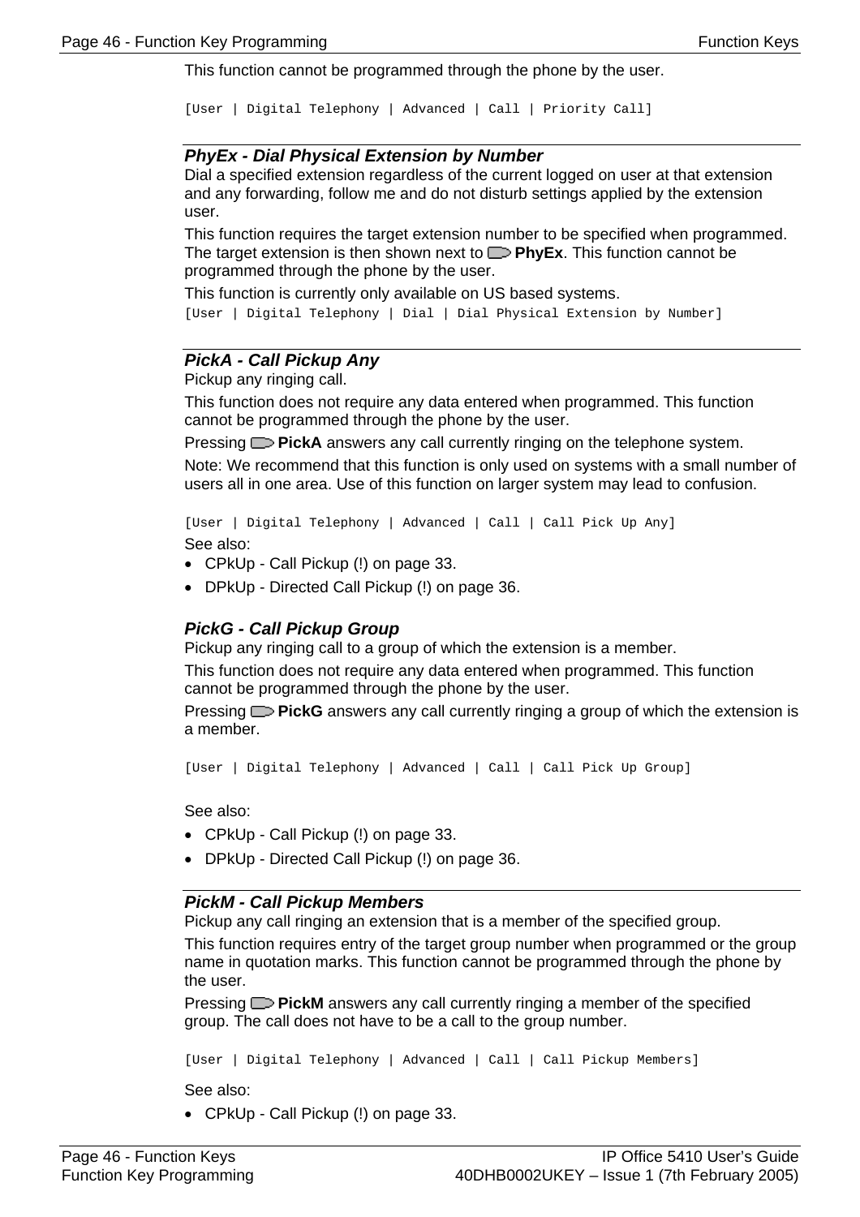This function cannot be programmed through the phone by the user.

```
[User | Digital Telephony | Advanced | Call | Priority Call]
```

### PhyEx - Dial Physical Extension by Number

Dial a specified extension regardless of the current logged on user at that extension and any forwarding, follow me and do not disturb settings applied by the extension user.

This function requires the target extension number to be specified when programmed. The target extension is then shown next to **PhyEx**. This function cannot be programmed through the phone by the user.

This function is currently only available on US based systems.

```
[User | Digital Telephony | Dial | Dial Physical Extension by Number]
```

### PickA - Call Pickup Any

Pickup any ringing call.

This function does not require any data entered when programmed. This function cannot be programmed through the phone by the user.

Pressing **PickA** answers any call currently ringing on the telephone system.

Note: We recommend that this function is only used on systems with a small number of users all in one area. Use of this function on larger system may lead to confusion.

```
[User | Digital Telephony | Advanced | Call | Call Pick Up Any]
```

See also:

- CPkUp - Call Pickup (!) on page 33.
- DPkUp - Directed Call Pickup (!) on page 36.

### PickG - Call Pickup Group

Pickup any ringing call to a group of which the extension is a member.

This function does not require any data entered when programmed. This function cannot be programmed through the phone by the user.

Pressing **PickG** answers any call currently ringing a group of which the extension is a member.

```
[User | Digital Telephony | Advanced | Call | Call Pick Up Group]
```

See also:

- CPkUp - Call Pickup (!) on page 33.
- DPkUp - Directed Call Pickup (!) on page 36.

### PickM - Call Pickup Members

Pickup any call ringing an extension that is a member of the specified group.

This function requires entry of the target group number when programmed or the group name in quotation marks. This function cannot be programmed through the phone by the user.

Pressing **PickM** answers any call currently ringing a member of the specified group. The call does not have to be a call to the group number.

```
[User | Digital Telephony | Advanced | Call | Call Pickup Members]
```

See also:

- CPkUp - Call Pickup (!) on page 33.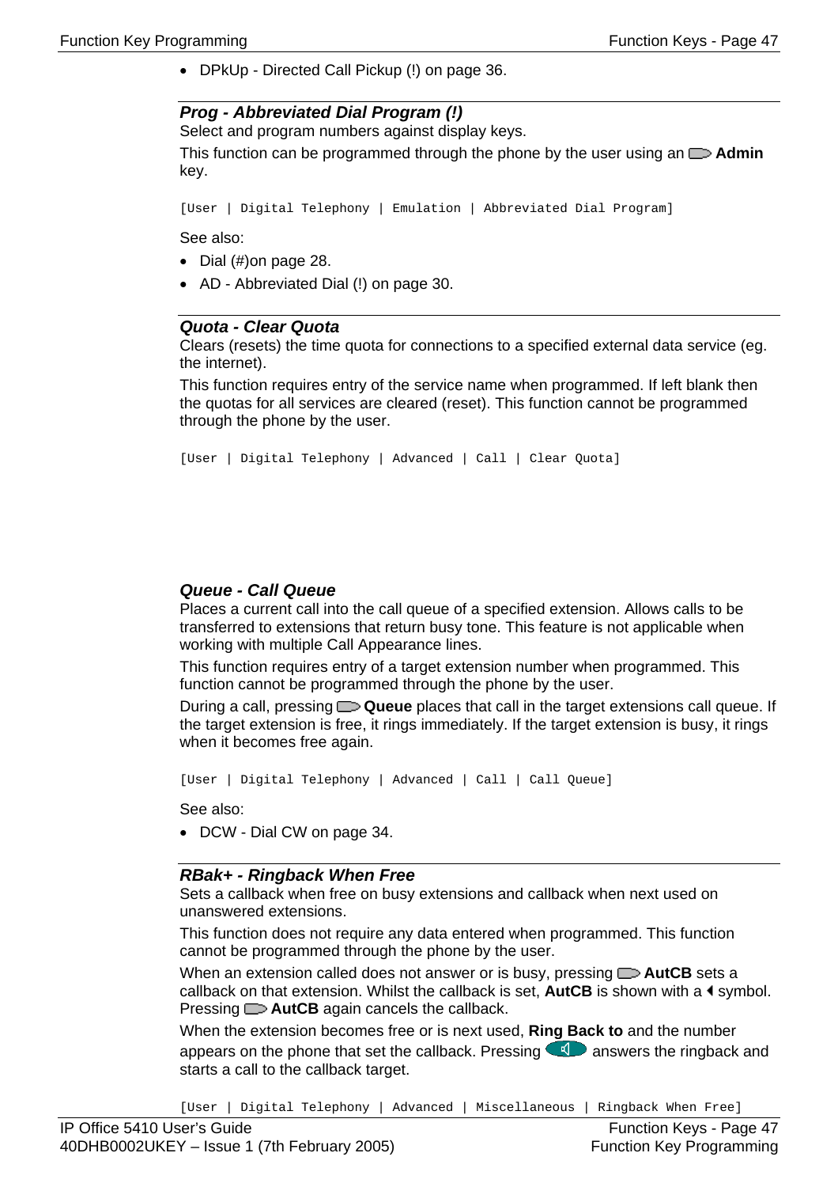- DPkUp - Directed Call Pickup (!) on page 36.

### *Prog - Abbreviated Dial Program (!)*

Select and program numbers against display keys.

This function can be programmed through the phone by the user using an **Admin** key.

```
[User | Digital Telephony | Emulation | Abbreviated Dial Program]
```

See also:

- Dial (#)on page 28.
- AD - Abbreviated Dial (!) on page 30.

### *Quota - Clear Quota*

Clears (resets) the time quota for connections to a specified external data service (eg. the internet).

This function requires entry of the service name when programmed. If left blank then the quotas for all services are cleared (reset). This function cannot be programmed through the phone by the user.

```
[User | Digital Telephony | Advanced | Call | Clear Quota]
```

### *Queue - Call Queue*

Places a current call into the call queue of a specified extension. Allows calls to be transferred to extensions that return busy tone. This feature is not applicable when working with multiple Call Appearance lines.

This function requires entry of a target extension number when programmed. This function cannot be programmed through the phone by the user.

During a call, pressing **Queue** places that call in the target extensions call queue. If the target extension is free, it rings immediately. If the target extension is busy, it rings when it becomes free again.

```
[User | Digital Telephony | Advanced | Call | Call Queue]
```

See also:

- DCW - Dial CW on page 34.

### *RBak+ - Ringback When Free*

Sets a callback when free on busy extensions and callback when next used on unanswered extensions.

This function does not require any data entered when programmed. This function cannot be programmed through the phone by the user.

When an extension called does not answer or is busy, pressing **AutCB** sets a callback on that extension. Whilst the callback is set, **AutCB** is shown with a ◄ symbol. Pressing **AutCB** again cancels the callback.

When the extension becomes free or is next used, **Ring Back to** and the number appears on the phone that set the callback. Pressing answers the ringback and starts a call to the callback target.

```
[User | Digital Telephony | Advanced | Miscellaneous | Ringback When Free]
```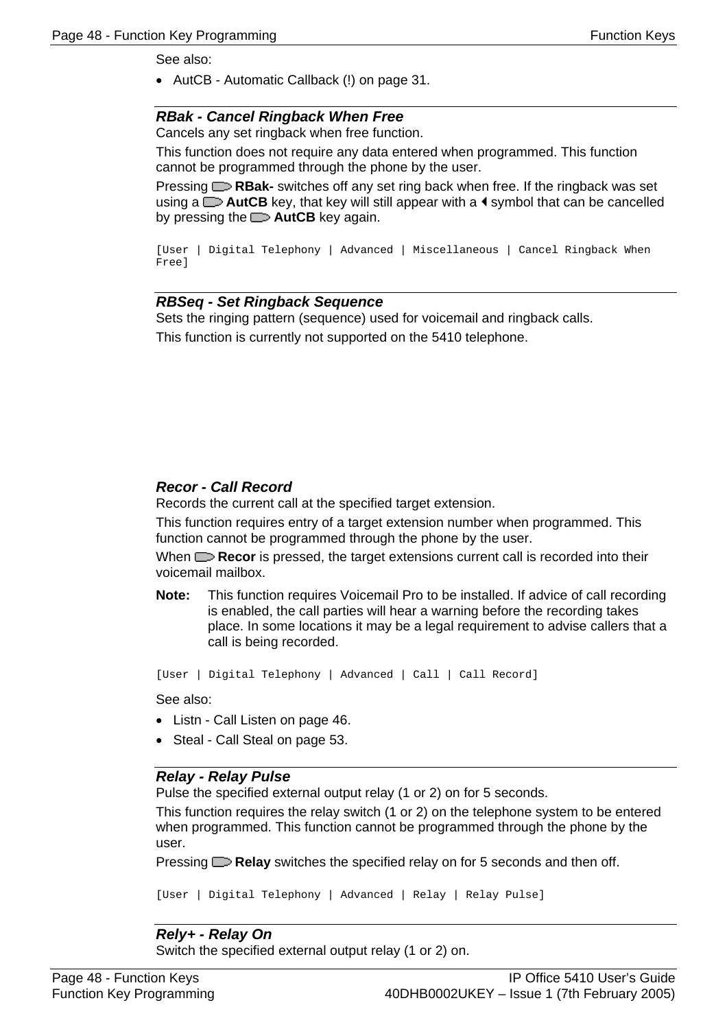See also:

- AutCB - Automatic Callback (!) on page 31.

### RBak - Cancel Ringback When Free

Cancels any set ringback when free function.

This function does not require any data entered when programmed. This function cannot be programmed through the phone by the user.

Pressing **RBak-** switches off any set ring back when free. If the ringback was set using a **AutCB** key, that key will still appear with a ◂ symbol that can be cancelled by pressing the **AutCB** key again.

```
[User | Digital Telephony | Advanced | Miscellaneous | Cancel Ringback When Free]
```

### RBSeq - Set Ringback Sequence

Sets the ringing pattern (sequence) used for voicemail and ringback calls.

This function is currently not supported on the 5410 telephone.

### Recor - Call Record

Records the current call at the specified target extension.

This function requires entry of a target extension number when programmed. This function cannot be programmed through the phone by the user.

When **Recor** is pressed, the target extensions current call is recorded into their voicemail mailbox.

**Note:** This function requires Voicemail Pro to be installed. If advice of call recording is enabled, the call parties will hear a warning before the recording takes place. In some locations it may be a legal requirement to advise callers that a call is being recorded.

```
[User | Digital Telephony | Advanced | Call | Call Record]
```

See also:

- Listn - Call Listen on page 46.
- Steal - Call Steal on page 53.

### Relay - Relay Pulse

Pulse the specified external output relay (1 or 2) on for 5 seconds.

This function requires the relay switch (1 or 2) on the telephone system to be entered when programmed. This function cannot be programmed through the phone by the user.

Pressing **Relay** switches the specified relay on for 5 seconds and then off.

```
[User | Digital Telephony | Advanced | Relay | Relay Pulse]
```

### Rely+ - Relay On

Switch the specified external output relay (1 or 2) on.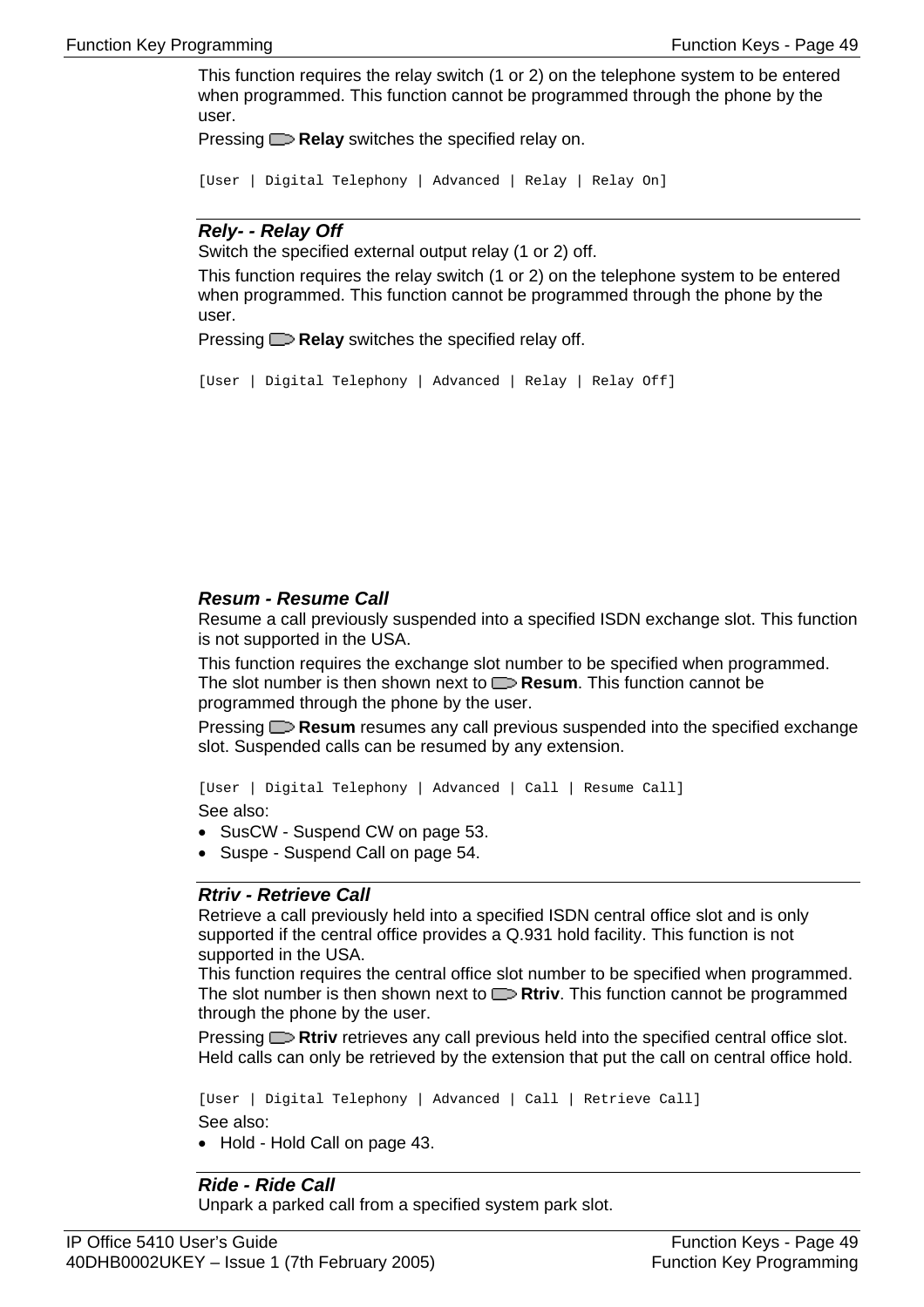This function requires the relay switch (1 or 2) on the telephone system to be entered when programmed. This function cannot be programmed through the phone by the user.

Pressing **Relay** switches the specified relay on.

```
[User | Digital Telephony | Advanced | Relay | Relay On]
```

### *Rely- - Relay Off*

Switch the specified external output relay (1 or 2) off.

This function requires the relay switch (1 or 2) on the telephone system to be entered when programmed. This function cannot be programmed through the phone by the user.

Pressing **Relay** switches the specified relay off.

```
[User | Digital Telephony | Advanced | Relay | Relay Off]
```

### *Resum - Resume Call*

Resume a call previously suspended into a specified ISDN exchange slot. This function is not supported in the USA.

This function requires the exchange slot number to be specified when programmed. The slot number is then shown next to **Resum**. This function cannot be programmed through the phone by the user.

Pressing **Resum** resumes any call previous suspended into the specified exchange slot. Suspended calls can be resumed by any extension.

```
[User | Digital Telephony | Advanced | Call | Resume Call]
```

See also:

- SusCW - Suspend CW on page 53.
- Suspe - Suspend Call on page 54.

### *Rtriv - Retrieve Call*

Retrieve a call previously held into a specified ISDN central office slot and is only supported if the central office provides a Q.931 hold facility. This function is not supported in the USA.

This function requires the central office slot number to be specified when programmed. The slot number is then shown next to **Rtriv**. This function cannot be programmed through the phone by the user.

Pressing **Rtriv** retrieves any call previous held into the specified central office slot. Held calls can only be retrieved by the extension that put the call on central office hold.

```
[User | Digital Telephony | Advanced | Call | Retrieve Call]
```

See also:

- Hold - Hold Call on page 43.

### *Ride - Ride Call*

Unpark a parked call from a specified system park slot.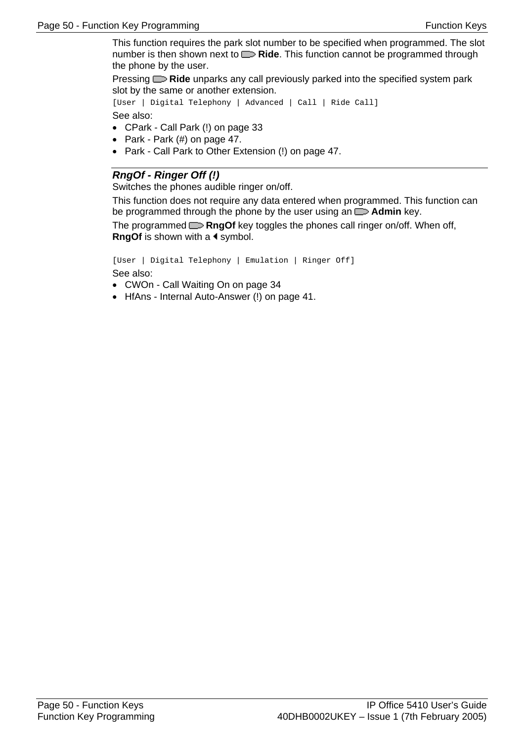This function requires the park slot number to be specified when programmed. The slot number is then shown next to **Ride**. This function cannot be programmed through the phone by the user.

Pressing **Ride** unparks any call previously parked into the specified system park slot by the same or another extension.

`[User | Digital Telephony | Advanced | Call | Ride Call]`

See also:

- CPark - Call Park (!) on page 33
- Park - Park (#) on page 47.
- Park - Call Park to Other Extension (!) on page 47.

### *RngOf - Ringer Off (!)*

Switches the phones audible ringer on/off.

This function does not require any data entered when programmed. This function can be programmed through the phone by the user using an **Admin** key.

The programmed **RngOf** key toggles the phones call ringer on/off. When off, **RngOf** is shown with a ◀ symbol.

`[User | Digital Telephony | Emulation | Ringer Off]`

See also:

- CWOn - Call Waiting On on page 34
- HfAns - Internal Auto-Answer (!) on page 41.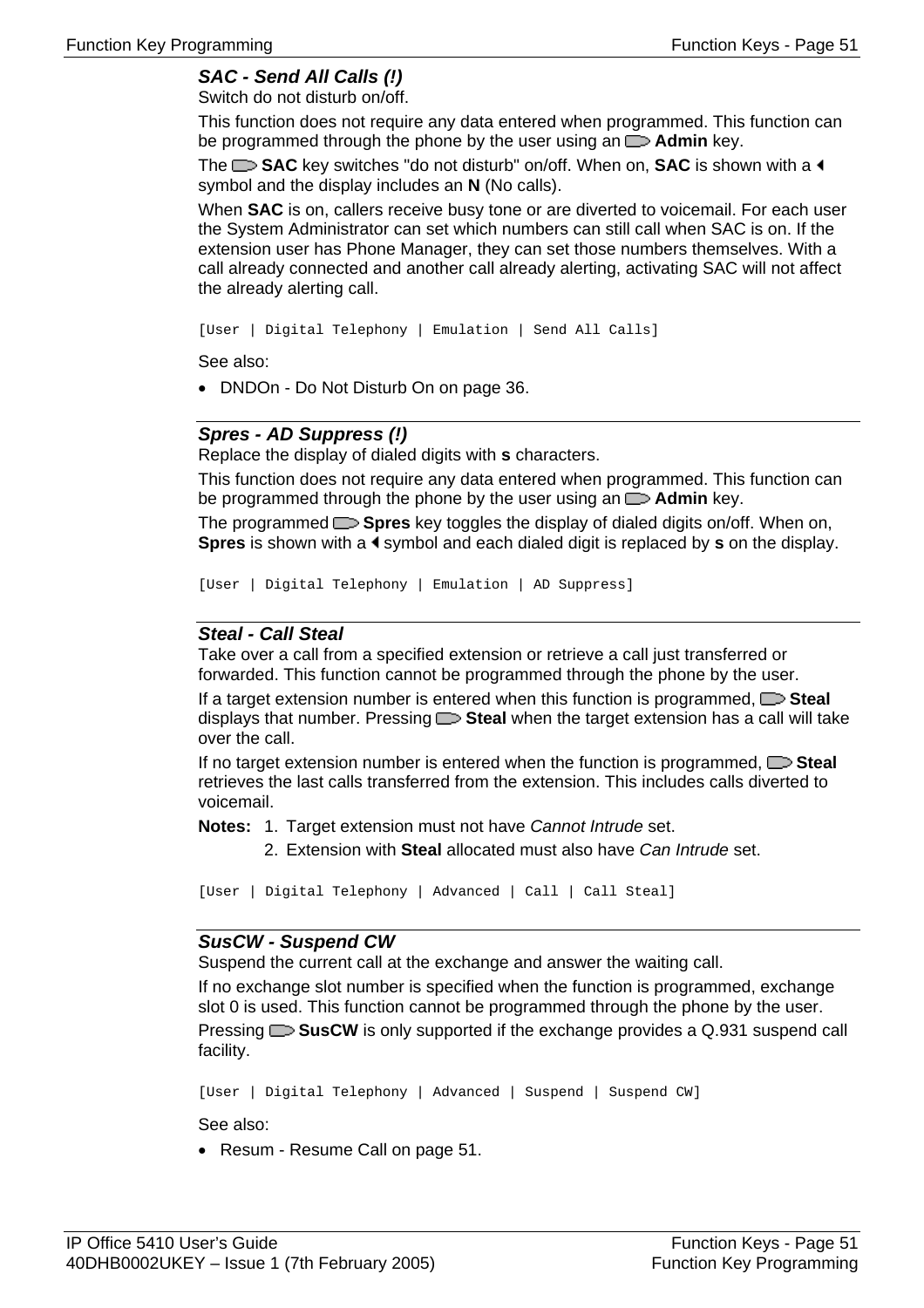### SAC - Send All Calls (!)

Switch do not disturb on/off.

This function does not require any data entered when programmed. This function can be programmed through the phone by the user using an **Admin** key.

The **SAC** key switches "do not disturb" on/off. When on, **SAC** is shown with a ◄ symbol and the display includes an **N** (No calls).

When **SAC** is on, callers receive busy tone or are diverted to voicemail. For each user the System Administrator can set which numbers can still call when SAC is on. If the extension user has Phone Manager, they can set those numbers themselves. With a call already connected and another call already alerting, activating SAC will not affect the already alerting call.

```
[User | Digital Telephony | Emulation | Send All Calls]
```

See also:

- DNDOn - Do Not Disturb On on page 36.

### Spres - AD Suppress (!)

Replace the display of dialed digits with **s** characters.

This function does not require any data entered when programmed. This function can be programmed through the phone by the user using an **Admin** key.

The programmed **Spres** key toggles the display of dialed digits on/off. When on, **Spres** is shown with a ◄ symbol and each dialed digit is replaced by **s** on the display.

```
[User | Digital Telephony | Emulation | AD Suppress]
```

### Steal - Call Steal

Take over a call from a specified extension or retrieve a call just transferred or forwarded. This function cannot be programmed through the phone by the user.

If a target extension number is entered when this function is programmed, **Steal** displays that number. Pressing **Steal** when the target extension has a call will take over the call.

If no target extension number is entered when the function is programmed, **Steal** retrieves the last calls transferred from the extension. This includes calls diverted to voicemail.

**Notes:**
1. Target extension must not have *Cannot Intrude* set.
2. Extension with **Steal** allocated must also have *Can Intrude* set.

```
[User | Digital Telephony | Advanced | Call | Call Steal]
```

### SusCW - Suspend CW

Suspend the current call at the exchange and answer the waiting call.

If no exchange slot number is specified when the function is programmed, exchange slot 0 is used. This function cannot be programmed through the phone by the user.

Pressing **SusCW** is only supported if the exchange provides a Q.931 suspend call facility.

```
[User | Digital Telephony | Advanced | Suspend | Suspend CW]
```

See also:

- Resum - Resume Call on page 51.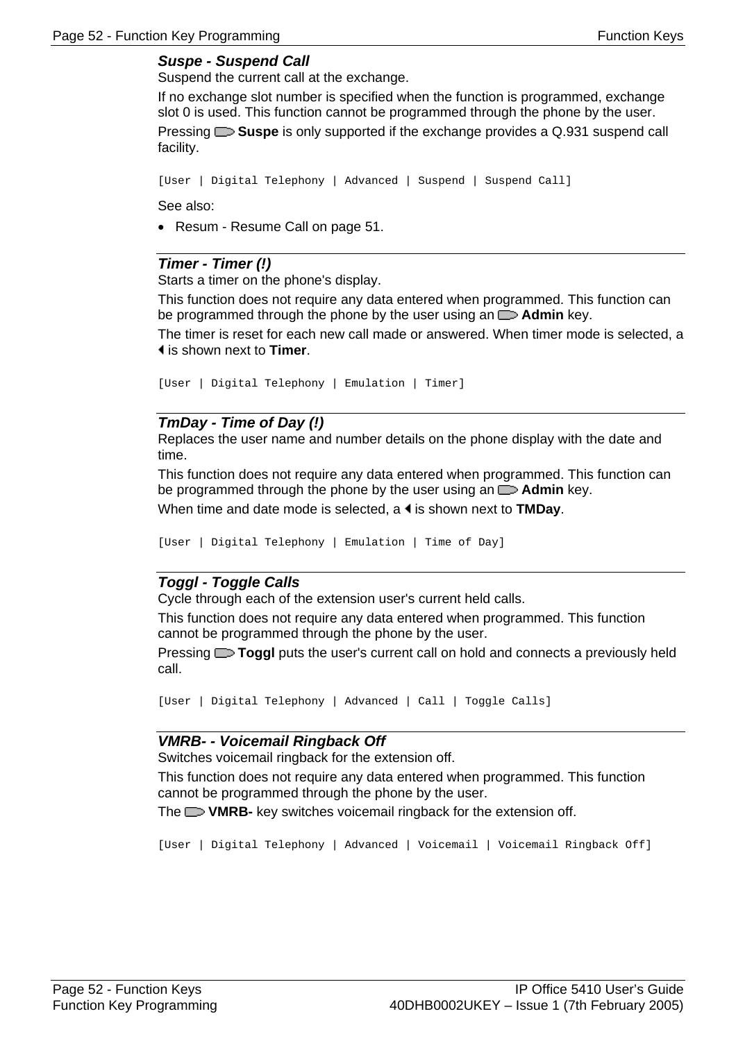### *Suspe - Suspend Call*

Suspend the current call at the exchange.

If no exchange slot number is specified when the function is programmed, exchange slot 0 is used. This function cannot be programmed through the phone by the user.

Pressing **Suspe** is only supported if the exchange provides a Q.931 suspend call facility.

```
[User | Digital Telephony | Advanced | Suspend | Suspend Call]
```

See also:

- Resum - Resume Call on page 51.

### *Timer - Timer (!)*

Starts a timer on the phone's display.

This function does not require any data entered when programmed. This function can be programmed through the phone by the user using an **Admin** key.

The timer is reset for each new call made or answered. When timer mode is selected, a ◄ is shown next to **Timer**.

```
[User | Digital Telephony | Emulation | Timer]
```

### *TmDay - Time of Day (!)*

Replaces the user name and number details on the phone display with the date and time.

This function does not require any data entered when programmed. This function can be programmed through the phone by the user using an **Admin** key.

When time and date mode is selected, a ◄ is shown next to **TMDay**.

```
[User | Digital Telephony | Emulation | Time of Day]
```

### *Toggl - Toggle Calls*

Cycle through each of the extension user's current held calls.

This function does not require any data entered when programmed. This function cannot be programmed through the phone by the user.

Pressing **Toggl** puts the user's current call on hold and connects a previously held call.

```
[User | Digital Telephony | Advanced | Call | Toggle Calls]
```

### *VMRB- - Voicemail Ringback Off*

Switches voicemail ringback for the extension off.

This function does not require any data entered when programmed. This function cannot be programmed through the phone by the user.

The **VMRB-** key switches voicemail ringback for the extension off.

```
[User | Digital Telephony | Advanced | Voicemail | Voicemail Ringback Off]
```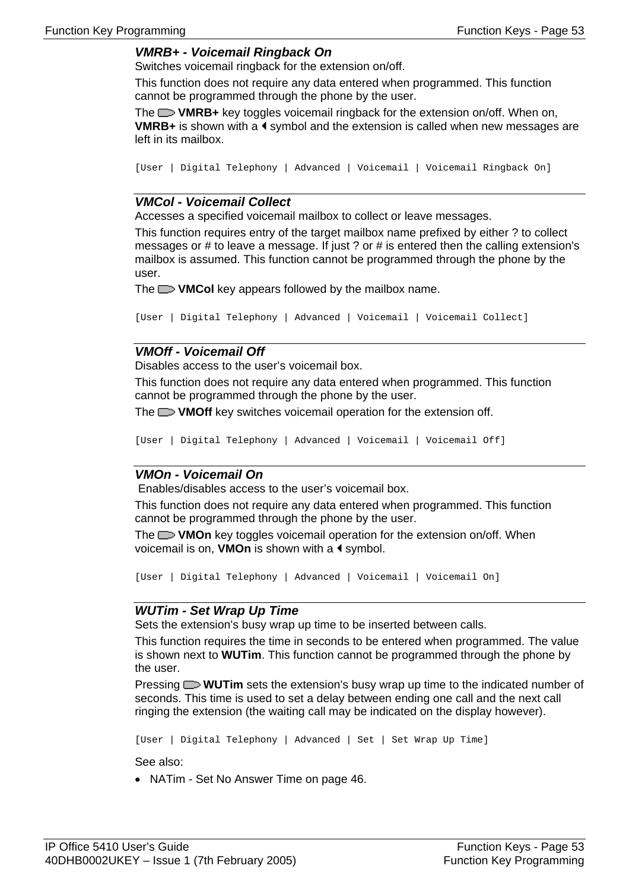### *VMRB+ - Voicemail Ringback On*

Switches voicemail ringback for the extension on/off.

This function does not require any data entered when programmed. This function cannot be programmed through the phone by the user.

The **VMRB+** key toggles voicemail ringback for the extension on/off. When on, **VMRB+** is shown with a ◄ symbol and the extension is called when new messages are left in its mailbox.

```
[User | Digital Telephony | Advanced | Voicemail | Voicemail Ringback On]
```

---

### *VMCol - Voicemail Collect*

Accesses a specified voicemail mailbox to collect or leave messages.

This function requires entry of the target mailbox name prefixed by either ? to collect messages or # to leave a message. If just ? or # is entered then the calling extension's mailbox is assumed. This function cannot be programmed through the phone by the user.

The **VMCol** key appears followed by the mailbox name.

```
[User | Digital Telephony | Advanced | Voicemail | Voicemail Collect]
```

---

### *VMOff - Voicemail Off*

Disables access to the user's voicemail box.

This function does not require any data entered when programmed. This function cannot be programmed through the phone by the user.

The **VMOff** key switches voicemail operation for the extension off.

```
[User | Digital Telephony | Advanced | Voicemail | Voicemail Off]
```

---

### *VMOn - Voicemail On*

Enables/disables access to the user's voicemail box.

This function does not require any data entered when programmed. This function cannot be programmed through the phone by the user.

The **VMOn** key toggles voicemail operation for the extension on/off. When voicemail is on, **VMOn** is shown with a ◄ symbol.

```
[User | Digital Telephony | Advanced | Voicemail | Voicemail On]
```

---

### *WUTim - Set Wrap Up Time*

Sets the extension's busy wrap up time to be inserted between calls.

This function requires the time in seconds to be entered when programmed. The value is shown next to **WUTim**. This function cannot be programmed through the phone by the user.

Pressing **WUTim** sets the extension's busy wrap up time to the indicated number of seconds. This time is used to set a delay between ending one call and the next call ringing the extension (the waiting call may be indicated on the display however).

```
[User | Digital Telephony | Advanced | Set | Set Wrap Up Time]
```

See also:

- NATim - Set No Answer Time on page 46.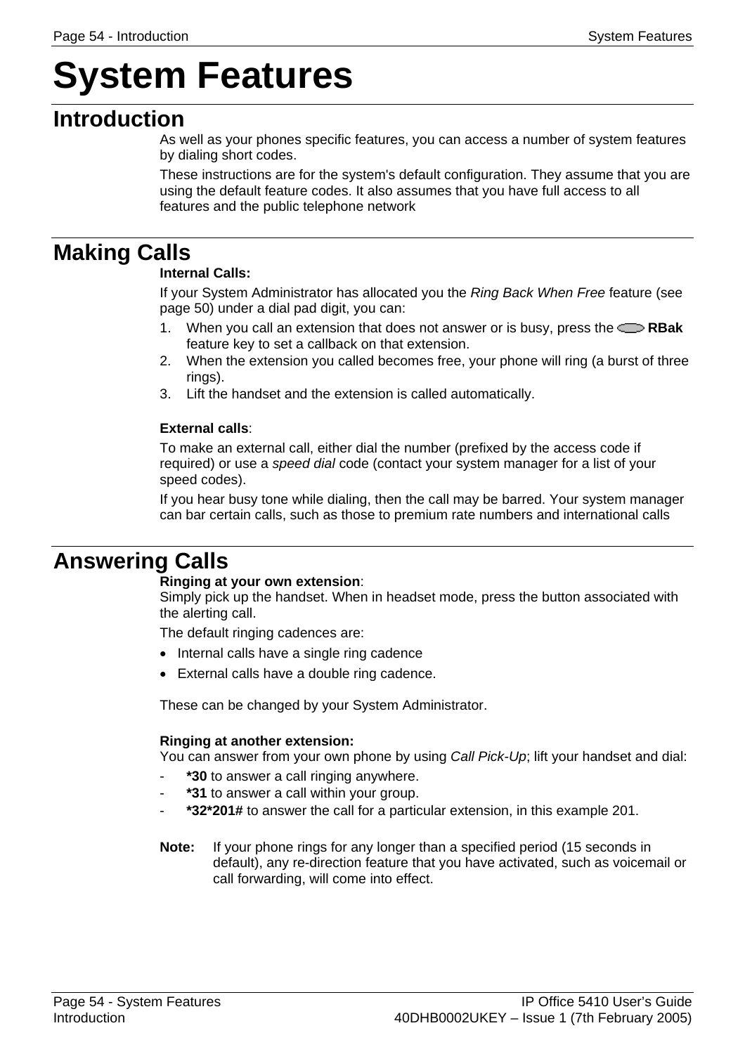# System Features

## Introduction

As well as your phones specific features, you can access a number of system features by dialing short codes.

These instructions are for the system's default configuration. They assume that you are using the default feature codes. It also assumes that you have full access to all features and the public telephone network

## Making Calls

**Internal Calls:**

If your System Administrator has allocated you the *Ring Back When Free* feature (see page 50) under a dial pad digit, you can:

1. When you call an extension that does not answer or is busy, press the **RBak** feature key to set a callback on that extension.
2. When the extension you called becomes free, your phone will ring (a burst of three rings).
3. Lift the handset and the extension is called automatically.

**External calls**:

To make an external call, either dial the number (prefixed by the access code if required) or use a *speed dial* code (contact your system manager for a list of your speed codes).

If you hear busy tone while dialing, then the call may be barred. Your system manager can bar certain calls, such as those to premium rate numbers and international calls

## Answering Calls

**Ringing at your own extension**:
Simply pick up the handset. When in headset mode, press the button associated with the alerting call.

The default ringing cadences are:

- Internal calls have a single ring cadence
- External calls have a double ring cadence.

These can be changed by your System Administrator.

**Ringing at another extension:**
You can answer from your own phone by using *Call Pick-Up*; lift your handset and dial:

- **\*30** to answer a call ringing anywhere.
- **\*31** to answer a call within your group.
- **\*32\*201#** to answer the call for a particular extension, in this example 201.

**Note:** If your phone rings for any longer than a specified period (15 seconds in default), any re-direction feature that you have activated, such as voicemail or call forwarding, will come into effect.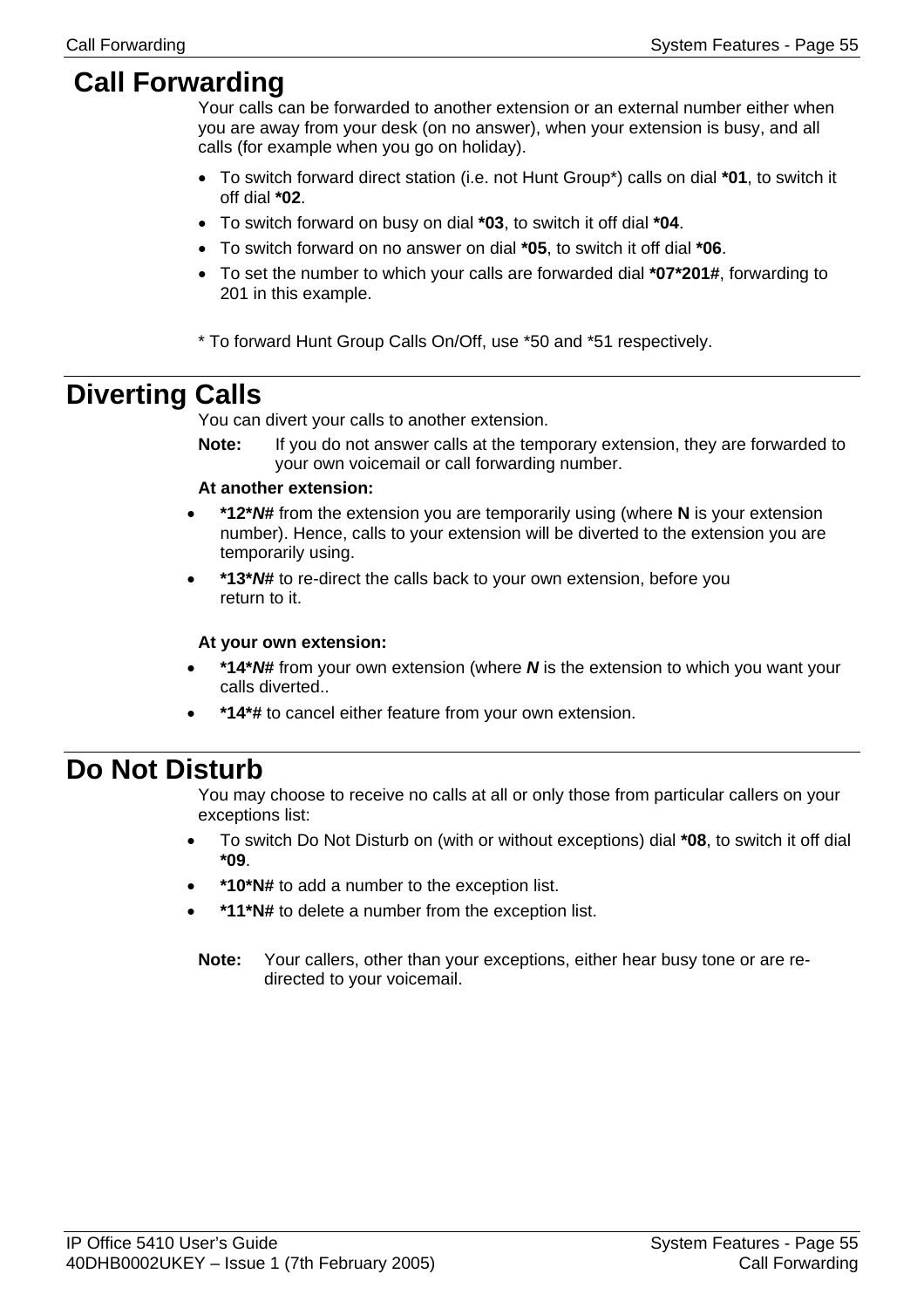# Call Forwarding

Your calls can be forwarded to another extension or an external number either when you are away from your desk (on no answer), when your extension is busy, and all calls (for example when you go on holiday).

- To switch forward direct station (i.e. not Hunt Group*) calls on dial **\*01**, to switch it off dial **\*02**.
- To switch forward on busy on dial **\*03**, to switch it off dial **\*04**.
- To switch forward on no answer on dial **\*05**, to switch it off dial **\*06**.
- To set the number to which your calls are forwarded dial **\*07\*201#**, forwarding to 201 in this example.

\* To forward Hunt Group Calls On/Off, use \*50 and \*51 respectively.

# Diverting Calls

You can divert your calls to another extension.

**Note:** If you do not answer calls at the temporary extension, they are forwarded to your own voicemail or call forwarding number.

**At another extension:**

- **\*12\****N***#** from the extension you are temporarily using (where **N** is your extension number). Hence, calls to your extension will be diverted to the extension you are temporarily using.
- **\*13\****N***#** to re-direct the calls back to your own extension, before you return to it.

**At your own extension:**

- **\*14\****N***#** from your own extension (where ***N*** is the extension to which you want your calls diverted..
- **\*14\*#** to cancel either feature from your own extension.

# Do Not Disturb

You may choose to receive no calls at all or only those from particular callers on your exceptions list:

- To switch Do Not Disturb on (with or without exceptions) dial **\*08**, to switch it off dial **\*09**.
- **\*10\*N#** to add a number to the exception list.
- **\*11\*N#** to delete a number from the exception list.

**Note:** Your callers, other than your exceptions, either hear busy tone or are re-directed to your voicemail.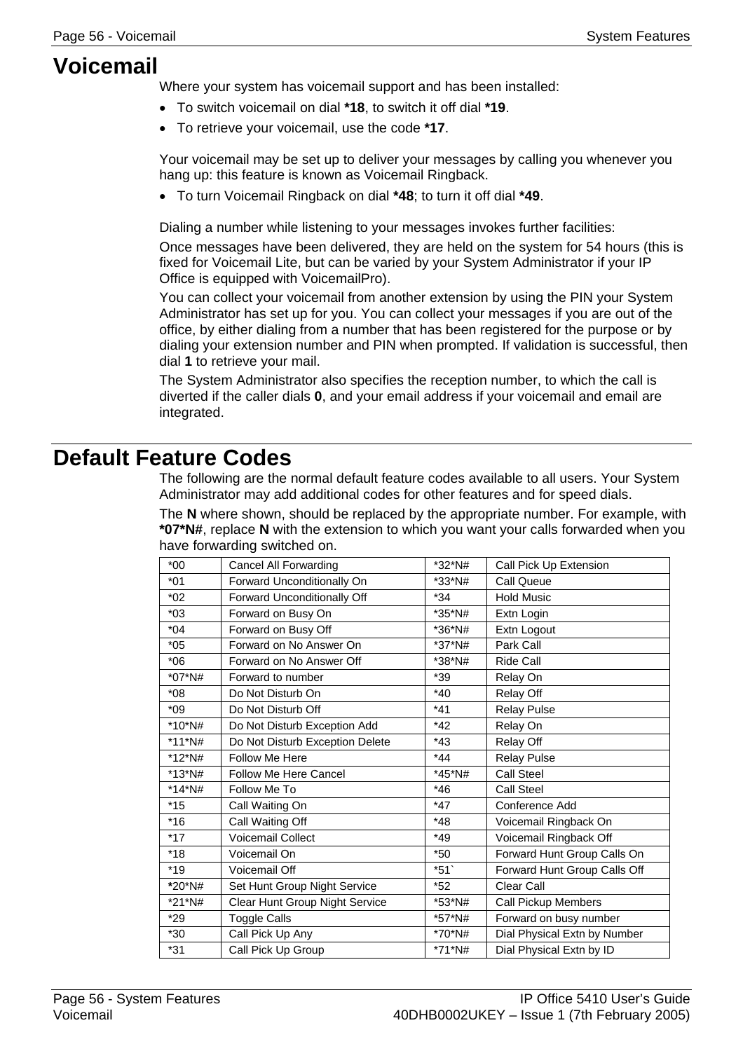# Voicemail

Where your system has voicemail support and has been installed:

- To switch voicemail on dial **\*18**, to switch it off dial **\*19**.
- To retrieve your voicemail, use the code **\*17**.

Your voicemail may be set up to deliver your messages by calling you whenever you hang up: this feature is known as Voicemail Ringback.

- To turn Voicemail Ringback on dial **\*48**; to turn it off dial **\*49**.

Dialing a number while listening to your messages invokes further facilities:

Once messages have been delivered, they are held on the system for 54 hours (this is fixed for Voicemail Lite, but can be varied by your System Administrator if your IP Office is equipped with VoicemailPro).

You can collect your voicemail from another extension by using the PIN your System Administrator has set up for you. You can collect your messages if you are out of the office, by either dialing from a number that has been registered for the purpose or by dialing your extension number and PIN when prompted. If validation is successful, then dial **1** to retrieve your mail.

The System Administrator also specifies the reception number, to which the call is diverted if the caller dials **0**, and your email address if your voicemail and email are integrated.

# Default Feature Codes

The following are the normal default feature codes available to all users. Your System Administrator may add additional codes for other features and for speed dials.

The **N** where shown, should be replaced by the appropriate number. For example, with **\*07\*N#**, replace **N** with the extension to which you want your calls forwarded when you have forwarding switched on.

| Code | Feature | Code | Feature |
|---|---|---|---|
| *00 | Cancel All Forwarding | *32*N# | Call Pick Up Extension |
| *01 | Forward Unconditionally On | *33*N# | Call Queue |
| *02 | Forward Unconditionally Off | *34 | Hold Music |
| *03 | Forward on Busy On | *35*N# | Extn Login |
| *04 | Forward on Busy Off | *36*N# | Extn Logout |
| *05 | Forward on No Answer On | *37*N# | Park Call |
| *06 | Forward on No Answer Off | *38*N# | Ride Call |
| *07*N# | Forward to number | *39 | Relay On |
| *08 | Do Not Disturb On | *40 | Relay Off |
| *09 | Do Not Disturb Off | *41 | Relay Pulse |
| *10*N# | Do Not Disturb Exception Add | *42 | Relay On |
| *11*N# | Do Not Disturb Exception Delete | *43 | Relay Off |
| *12*N# | Follow Me Here | *44 | Relay Pulse |
| *13*N# | Follow Me Here Cancel | *45*N# | Call Steel |
| *14*N# | Follow Me To | *46 | Call Steel |
| *15 | Call Waiting On | *47 | Conference Add |
| *16 | Call Waiting Off | *48 | Voicemail Ringback On |
| *17 | Voicemail Collect | *49 | Voicemail Ringback Off |
| *18 | Voicemail On | *50 | Forward Hunt Group Calls On |
| *19 | Voicemail Off | *51` | Forward Hunt Group Calls Off |
| *20*N# | Set Hunt Group Night Service | *52 | Clear Call |
| *21*N# | Clear Hunt Group Night Service | *53*N# | Call Pickup Members |
| *29 | Toggle Calls | *57*N# | Forward on busy number |
| *30 | Call Pick Up Any | *70*N# | Dial Physical Extn by Number |
| *31 | Call Pick Up Group | *71*N# | Dial Physical Extn by ID |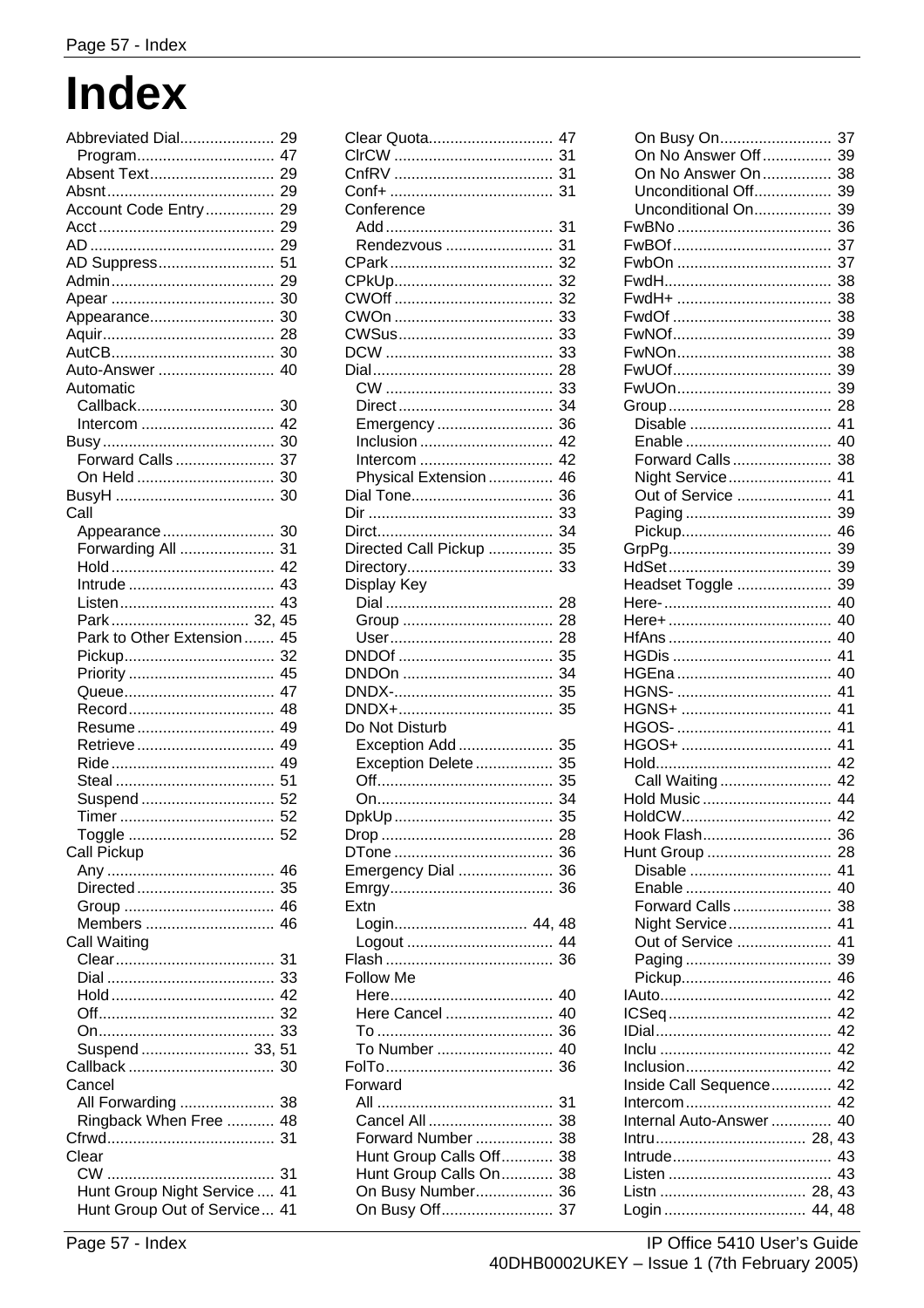# Index

Abbreviated Dial 29
- Program 47

Absent Text 29
Absnt 29
Account Code Entry 29
Acct 29
AD 29
AD Suppress 51
Admin 29
Apear 30
Appearance 30
Aquir 28
AutCB 30
Auto-Answer 40
Automatic
- Callback 30
- Intercom 42

Busy 30
- Forward Calls 37
- On Held 30

BusyH 30
Call
- Appearance 30
- Forwarding All 31
- Hold 42
- Intrude 43
- Listen 43
- Park 32, 45
- Park to Other Extension 45
- Pickup 32
- Priority 45
- Queue 47
- Record 48
- Resume 49
- Retrieve 49
- Ride 49
- Steal 51
- Suspend 52
- Timer 52
- Toggle 52

Call Pickup
- Any 46
- Directed 35
- Group 46
- Members 46

Call Waiting
- Clear 31
- Dial 33
- Hold 42
- Off 32
- On 33
- Suspend 33, 51

Callback 30
Cancel
- All Forwarding 38
- Ringback When Free 48

Cfrwd 31
Clear
- CW 31
- Hunt Group Night Service 41
- Hunt Group Out of Service 41

Clear Quota 47
ClrCW 31
CnfRV 31
Conf+ 31
Conference
- Add 31
- Rendezvous 31

CPark 32
CPkUp 32
CWOff 32
CWOn 33
CWSus 33
DCW 33
Dial 28
- CW 33
- Direct 34
- Emergency 36
- Inclusion 42
- Intercom 42
- Physical Extension 46

Dial Tone 36
Dir 33
Dirct 34
Directed Call Pickup 35
Directory 33
Display Key
- Dial 28
- Group 28
- User 28

DNDOf 35
DNDOn 34
DNDX- 35
DNDX+ 35
Do Not Disturb
- Exception Add 35
- Exception Delete 35
- Off 35
- On 34

DpkUp 35
Drop 28
DTone 36
Emergency Dial 36
Emrgy 36
Extn
- Login 44, 48
- Logout 44

Flash 36
Follow Me
- Here 40
- Here Cancel 40
- To 36
- To Number 40

FolTo 36
Forward
- All 31
- Cancel All 38
- Forward Number 38
- Hunt Group Calls Off 38
- Hunt Group Calls On 38
- On Busy Number 36
- On Busy Off 37
- On Busy On 37
- On No Answer Off 39
- On No Answer On 38
- Unconditional Off 39
- Unconditional On 39

FwBNo 36
FwBOf 37
FwbOn 37
FwdH 38
FwdH+ 38
FwdOf 38
FwNOf 39
FwNOn 38
FwUOf 39
FwUOn 39
Group 28
- Disable 41
- Enable 40
- Forward Calls 38
- Night Service 41
- Out of Service 41
- Paging 39
- Pickup 46

GrpPg 39
HdSet 39
Headset Toggle 39
Here- 40
Here+ 40
HfAns 40
HGDis 41
HGEna 40
HGNS- 41
HGNS+ 41
HGOS- 41
HGOS+ 41
Hold 42
- Call Waiting 42

Hold Music 44
HoldCW 42
Hook Flash 36
Hunt Group 28
- Disable 41
- Enable 40
- Forward Calls 38
- Night Service 41
- Out of Service 41
- Paging 39
- Pickup 46

IAuto 42
ICSeq 42
IDial 42
Inclu 42
Inclusion 42
Inside Call Sequence 42
Intercom 42
Internal Auto-Answer 40
Intru 28, 43
Intrude 43
Listen 43
Listn 28, 43
Login 44, 48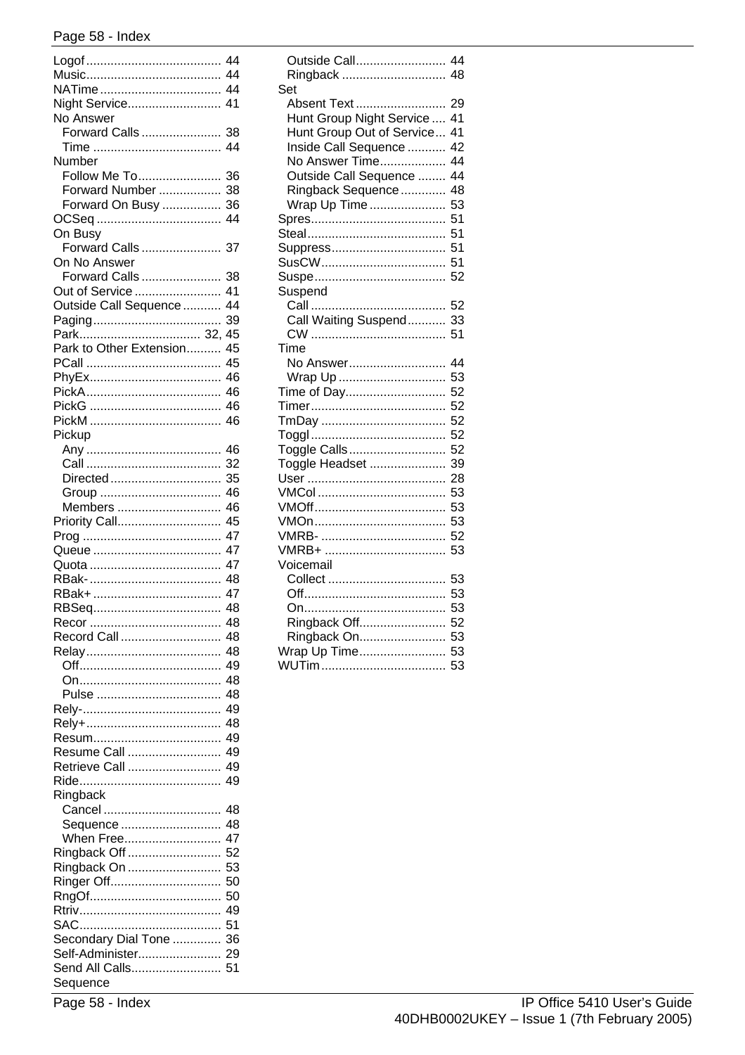Logof ....................................... 44
Music....................................... 44
NATime ................................... 44
Night Service........................... 41
No Answer
- Forward Calls ....................... 38
- Time ..................................... 44

Number
- Follow Me To........................ 36
- Forward Number .................. 38
- Forward On Busy ................. 36

OCSeq .................................... 44
On Busy
- Forward Calls ....................... 37

On No Answer
- Forward Calls ....................... 38

Out of Service ......................... 41
Outside Call Sequence ........... 44
Paging..................................... 39
Park................................... 32, 45
Park to Other Extension.......... 45
PCall ....................................... 45
PhyEx...................................... 46
PickA....................................... 46
PickG ...................................... 46
PickM ...................................... 46
Pickup
- Any ....................................... 46
- Call ....................................... 32
- Directed ................................ 35
- Group ................................... 46
- Members .............................. 46

Priority Call.............................. 45
Prog ........................................ 47
Queue ..................................... 47
Quota ...................................... 47
RBak- ...................................... 48
RBak+ ..................................... 47
RBSeq..................................... 48
Recor ...................................... 48
Record Call ............................. 48
Relay....................................... 48
- Off......................................... 49
- On......................................... 48
- Pulse .................................... 48

Rely-........................................ 49
Rely+....................................... 48
Resum..................................... 49
Resume Call ........................... 49
Retrieve Call ........................... 49
Ride......................................... 49
Ringback
- Cancel .................................. 48
- Sequence ............................. 48
- When Free............................ 47

Ringback Off ........................... 52
Ringback On ........................... 53
Ringer Off................................ 50
RngOf...................................... 50
Rtriv......................................... 49
SAC......................................... 51
Secondary Dial Tone .............. 36
Self-Administer........................ 29
Send All Calls.......................... 51
Sequence
- Outside Call.......................... 44
- Ringback .............................. 48

Set
- Absent Text .......................... 29
- Hunt Group Night Service .... 41
- Hunt Group Out of Service... 41
- Inside Call Sequence ........... 42
- No Answer Time................... 44
- Outside Call Sequence ........ 44
- Ringback Sequence ............. 48
- Wrap Up Time ...................... 53

Spres....................................... 51
Steal........................................ 51
Suppress................................. 51
SusCW.................................... 51
Suspe...................................... 52
Suspend
- Call ....................................... 52
- Call Waiting Suspend........... 33
- CW ....................................... 51

Time
- No Answer............................ 44
- Wrap Up ............................... 53

Time of Day............................. 52
Timer....................................... 52
TmDay .................................... 52
Toggl ....................................... 52
Toggle Calls ............................ 52
Toggle Headset ...................... 39
User ........................................ 28
VMCol ..................................... 53
VMOff...................................... 53
VMOn...................................... 53
VMRB- .................................... 52
VMRB+ ................................... 53
Voicemail
- Collect .................................. 53
- Off......................................... 53
- On......................................... 53
- Ringback Off......................... 52
- Ringback On......................... 53

Wrap Up Time......................... 53
WUTim .................................... 53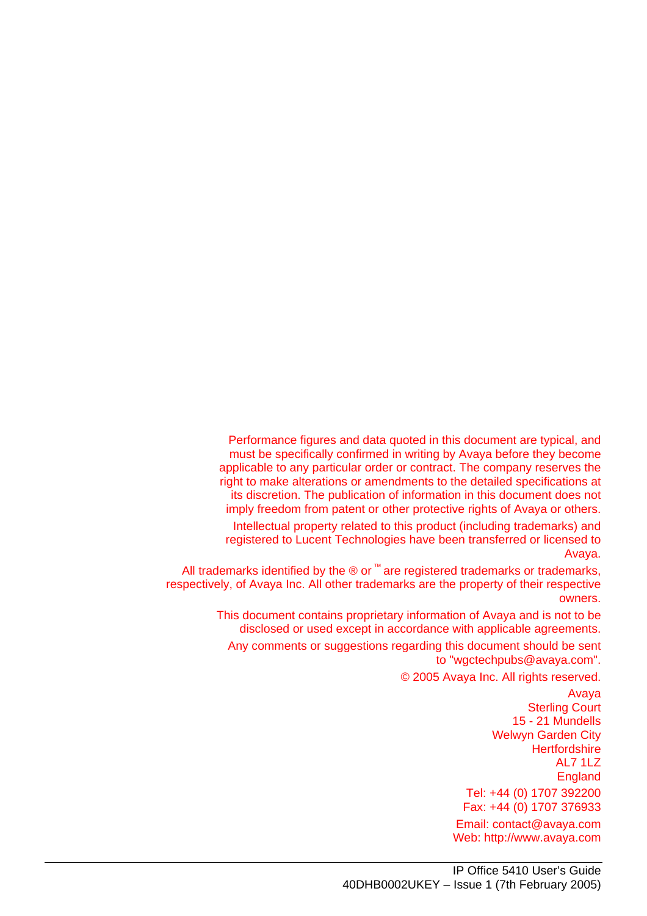Performance figures and data quoted in this document are typical, and must be specifically confirmed in writing by Avaya before they become applicable to any particular order or contract. The company reserves the right to make alterations or amendments to the detailed specifications at its discretion. The publication of information in this document does not imply freedom from patent or other protective rights of Avaya or others.

Intellectual property related to this product (including trademarks) and registered to Lucent Technologies have been transferred or licensed to Avaya.

All trademarks identified by the ® or ™ are registered trademarks or trademarks, respectively, of Avaya Inc. All other trademarks are the property of their respective owners.

This document contains proprietary information of Avaya and is not to be disclosed or used except in accordance with applicable agreements.

Any comments or suggestions regarding this document should be sent to "wgctechpubs@avaya.com".

© 2005 Avaya Inc. All rights reserved.

Avaya
Sterling Court
15 - 21 Mundells
Welwyn Garden City
Hertfordshire
AL7 1LZ
England

Tel: +44 (0) 1707 392200
Fax: +44 (0) 1707 376933

Email: contact@avaya.com
Web: http://www.avaya.com

IP Office 5410 User's Guide
40DHB0002UKEY – Issue 1 (7th February 2005)